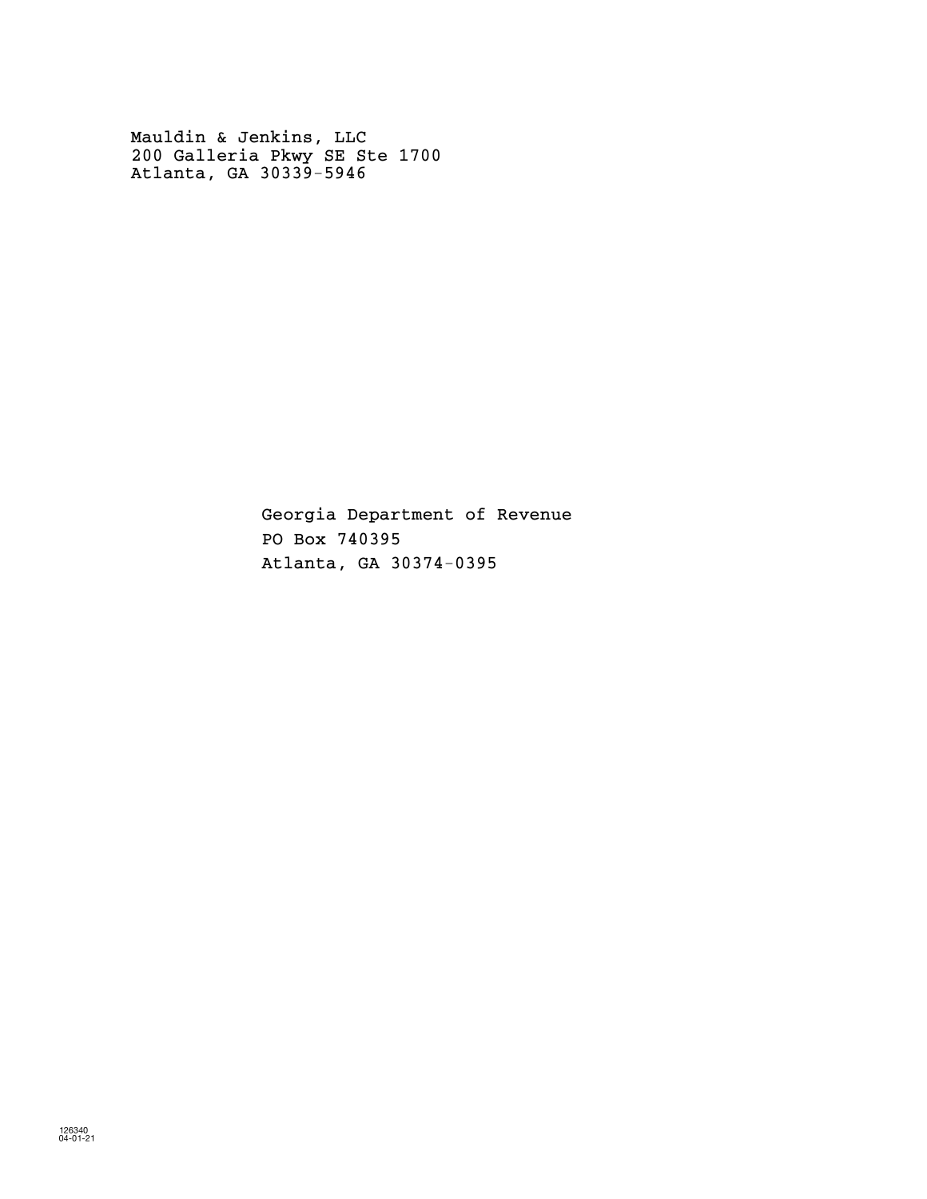Mauldin & Jenkins, LLC
200 Galleria Pkwy SE Ste 1700
Atlanta, GA 30339-5946

Georgia Department of Revenue
PO Box 740395
Atlanta, GA 30374-0395

126340
04-01-21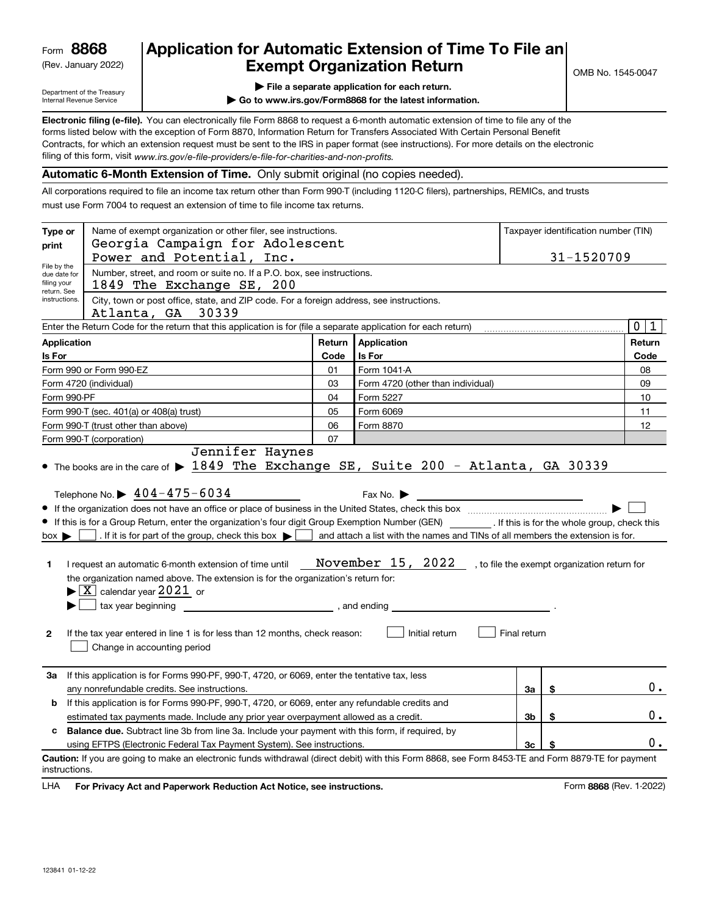Form **8868**
(Rev. January 2022)
Department of the Treasury
Internal Revenue Service

# Application for Automatic Extension of Time To File an Exempt Organization Return

OMB No. 1545-0047

▶ File a separate application for each return.
▶ Go to www.irs.gov/Form8868 for the latest information.

**Electronic filing (e-file).** You can electronically file Form 8868 to request a 6-month automatic extension of time to file any of the forms listed below with the exception of Form 8870, Information Return for Transfers Associated With Certain Personal Benefit Contracts, for which an extension request must be sent to the IRS in paper format (see instructions). For more details on the electronic filing of this form, visit *www.irs.gov/e-file-providers/e-file-for-charities-and-non-profits.*

**Automatic 6-Month Extension of Time.** Only submit original (no copies needed).

All corporations required to file an income tax return other than Form 990-T (including 1120-C filers), partnerships, REMICs, and trusts must use Form 7004 to request an extension of time to file income tax returns.

**Type or print** — File by the due date for filing your return. See instructions.

Name of exempt organization or other filer, see instructions.
Georgia Campaign for Adolescent Power and Potential, Inc.

Taxpayer identification number (TIN): 31-1520709

Number, street, and room or suite no. If a P.O. box, see instructions.
1849 The Exchange SE, 200

City, town or post office, state, and ZIP code. For a foreign address, see instructions.
Atlanta, GA 30339

Enter the Return Code for the return that this application is for (file a separate application for each return): 01

| Application Is For | Return Code | Application Is For | Return Code |
|---|---|---|---|
| Form 990 or Form 990-EZ | 01 | Form 1041-A | 08 |
| Form 4720 (individual) | 03 | Form 4720 (other than individual) | 09 |
| Form 990-PF | 04 | Form 5227 | 10 |
| Form 990-T (sec. 401(a) or 408(a) trust) | 05 | Form 6069 | 11 |
| Form 990-T (trust other than above) | 06 | Form 8870 | 12 |
| Form 990-T (corporation) | 07 | | |

- The books are in the care of ▶ Jennifer Haynes
  1849 The Exchange SE, Suite 200 - Atlanta, GA 30339

  Telephone No. ▶ 404-475-6034   Fax No. ▶

- If the organization does not have an office or place of business in the United States, check this box ▶ ☐
- If this is for a Group Return, enter the organization's four digit Group Exemption Number (GEN) ________. If this is for the whole group, check this box ▶ ☐. If it is for part of the group, check this box ▶ ☐ and attach a list with the names and TINs of all members the extension is for.

**1** I request an automatic 6-month extension of time until November 15, 2022, to file the exempt organization return for the organization named above. The extension is for the organization's return for:
▶ ☒ calendar year 2021 or
▶ ☐ tax year beginning ____________, and ending ____________.

**2** If the tax year entered in line 1 is for less than 12 months, check reason: ☐ Initial return ☐ Final return
☐ Change in accounting period

| | | | |
|---|---|---|---|
| **3a** | If this application is for Forms 990-PF, 990-T, 4720, or 6069, enter the tentative tax, less any nonrefundable credits. See instructions. | 3a | $ 0. |
| **b** | If this application is for Forms 990-PF, 990-T, 4720, or 6069, enter any refundable credits and estimated tax payments made. Include any prior year overpayment allowed as a credit. | 3b | $ 0. |
| **c** | **Balance due.** Subtract line 3b from line 3a. Include your payment with this form, if required, by using EFTPS (Electronic Federal Tax Payment System). See instructions. | 3c | $ 0. |

**Caution:** If you are going to make an electronic funds withdrawal (direct debit) with this Form 8868, see Form 8453-TE and Form 8879-TE for payment instructions.

LHA **For Privacy Act and Paperwork Reduction Act Notice, see instructions.** Form **8868** (Rev. 1-2022)

123841 01-12-22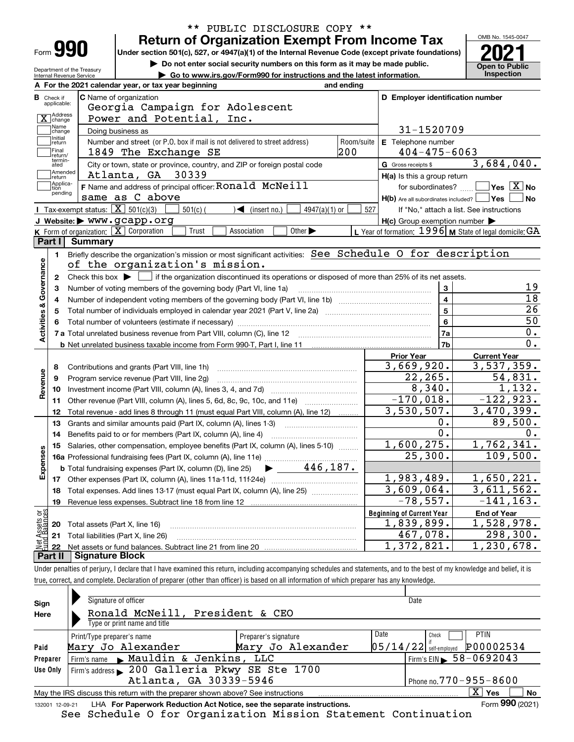\*\* PUBLIC DISCLOSURE COPY \*\*

# Form 990 — Return of Organization Exempt From Income Tax (2021)

Under section 501(c), 527, or 4947(a)(1) of the Internal Revenue Code (except private foundations)

▶ Do not enter social security numbers on this form as it may be made public.

▶ Go to www.irs.gov/Form990 for instructions and the latest information.

OMB No. 1545-0047 — Open to Public Inspection

Department of the Treasury, Internal Revenue Service

**A** For the 2021 calendar year, or tax year beginning ____ and ending ____

**B** Check if applicable: [X] Address change; [ ] Name change; [ ] Initial return; [ ] Final return/terminated; [ ] Amended return; [ ] Application pending

**C** Name of organization: Georgia Campaign for Adolescent Power and Potential, Inc.

Doing business as

Number and street (or P.O. box if mail is not delivered to street address): 1849 The Exchange SE — Room/suite: 200

City or town, state or province, country, and ZIP or foreign postal code: Atlanta, GA 30339

**D** Employer identification number: 31-1520709

**E** Telephone number: 404-475-6063

**G** Gross receipts $ 3,684,040.

**F** Name and address of principal officer: Ronald McNeill, same as C above

**H(a)** Is this a group return for subordinates? [ ] Yes [X] No

**H(b)** Are all subordinates included? [ ] Yes [ ] No — If "No," attach a list. See instructions

**H(c)** Group exemption number ▶

**I** Tax-exempt status: [X] 501(c)(3) [ ] 501(c) ( ) ◀ (insert no.) [ ] 4947(a)(1) or [ ] 527

**J** Website: ▶ www.gcapp.org

**K** Form of organization: [X] Corporation [ ] Trust [ ] Association [ ] Other ▶

**L** Year of formation: 1996 **M** State of legal domicile: GA

## Part I Summary

**Activities & Governance**

1. Briefly describe the organization's mission or most significant activities: See Schedule O for description of the organization's mission.
2. Check this box ▶ [ ] if the organization discontinued its operations or disposed of more than 25% of its net assets.

| | | Line | Value |
|---|---|---|---|
| 3 | Number of voting members of the governing body (Part VI, line 1a) | 3 | 19 |
| 4 | Number of independent voting members of the governing body (Part VI, line 1b) | 4 | 18 |
| 5 | Total number of individuals employed in calendar year 2021 (Part V, line 2a) | 5 | 26 |
| 6 | Total number of volunteers (estimate if necessary) | 6 | 50 |
| 7a | Total unrelated business revenue from Part VIII, column (C), line 12 | 7a | 0. |
| 7b | Net unrelated business taxable income from Form 990-T, Part I, line 11 | 7b | 0. |

| | | Prior Year | Current Year |
|---|---|---|---|
| **Revenue** | | | |
| 8 | Contributions and grants (Part VIII, line 1h) | 3,669,920. | 3,537,359. |
| 9 | Program service revenue (Part VIII, line 2g) | 22,265. | 54,831. |
| 10 | Investment income (Part VIII, column (A), lines 3, 4, and 7d) | 8,340. | 1,132. |
| 11 | Other revenue (Part VIII, column (A), lines 5, 6d, 8c, 9c, 10c, and 11e) | -170,018. | -122,923. |
| 12 | Total revenue - add lines 8 through 11 (must equal Part VIII, column (A), line 12) | 3,530,507. | 3,470,399. |
| **Expenses** | | | |
| 13 | Grants and similar amounts paid (Part IX, column (A), lines 1-3) | 0. | 89,500. |
| 14 | Benefits paid to or for members (Part IX, column (A), line 4) | 0. | 0. |
| 15 | Salaries, other compensation, employee benefits (Part IX, column (A), lines 5-10) | 1,600,275. | 1,762,341. |
| 16a | Professional fundraising fees (Part IX, column (A), line 11e) | 25,300. | 109,500. |
| b | Total fundraising expenses (Part IX, column (D), line 25) ▶ 446,187. | | |
| 17 | Other expenses (Part IX, column (A), lines 11a-11d, 11f-24e) | 1,983,489. | 1,650,221. |
| 18 | Total expenses. Add lines 13-17 (must equal Part IX, column (A), line 25) | 3,609,064. | 3,611,562. |
| 19 | Revenue less expenses. Subtract line 18 from line 12 | -78,557. | -141,163. |

| **Net Assets or Fund Balances** | | Beginning of Current Year | End of Year |
|---|---|---|---|
| 20 | Total assets (Part X, line 16) | 1,839,899. | 1,528,978. |
| 21 | Total liabilities (Part X, line 26) | 467,078. | 298,300. |
| 22 | Net assets or fund balances. Subtract line 21 from line 20 | 1,372,821. | 1,230,678. |

## Part II Signature Block

Under penalties of perjury, I declare that I have examined this return, including accompanying schedules and statements, and to the best of my knowledge and belief, it is true, correct, and complete. Declaration of preparer (other than officer) is based on all information of which preparer has any knowledge.

**Sign Here**

Signature of officer — Date

Ronald McNeill, President & CEO — Type or print name and title

**Paid Preparer Use Only**

| Print/Type preparer's name | Preparer's signature | Date | Check if self-employed | PTIN |
|---|---|---|---|---|
| Mary Jo Alexander | Mary Jo Alexander | 05/14/22 | [ ] | P00002534 |

Firm's name ▶ Mauldin & Jenkins, LLC — Firm's EIN ▶ 58-0692043

Firm's address ▶ 200 Galleria Pkwy SE Ste 1700, Atlanta, GA 30339-5946 — Phone no. 770-955-8600

May the IRS discuss this return with the preparer shown above? See instructions [X] Yes [ ] No

132001 12-09-21 LHA For Paperwork Reduction Act Notice, see the separate instructions. Form 990 (2021)

See Schedule O for Organization Mission Statement Continuation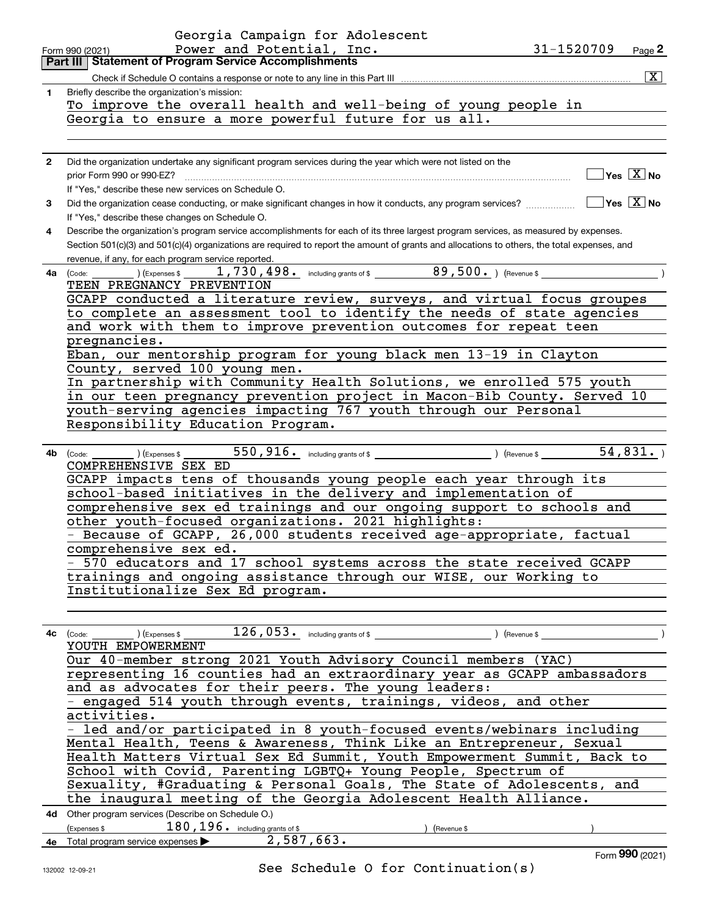Georgia Campaign for Adolescent Power and Potential, Inc. — 31-1520709

Form 990 (2021)

## Part III | Statement of Program Service Accomplishments

Check if Schedule O contains a response or note to any line in this Part III ..... [X]

**1** Briefly describe the organization's mission:

To improve the overall health and well-being of young people in Georgia to ensure a more powerful future for us all.

**2** Did the organization undertake any significant program services during the year which were not listed on the prior Form 990 or 990-EZ? ..... [ ] Yes [X] No

If "Yes," describe these new services on Schedule O.

**3** Did the organization cease conducting, or make significant changes in how it conducts, any program services? ..... [ ] Yes [X] No

If "Yes," describe these changes on Schedule O.

**4** Describe the organization's program service accomplishments for each of its three largest program services, as measured by expenses. Section 501(c)(3) and 501(c)(4) organizations are required to report the amount of grants and allocations to others, the total expenses, and revenue, if any, for each program service reported.

**4a** (Code: ) (Expenses $ 1,730,498. including grants of $ 89,500. ) (Revenue $ )

TEEN PREGNANCY PREVENTION

GCAPP conducted a literature review, surveys, and virtual focus groupes to complete an assessment tool to identify the needs of state agencies and work with them to improve prevention outcomes for repeat teen pregnancies.

Eban, our mentorship program for young black men 13-19 in Clayton County, served 100 young men.

In partnership with Community Health Solutions, we enrolled 575 youth in our teen pregnancy prevention project in Macon-Bib County. Served 10 youth-serving agencies impacting 767 youth through our Personal Responsibility Education Program.

**4b** (Code: ) (Expenses $ 550,916. including grants of $ ) (Revenue $ 54,831. )

COMPREHENSIVE SEX ED

GCAPP impacts tens of thousands young people each year through its school-based initiatives in the delivery and implementation of comprehensive sex ed trainings and our ongoing support to schools and other youth-focused organizations. 2021 highlights:

- Because of GCAPP, 26,000 students received age-appropriate, factual comprehensive sex ed.
- 570 educators and 17 school systems across the state received GCAPP trainings and ongoing assistance through our WISE, our Working to Institutionalize Sex Ed program.

**4c** (Code: ) (Expenses $ 126,053. including grants of $ ) (Revenue $ )

YOUTH EMPOWERMENT

Our 40-member strong 2021 Youth Advisory Council members (YAC) representing 16 counties had an extraordinary year as GCAPP ambassadors and as advocates for their peers. The young leaders:

- engaged 514 youth through events, trainings, videos, and other activities.
- led and/or participated in 8 youth-focused events/webinars including Mental Health, Teens & Awareness, Think Like an Entrepreneur, Sexual Health Matters Virtual Sex Ed Summit, Youth Empowerment Summit, Back to School with Covid, Parenting LGBTQ+ Young People, Spectrum of Sexuality, #Graduating & Personal Goals, The State of Adolescents, and the inaugural meeting of the Georgia Adolescent Health Alliance.

**4d** Other program services (Describe on Schedule O.)

(Expenses $ 180,196. including grants of $ ) (Revenue $ )

**4e** Total program service expenses ▶ 2,587,663.

Form **990** (2021)

See Schedule O for Continuation(s)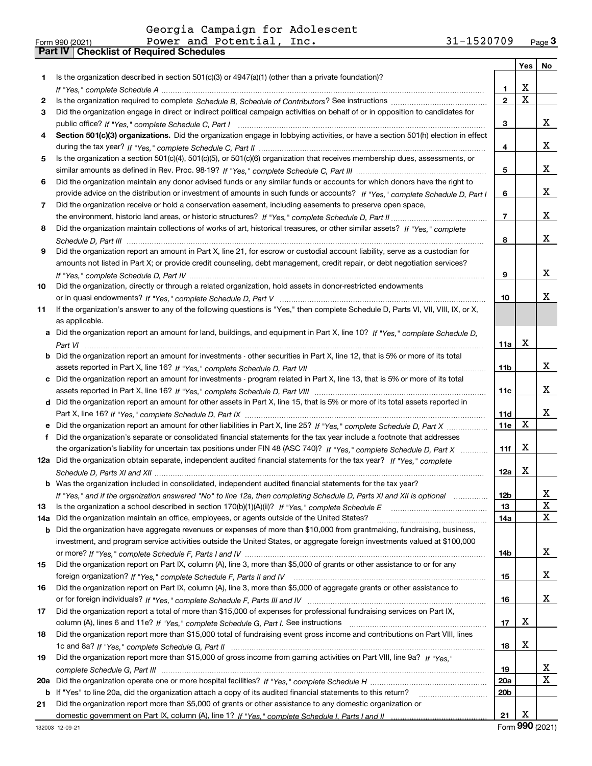Georgia Campaign for Adolescent Power and Potential, Inc. 31-1520709

## Part IV | Checklist of Required Schedules

| | | | Yes | No |
|---|---|---|---|---|
| 1 | Is the organization described in section 501(c)(3) or 4947(a)(1) (other than a private foundation)? *If "Yes," complete Schedule A* | 1 | X | |
| 2 | Is the organization required to complete *Schedule B, Schedule of Contributors*? See instructions | 2 | X | |
| 3 | Did the organization engage in direct or indirect political campaign activities on behalf of or in opposition to candidates for public office? *If "Yes," complete Schedule C, Part I* | 3 | | X |
| 4 | **Section 501(c)(3) organizations.** Did the organization engage in lobbying activities, or have a section 501(h) election in effect during the tax year? *If "Yes," complete Schedule C, Part II* | 4 | | X |
| 5 | Is the organization a section 501(c)(4), 501(c)(5), or 501(c)(6) organization that receives membership dues, assessments, or similar amounts as defined in Rev. Proc. 98-19? *If "Yes," complete Schedule C, Part III* | 5 | | X |
| 6 | Did the organization maintain any donor advised funds or any similar funds or accounts for which donors have the right to provide advice on the distribution or investment of amounts in such funds or accounts? *If "Yes," complete Schedule D, Part I* | 6 | | X |
| 7 | Did the organization receive or hold a conservation easement, including easements to preserve open space, the environment, historic land areas, or historic structures? *If "Yes," complete Schedule D, Part II* | 7 | | X |
| 8 | Did the organization maintain collections of works of art, historical treasures, or other similar assets? *If "Yes," complete Schedule D, Part III* | 8 | | X |
| 9 | Did the organization report an amount in Part X, line 21, for escrow or custodial account liability, serve as a custodian for amounts not listed in Part X; or provide credit counseling, debt management, credit repair, or debt negotiation services? *If "Yes," complete Schedule D, Part IV* | 9 | | X |
| 10 | Did the organization, directly or through a related organization, hold assets in donor-restricted endowments or in quasi endowments? *If "Yes," complete Schedule D, Part V* | 10 | | X |
| 11 | If the organization's answer to any of the following questions is "Yes," then complete Schedule D, Parts VI, VII, VIII, IX, or X, as applicable. | | | |
| a | Did the organization report an amount for land, buildings, and equipment in Part X, line 10? *If "Yes," complete Schedule D, Part VI* | 11a | X | |
| b | Did the organization report an amount for investments - other securities in Part X, line 12, that is 5% or more of its total assets reported in Part X, line 16? *If "Yes," complete Schedule D, Part VII* | 11b | | X |
| c | Did the organization report an amount for investments - program related in Part X, line 13, that is 5% or more of its total assets reported in Part X, line 16? *If "Yes," complete Schedule D, Part VIII* | 11c | | X |
| d | Did the organization report an amount for other assets in Part X, line 15, that is 5% or more of its total assets reported in Part X, line 16? *If "Yes," complete Schedule D, Part IX* | 11d | | X |
| e | Did the organization report an amount for other liabilities in Part X, line 25? *If "Yes," complete Schedule D, Part X* | 11e | X | |
| f | Did the organization's separate or consolidated financial statements for the tax year include a footnote that addresses the organization's liability for uncertain tax positions under FIN 48 (ASC 740)? *If "Yes," complete Schedule D, Part X* | 11f | X | |
| 12a | Did the organization obtain separate, independent audited financial statements for the tax year? *If "Yes," complete Schedule D, Parts XI and XII* | 12a | X | |
| b | Was the organization included in consolidated, independent audited financial statements for the tax year? *If "Yes," and if the organization answered "No" to line 12a, then completing Schedule D, Parts XI and XII is optional* | 12b | | X |
| 13 | Is the organization a school described in section 170(b)(1)(A)(ii)? *If "Yes," complete Schedule E* | 13 | | X |
| 14a | Did the organization maintain an office, employees, or agents outside of the United States? | 14a | | X |
| b | Did the organization have aggregate revenues or expenses of more than $10,000 from grantmaking, fundraising, business, investment, and program service activities outside the United States, or aggregate foreign investments valued at $100,000 or more? *If "Yes," complete Schedule F, Parts I and IV* | 14b | | X |
| 15 | Did the organization report on Part IX, column (A), line 3, more than $5,000 of grants or other assistance to or for any foreign organization? *If "Yes," complete Schedule F, Parts II and IV* | 15 | | X |
| 16 | Did the organization report on Part IX, column (A), line 3, more than $5,000 of aggregate grants or other assistance to or for foreign individuals? *If "Yes," complete Schedule F, Parts III and IV* | 16 | | X |
| 17 | Did the organization report a total of more than $15,000 of expenses for professional fundraising services on Part IX, column (A), lines 6 and 11e? *If "Yes," complete Schedule G, Part I.* See instructions | 17 | X | |
| 18 | Did the organization report more than $15,000 total of fundraising event gross income and contributions on Part VIII, lines 1c and 8a? *If "Yes," complete Schedule G, Part II* | 18 | X | |
| 19 | Did the organization report more than $15,000 of gross income from gaming activities on Part VIII, line 9a? *If "Yes," complete Schedule G, Part III* | 19 | | X |
| 20a | Did the organization operate one or more hospital facilities? *If "Yes," complete Schedule H* | 20a | | X |
| b | If "Yes" to line 20a, did the organization attach a copy of its audited financial statements to this return? | 20b | | |
| 21 | Did the organization report more than $5,000 of grants or other assistance to any domestic organization or domestic government on Part IX, column (A), line 1? *If "Yes," complete Schedule I, Parts I and II* | 21 | X | |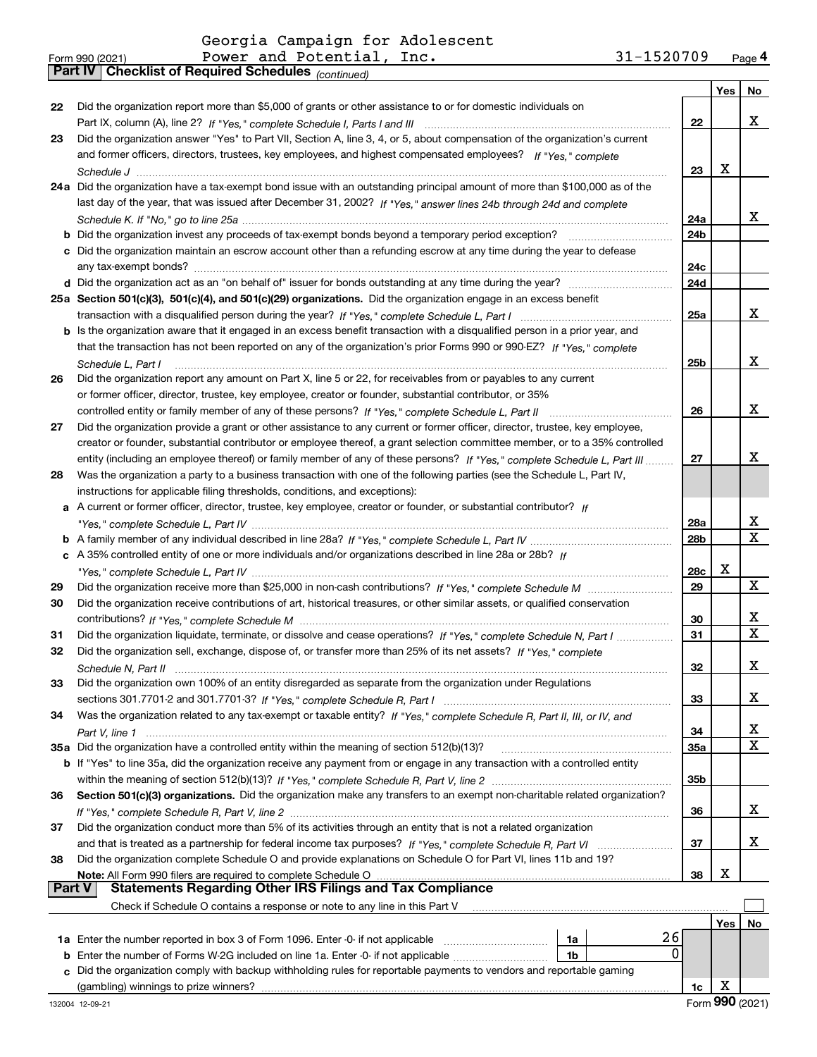Georgia Campaign for Adolescent Power and Potential, Inc. 31-1520709

Form 990 (2021)

## Part IV | Checklist of Required Schedules *(continued)*

| | | | Yes | No |
|---|---|---|---|---|
| 22 | Did the organization report more than $5,000 of grants or other assistance to or for domestic individuals on Part IX, column (A), line 2? *If "Yes," complete Schedule I, Parts I and III* | 22 | | X |
| 23 | Did the organization answer "Yes" to Part VII, Section A, line 3, 4, or 5, about compensation of the organization's current and former officers, directors, trustees, key employees, and highest compensated employees? *If "Yes," complete Schedule J* | 23 | X | |
| 24a | Did the organization have a tax-exempt bond issue with an outstanding principal amount of more than $100,000 as of the last day of the year, that was issued after December 31, 2002? *If "Yes," answer lines 24b through 24d and complete Schedule K. If "No," go to line 25a* | 24a | | X |
| b | Did the organization invest any proceeds of tax-exempt bonds beyond a temporary period exception? | 24b | | |
| c | Did the organization maintain an escrow account other than a refunding escrow at any time during the year to defease any tax-exempt bonds? | 24c | | |
| d | Did the organization act as an "on behalf of" issuer for bonds outstanding at any time during the year? | 24d | | |
| 25a | **Section 501(c)(3), 501(c)(4), and 501(c)(29) organizations.** Did the organization engage in an excess benefit transaction with a disqualified person during the year? *If "Yes," complete Schedule L, Part I* | 25a | | X |
| b | Is the organization aware that it engaged in an excess benefit transaction with a disqualified person in a prior year, and that the transaction has not been reported on any of the organization's prior Forms 990 or 990-EZ? *If "Yes," complete Schedule L, Part I* | 25b | | X |
| 26 | Did the organization report any amount on Part X, line 5 or 22, for receivables from or payables to any current or former officer, director, trustee, key employee, creator or founder, substantial contributor, or 35% controlled entity or family member of any of these persons? *If "Yes," complete Schedule L, Part II* | 26 | | X |
| 27 | Did the organization provide a grant or other assistance to any current or former officer, director, trustee, key employee, creator or founder, substantial contributor or employee thereof, a grant selection committee member, or to a 35% controlled entity (including an employee thereof) or family member of any of these persons? *If "Yes," complete Schedule L, Part III* | 27 | | X |
| 28 | Was the organization a party to a business transaction with one of the following parties (see the Schedule L, Part IV, instructions for applicable filing thresholds, conditions, and exceptions): | | | |
| a | A current or former officer, director, trustee, key employee, creator or founder, or substantial contributor? *If "Yes," complete Schedule L, Part IV* | 28a | | X |
| b | A family member of any individual described in line 28a? *If "Yes," complete Schedule L, Part IV* | 28b | | X |
| c | A 35% controlled entity of one or more individuals and/or organizations described in line 28a or 28b? *If "Yes," complete Schedule L, Part IV* | 28c | X | |
| 29 | Did the organization receive more than $25,000 in non-cash contributions? *If "Yes," complete Schedule M* | 29 | | X |
| 30 | Did the organization receive contributions of art, historical treasures, or other similar assets, or qualified conservation contributions? *If "Yes," complete Schedule M* | 30 | | X |
| 31 | Did the organization liquidate, terminate, or dissolve and cease operations? *If "Yes," complete Schedule N, Part I* | 31 | | X |
| 32 | Did the organization sell, exchange, dispose of, or transfer more than 25% of its net assets? *If "Yes," complete Schedule N, Part II* | 32 | | X |
| 33 | Did the organization own 100% of an entity disregarded as separate from the organization under Regulations sections 301.7701-2 and 301.7701-3? *If "Yes," complete Schedule R, Part I* | 33 | | X |
| 34 | Was the organization related to any tax-exempt or taxable entity? *If "Yes," complete Schedule R, Part II, III, or IV, and Part V, line 1* | 34 | | X |
| 35a | Did the organization have a controlled entity within the meaning of section 512(b)(13)? | 35a | | X |
| b | If "Yes" to line 35a, did the organization receive any payment from or engage in any transaction with a controlled entity within the meaning of section 512(b)(13)? *If "Yes," complete Schedule R, Part V, line 2* | 35b | | |
| 36 | **Section 501(c)(3) organizations.** Did the organization make any transfers to an exempt non-charitable related organization? *If "Yes," complete Schedule R, Part V, line 2* | 36 | | X |
| 37 | Did the organization conduct more than 5% of its activities through an entity that is not a related organization and that is treated as a partnership for federal income tax purposes? *If "Yes," complete Schedule R, Part VI* | 37 | | X |
| 38 | Did the organization complete Schedule O and provide explanations on Schedule O for Part VI, lines 11b and 19? **Note:** All Form 990 filers are required to complete Schedule O | 38 | X | |

## Part V | Statements Regarding Other IRS Filings and Tax Compliance

Check if Schedule O contains a response or note to any line in this Part V ☐

| | | | | Yes | No |
|---|---|---|---|---|---|
| 1a | Enter the number reported in box 3 of Form 1096. Enter -0- if not applicable | 1a | 26 | | |
| b | Enter the number of Forms W-2G included on line 1a. Enter -0- if not applicable | 1b | 0 | | |
| c | Did the organization comply with backup withholding rules for reportable payments to vendors and reportable gaming (gambling) winnings to prize winners? | 1c | | X | |

Form **990** (2021)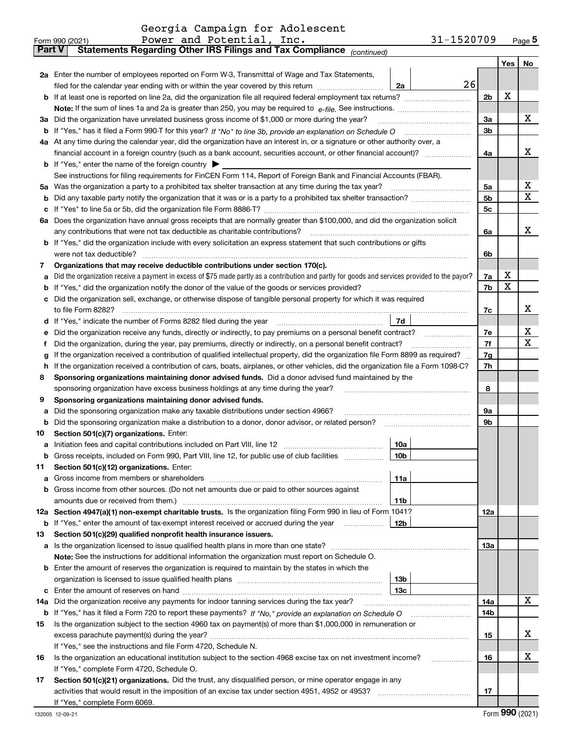Georgia Campaign for Adolescent Power and Potential, Inc. 31-1520709

Form 990 (2021)

## Part V Statements Regarding Other IRS Filings and Tax Compliance *(continued)*

| | | | | Yes | No |
|---|---|---|---|---|---|
| **2a** | Enter the number of employees reported on Form W-3, Transmittal of Wage and Tax Statements, filed for the calendar year ending with or within the year covered by this return | 2a | 26 | | |
| **b** | If at least one is reported on line 2a, did the organization file all required federal employment tax returns? | | 2b | X | |
| | **Note:** If the sum of lines 1a and 2a is greater than 250, you may be required to *e-file.* See instructions. | | | | |
| **3a** | Did the organization have unrelated business gross income of $1,000 or more during the year? | | 3a | | X |
| **b** | If "Yes," has it filed a Form 990-T for this year? *If "No" to line 3b, provide an explanation on Schedule O* | | 3b | | |
| **4a** | At any time during the calendar year, did the organization have an interest in, or a signature or other authority over, a financial account in a foreign country (such as a bank account, securities account, or other financial account)? | | 4a | | X |
| **b** | If "Yes," enter the name of the foreign country ▶ | | | | |
| | See instructions for filing requirements for FinCEN Form 114, Report of Foreign Bank and Financial Accounts (FBAR). | | | | |
| **5a** | Was the organization a party to a prohibited tax shelter transaction at any time during the tax year? | | 5a | | X |
| **b** | Did any taxable party notify the organization that it was or is a party to a prohibited tax shelter transaction? | | 5b | | X |
| **c** | If "Yes" to line 5a or 5b, did the organization file Form 8886-T? | | 5c | | |
| **6a** | Does the organization have annual gross receipts that are normally greater than $100,000, and did the organization solicit any contributions that were not tax deductible as charitable contributions? | | 6a | | X |
| **b** | If "Yes," did the organization include with every solicitation an express statement that such contributions or gifts were not tax deductible? | | 6b | | |
| **7** | **Organizations that may receive deductible contributions under section 170(c).** | | | | |
| **a** | Did the organization receive a payment in excess of $75 made partly as a contribution and partly for goods and services provided to the payor? | | 7a | X | |
| **b** | If "Yes," did the organization notify the donor of the value of the goods or services provided? | | 7b | X | |
| **c** | Did the organization sell, exchange, or otherwise dispose of tangible personal property for which it was required to file Form 8282? | | 7c | | X |
| **d** | If "Yes," indicate the number of Forms 8282 filed during the year | 7d | | | |
| **e** | Did the organization receive any funds, directly or indirectly, to pay premiums on a personal benefit contract? | | 7e | | X |
| **f** | Did the organization, during the year, pay premiums, directly or indirectly, on a personal benefit contract? | | 7f | | X |
| **g** | If the organization received a contribution of qualified intellectual property, did the organization file Form 8899 as required? | | 7g | | |
| **h** | If the organization received a contribution of cars, boats, airplanes, or other vehicles, did the organization file a Form 1098-C? | | 7h | | |
| **8** | **Sponsoring organizations maintaining donor advised funds.** Did a donor advised fund maintained by the sponsoring organization have excess business holdings at any time during the year? | | 8 | | |
| **9** | **Sponsoring organizations maintaining donor advised funds.** | | | | |
| **a** | Did the sponsoring organization make any taxable distributions under section 4966? | | 9a | | |
| **b** | Did the sponsoring organization make a distribution to a donor, donor advisor, or related person? | | 9b | | |
| **10** | **Section 501(c)(7) organizations.** Enter: | | | | |
| **a** | Initiation fees and capital contributions included on Part VIII, line 12 | 10a | | | |
| **b** | Gross receipts, included on Form 990, Part VIII, line 12, for public use of club facilities | 10b | | | |
| **11** | **Section 501(c)(12) organizations.** Enter: | | | | |
| **a** | Gross income from members or shareholders | 11a | | | |
| **b** | Gross income from other sources. (Do not net amounts due or paid to other sources against amounts due or received from them.) | 11b | | | |
| **12a** | **Section 4947(a)(1) non-exempt charitable trusts.** Is the organization filing Form 990 in lieu of Form 1041? | | 12a | | |
| **b** | If "Yes," enter the amount of tax-exempt interest received or accrued during the year | 12b | | | |
| **13** | **Section 501(c)(29) qualified nonprofit health insurance issuers.** | | | | |
| **a** | Is the organization licensed to issue qualified health plans in more than one state? | | 13a | | |
| | **Note:** See the instructions for additional information the organization must report on Schedule O. | | | | |
| **b** | Enter the amount of reserves the organization is required to maintain by the states in which the organization is licensed to issue qualified health plans | 13b | | | |
| **c** | Enter the amount of reserves on hand | 13c | | | |
| **14a** | Did the organization receive any payments for indoor tanning services during the tax year? | | 14a | | X |
| **b** | If "Yes," has it filed a Form 720 to report these payments? *If "No," provide an explanation on Schedule O* | | 14b | | |
| **15** | Is the organization subject to the section 4960 tax on payment(s) of more than $1,000,000 in remuneration or excess parachute payment(s) during the year? | | 15 | | X |
| | If "Yes," see the instructions and file Form 4720, Schedule N. | | | | |
| **16** | Is the organization an educational institution subject to the section 4968 excise tax on net investment income? | | 16 | | X |
| | If "Yes," complete Form 4720, Schedule O. | | | | |
| **17** | **Section 501(c)(21) organizations.** Did the trust, any disqualified person, or mine operator engage in any activities that would result in the imposition of an excise tax under section 4951, 4952 or 4953? | | 17 | | |
| | If "Yes," complete Form 6069. | | | | |

Form **990** (2021)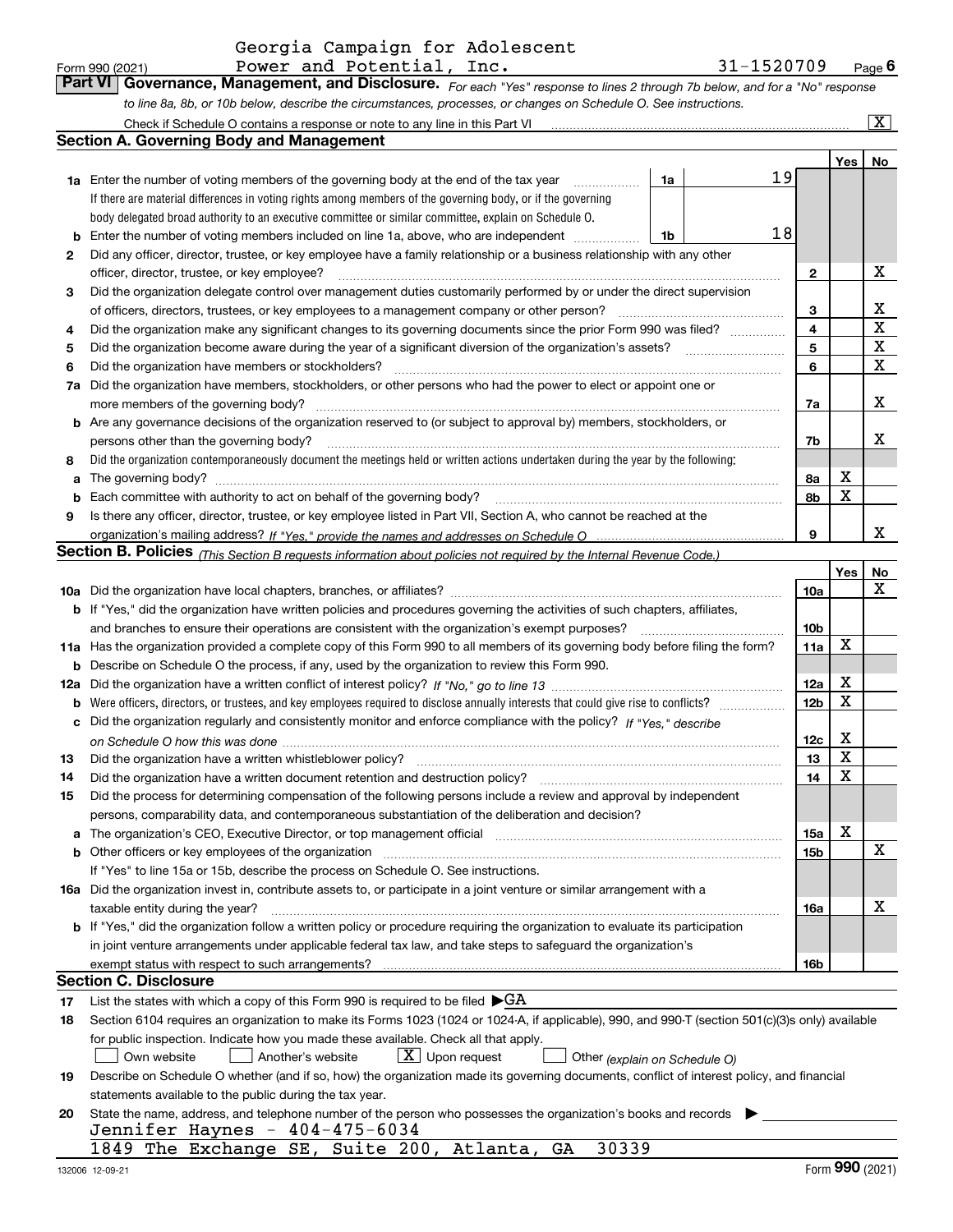Georgia Campaign for Adolescent Power and Potential, Inc. 31-1520709

Form 990 (2021) Page 6

## Part VI Governance, Management, and Disclosure.

*For each "Yes" response to lines 2 through 7b below, and for a "No" response to line 8a, 8b, or 10b below, describe the circumstances, processes, or changes on Schedule O. See instructions.*

Check if Schedule O contains a response or note to any line in this Part VI [X]

### Section A. Governing Body and Management

| | | | | Yes | No |
|---|---|---|---|---|---|
| 1a | Enter the number of voting members of the governing body at the end of the tax year (1a) | 19 | | | |
| | If there are material differences in voting rights among members of the governing body, or if the governing body delegated broad authority to an executive committee or similar committee, explain on Schedule O. | | | | |
| b | Enter the number of voting members included on line 1a, above, who are independent (1b) | 18 | | | |
| 2 | Did any officer, director, trustee, or key employee have a family relationship or a business relationship with any other officer, director, trustee, or key employee? | | 2 | | X |
| 3 | Did the organization delegate control over management duties customarily performed by or under the direct supervision of officers, directors, trustees, or key employees to a management company or other person? | | 3 | | X |
| 4 | Did the organization make any significant changes to its governing documents since the prior Form 990 was filed? | | 4 | | X |
| 5 | Did the organization become aware during the year of a significant diversion of the organization's assets? | | 5 | | X |
| 6 | Did the organization have members or stockholders? | | 6 | | X |
| 7a | Did the organization have members, stockholders, or other persons who had the power to elect or appoint one or more members of the governing body? | | 7a | | X |
| b | Are any governance decisions of the organization reserved to (or subject to approval by) members, stockholders, or persons other than the governing body? | | 7b | | X |
| 8 | Did the organization contemporaneously document the meetings held or written actions undertaken during the year by the following: | | | | |
| a | The governing body? | | 8a | X | |
| b | Each committee with authority to act on behalf of the governing body? | | 8b | X | |
| 9 | Is there any officer, director, trustee, or key employee listed in Part VII, Section A, who cannot be reached at the organization's mailing address? *If "Yes," provide the names and addresses on Schedule O* | | 9 | | X |

### Section B. Policies *(This Section B requests information about policies not required by the Internal Revenue Code.)*

| | | | Yes | No |
|---|---|---|---|---|
| 10a | Did the organization have local chapters, branches, or affiliates? | 10a | | X |
| b | If "Yes," did the organization have written policies and procedures governing the activities of such chapters, affiliates, and branches to ensure their operations are consistent with the organization's exempt purposes? | 10b | | |
| 11a | Has the organization provided a complete copy of this Form 990 to all members of its governing body before filing the form? | 11a | X | |
| b | Describe on Schedule O the process, if any, used by the organization to review this Form 990. | | | |
| 12a | Did the organization have a written conflict of interest policy? *If "No," go to line 13* | 12a | X | |
| b | Were officers, directors, or trustees, and key employees required to disclose annually interests that could give rise to conflicts? | 12b | X | |
| c | Did the organization regularly and consistently monitor and enforce compliance with the policy? *If "Yes," describe on Schedule O how this was done* | 12c | X | |
| 13 | Did the organization have a written whistleblower policy? | 13 | X | |
| 14 | Did the organization have a written document retention and destruction policy? | 14 | X | |
| 15 | Did the process for determining compensation of the following persons include a review and approval by independent persons, comparability data, and contemporaneous substantiation of the deliberation and decision? | | | |
| a | The organization's CEO, Executive Director, or top management official | 15a | X | |
| b | Other officers or key employees of the organization | 15b | | X |
| | If "Yes" to line 15a or 15b, describe the process on Schedule O. See instructions. | | | |
| 16a | Did the organization invest in, contribute assets to, or participate in a joint venture or similar arrangement with a taxable entity during the year? | 16a | | X |
| b | If "Yes," did the organization follow a written policy or procedure requiring the organization to evaluate its participation in joint venture arrangements under applicable federal tax law, and take steps to safeguard the organization's exempt status with respect to such arrangements? | 16b | | |

### Section C. Disclosure

17 List the states with which a copy of this Form 990 is required to be filed ▶GA

18 Section 6104 requires an organization to make its Forms 1023 (1024 or 1024-A, if applicable), 990, and 990-T (section 501(c)(3)s only) available for public inspection. Indicate how you made these available. Check all that apply.

[ ] Own website [ ] Another's website [X] Upon request [ ] Other *(explain on Schedule O)*

19 Describe on Schedule O whether (and if so, how) the organization made its governing documents, conflict of interest policy, and financial statements available to the public during the tax year.

20 State the name, address, and telephone number of the person who possesses the organization's books and records ▶

Jennifer Haynes - 404-475-6034
1849 The Exchange SE, Suite 200, Atlanta, GA 30339

132006 12-09-21 Form **990** (2021)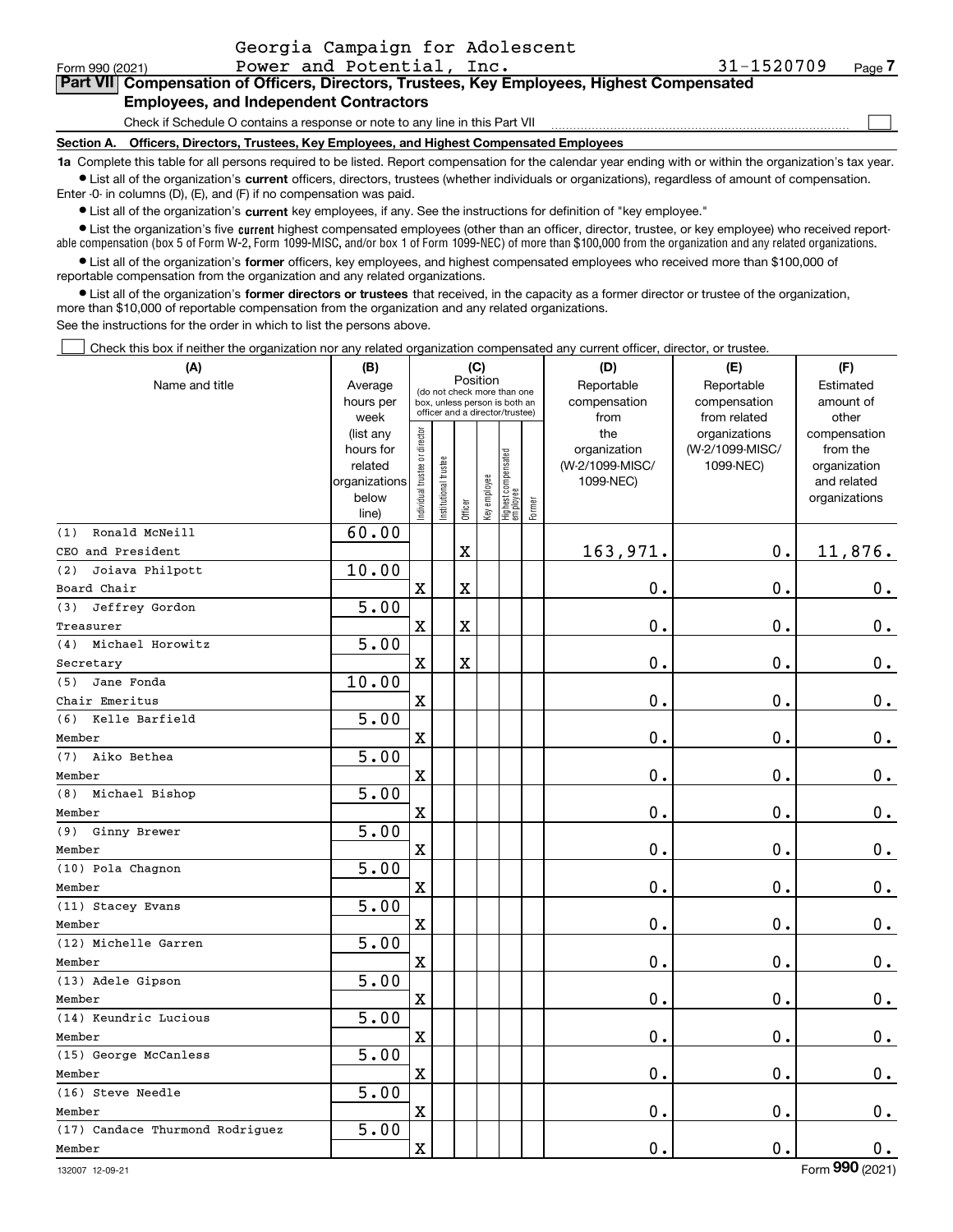Georgia Campaign for Adolescent Power and Potential, Inc. 31-1520709

Form 990 (2021) Page 7

## Part VII Compensation of Officers, Directors, Trustees, Key Employees, Highest Compensated Employees, and Independent Contractors

Check if Schedule O contains a response or note to any line in this Part VII ☐

### Section A. Officers, Directors, Trustees, Key Employees, and Highest Compensated Employees

**1a** Complete this table for all persons required to be listed. Report compensation for the calendar year ending with or within the organization's tax year.

- List all of the organization's **current** officers, directors, trustees (whether individuals or organizations), regardless of amount of compensation. Enter -0- in columns (D), (E), and (F) if no compensation was paid.
- List all of the organization's **current** key employees, if any. See the instructions for definition of "key employee."
- List the organization's five **current** highest compensated employees (other than an officer, director, trustee, or key employee) who received reportable compensation (box 5 of Form W-2, Form 1099-MISC, and/or box 1 of Form 1099-NEC) of more than $100,000 from the organization and any related organizations.
- List all of the organization's **former** officers, key employees, and highest compensated employees who received more than $100,000 of reportable compensation from the organization and any related organizations.
- List all of the organization's **former directors or trustees** that received, in the capacity as a former director or trustee of the organization, more than $10,000 of reportable compensation from the organization and any related organizations.

See the instructions for the order in which to list the persons above.

☐ Check this box if neither the organization nor any related organization compensated any current officer, director, or trustee.

| (A) Name and title | (B) Average hours per week (list any hours for related organizations below line) | (C) Position: Individual trustee or director | Institutional trustee | Officer | Key employee | Highest compensated employee | Former | (D) Reportable compensation from the organization (W-2/1099-MISC/1099-NEC) | (E) Reportable compensation from related organizations (W-2/1099-MISC/1099-NEC) | (F) Estimated amount of other compensation from the organization and related organizations |
|---|---|---|---|---|---|---|---|---|---|---|
| (1) Ronald McNeill<br>CEO and President | 60.00 | | | X | | | | 163,971. | 0. | 11,876. |
| (2) Joiava Philpott<br>Board Chair | 10.00 | X | | X | | | | 0. | 0. | 0. |
| (3) Jeffrey Gordon<br>Treasurer | 5.00 | X | | X | | | | 0. | 0. | 0. |
| (4) Michael Horowitz<br>Secretary | 5.00 | X | | X | | | | 0. | 0. | 0. |
| (5) Jane Fonda<br>Chair Emeritus | 10.00 | X | | | | | | 0. | 0. | 0. |
| (6) Kelle Barfield<br>Member | 5.00 | X | | | | | | 0. | 0. | 0. |
| (7) Aiko Bethea<br>Member | 5.00 | X | | | | | | 0. | 0. | 0. |
| (8) Michael Bishop<br>Member | 5.00 | X | | | | | | 0. | 0. | 0. |
| (9) Ginny Brewer<br>Member | 5.00 | X | | | | | | 0. | 0. | 0. |
| (10) Pola Chagnon<br>Member | 5.00 | X | | | | | | 0. | 0. | 0. |
| (11) Stacey Evans<br>Member | 5.00 | X | | | | | | 0. | 0. | 0. |
| (12) Michelle Garren<br>Member | 5.00 | X | | | | | | 0. | 0. | 0. |
| (13) Adele Gipson<br>Member | 5.00 | X | | | | | | 0. | 0. | 0. |
| (14) Keundric Lucious<br>Member | 5.00 | X | | | | | | 0. | 0. | 0. |
| (15) George McCanless<br>Member | 5.00 | X | | | | | | 0. | 0. | 0. |
| (16) Steve Needle<br>Member | 5.00 | X | | | | | | 0. | 0. | 0. |
| (17) Candace Thurmond Rodriguez<br>Member | 5.00 | X | | | | | | 0. | 0. | 0. |

132007 12-09-21 Form 990 (2021)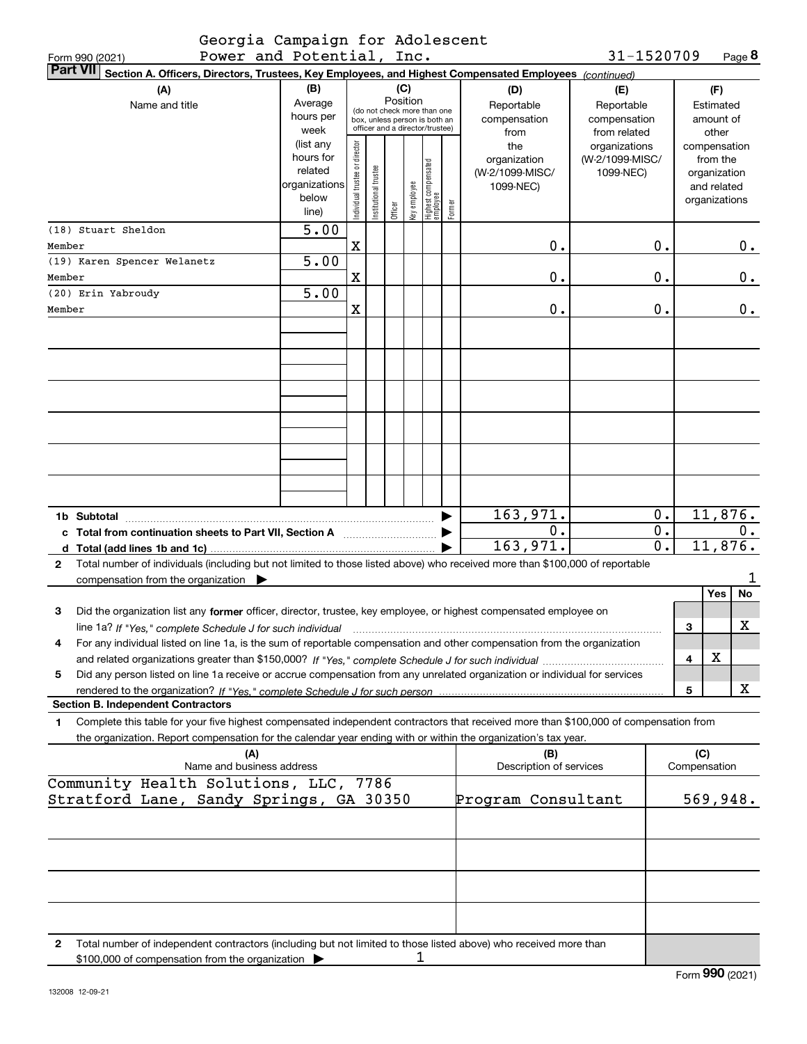Georgia Campaign for Adolescent Power and Potential, Inc. — 31-1520709

Form 990 (2021) Page **8**

**Part VII** **Section A. Officers, Directors, Trustees, Key Employees, and Highest Compensated Employees** *(continued)*

| (A) Name and title | (B) Average hours per week (list any hours for related organizations below line) | (C) Position: Individual trustee or director | Institutional trustee | Officer | Key employee | Highest compensated employee | Former | (D) Reportable compensation from the organization (W-2/1099-MISC/1099-NEC) | (E) Reportable compensation from related organizations (W-2/1099-MISC/1099-NEC) | (F) Estimated amount of other compensation from the organization and related organizations |
|---|---|---|---|---|---|---|---|---|---|---|
| (18) Stuart Sheldon<br>Member | 5.00 | X | | | | | | 0. | 0. | 0. |
| (19) Karen Spencer Welanetz<br>Member | 5.00 | X | | | | | | 0. | 0. | 0. |
| (20) Erin Yabroudy<br>Member | 5.00 | X | | | | | | 0. | 0. | 0. |
| | | | | | | | | | | |
| | | | | | | | | | | |
| | | | | | | | | | | |
| | | | | | | | | | | |
| | | | | | | | | | | |
| | | | | | | | | | | |
| **1b Subtotal** | | | | | | | | 163,971. | 0. | 11,876. |
| **c Total from continuation sheets to Part VII, Section A** | | | | | | | | 0. | 0. | 0. |
| **d Total (add lines 1b and 1c)** | | | | | | | | 163,971. | 0. | 11,876. |

**2** Total number of individuals (including but not limited to those listed above) who received more than $100,000 of reportable compensation from the organization ▶ 1

| | | | Yes | No |
|---|---|---|---|---|
| **3** | Did the organization list any **former** officer, director, trustee, key employee, or highest compensated employee on line 1a? *If "Yes," complete Schedule J for such individual* | 3 | | X |
| **4** | For any individual listed on line 1a, is the sum of reportable compensation and other compensation from the organization and related organizations greater than $150,000? *If "Yes," complete Schedule J for such individual* | 4 | X | |
| **5** | Did any person listed on line 1a receive or accrue compensation from any unrelated organization or individual for services rendered to the organization? *If "Yes," complete Schedule J for such person* | 5 | | X |

**Section B. Independent Contractors**

**1** Complete this table for your five highest compensated independent contractors that received more than $100,000 of compensation from the organization. Report compensation for the calendar year ending with or within the organization's tax year.

| (A) Name and business address | (B) Description of services | (C) Compensation |
|---|---|---|
| Community Health Solutions, LLC, 7786 Stratford Lane, Sandy Springs, GA 30350 | Program Consultant | 569,948. |
| | | |
| | | |
| | | |
| | | |

**2** Total number of independent contractors (including but not limited to those listed above) who received more than $100,000 of compensation from the organization ▶ 1

Form **990** (2021)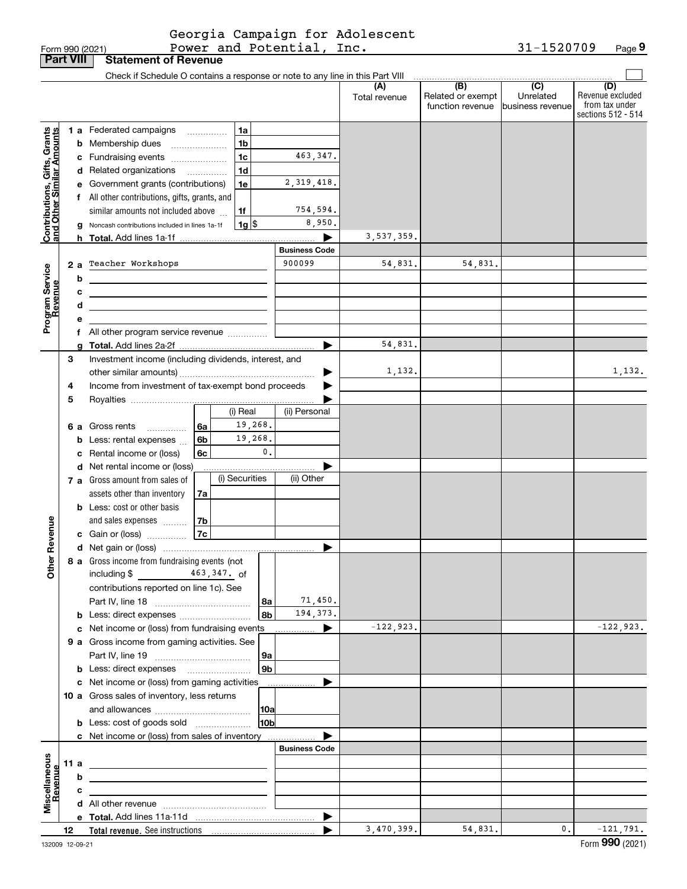Georgia Campaign for Adolescent Power and Potential, Inc. 31-1520709

Form 990 (2021)

## Part VIII Statement of Revenue

Check if Schedule O contains a response or note to any line in this Part VIII

| | | | | (A) Total revenue | (B) Related or exempt function revenue | (C) Unrelated business revenue | (D) Revenue excluded from tax under sections 512 - 514 |
|---|---|---|---|---|---|---|---|
| **Contributions, Gifts, Grants and Other Similar Amounts** | 1 a Federated campaigns | 1a | | | | | |
| | b Membership dues | 1b | | | | | |
| | c Fundraising events | 1c | 463,347. | | | | |
| | d Related organizations | 1d | | | | | |
| | e Government grants (contributions) | 1e | 2,319,418. | | | | |
| | f All other contributions, gifts, grants, and similar amounts not included above | 1f | 754,594. | | | | |
| | g Noncash contributions included in lines 1a-1f | 1g $ | 8,950. | | | | |
| | h **Total.** Add lines 1a-1f | | ▶ | 3,537,359. | | | |
| **Program Service Revenue** | | | Business Code | | | | |
| | 2 a Teacher Workshops | | 900099 | 54,831. | 54,831. | | |
| | b | | | | | | |
| | c | | | | | | |
| | d | | | | | | |
| | e | | | | | | |
| | f All other program service revenue | | | | | | |
| | g **Total.** Add lines 2a-2f | | ▶ | 54,831. | | | |
| **Other Revenue** | 3 Investment income (including dividends, interest, and other similar amounts) | | ▶ | 1,132. | | | 1,132. |
| | 4 Income from investment of tax-exempt bond proceeds | | ▶ | | | | |
| | 5 Royalties | | ▶ | | | | |
| | | (i) Real | (ii) Personal | | | | |
| | 6 a Gross rents 6a | 19,268. | | | | | |
| | b Less: rental expenses 6b | 19,268. | | | | | |
| | c Rental income or (loss) 6c | 0. | | | | | |
| | d Net rental income or (loss) | | ▶ | | | | |
| | | (i) Securities | (ii) Other | | | | |
| | 7 a Gross amount from sales of assets other than inventory 7a | | | | | | |
| | b Less: cost or other basis and sales expenses 7b | | | | | | |
| | c Gain or (loss) 7c | | | | | | |
| | d Net gain or (loss) | | ▶ | | | | |
| | 8 a Gross income from fundraising events (not including $ 463,347. of contributions reported on line 1c). See Part IV, line 18 | 8a | 71,450. | | | | |
| | b Less: direct expenses | 8b | 194,373. | | | | |
| | c Net income or (loss) from fundraising events | | ▶ | -122,923. | | | -122,923. |
| | 9 a Gross income from gaming activities. See Part IV, line 19 | 9a | | | | | |
| | b Less: direct expenses | 9b | | | | | |
| | c Net income or (loss) from gaming activities | | ▶ | | | | |
| | 10 a Gross sales of inventory, less returns and allowances | 10a | | | | | |
| | b Less: cost of goods sold | 10b | | | | | |
| | c Net income or (loss) from sales of inventory | | ▶ | | | | |
| **Miscellaneous Revenue** | | | Business Code | | | | |
| | 11 a | | | | | | |
| | b | | | | | | |
| | c | | | | | | |
| | d All other revenue | | | | | | |
| | e **Total.** Add lines 11a-11d | | ▶ | | | | |
| | 12 **Total revenue.** See instructions | | ▶ | 3,470,399. | 54,831. | 0. | -121,791. |

132009 12-09-21

Form **990** (2021)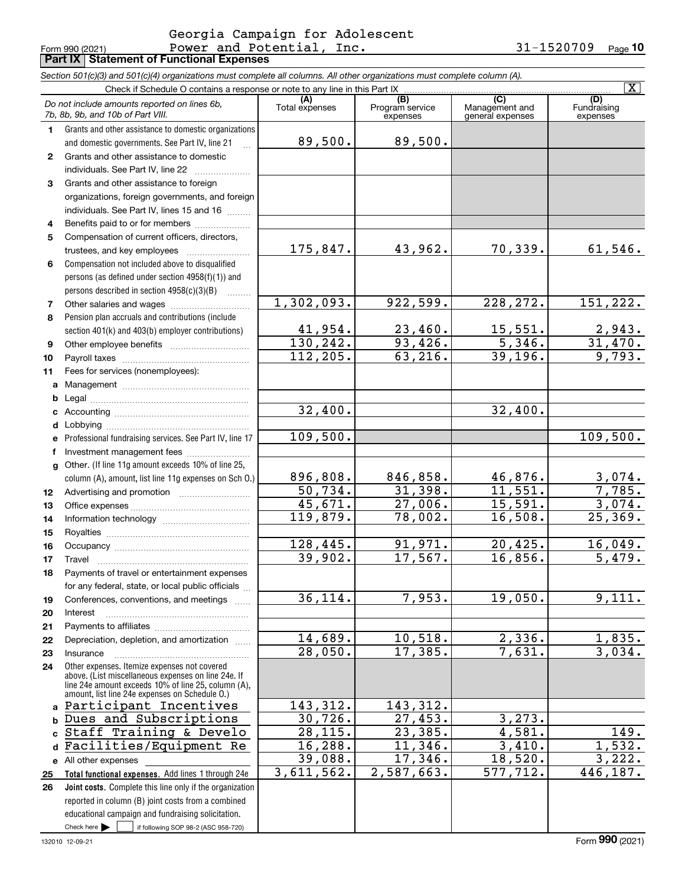Georgia Campaign for Adolescent Power and Potential, Inc.

Form 990 (2021) 31-1520709 Page 10

## Part IX Statement of Functional Expenses

*Section 501(c)(3) and 501(c)(4) organizations must complete all columns. All other organizations must complete column (A).*

Check if Schedule O contains a response or note to any line in this Part IX [X]

| | *Do not include amounts reported on lines 6b, 7b, 8b, 9b, and 10b of Part VIII.* | (A) Total expenses | (B) Program service expenses | (C) Management and general expenses | (D) Fundraising expenses |
|---|---|---|---|---|---|
| 1 | Grants and other assistance to domestic organizations and domestic governments. See Part IV, line 21 | 89,500. | 89,500. | | |
| 2 | Grants and other assistance to domestic individuals. See Part IV, line 22 | | | | |
| 3 | Grants and other assistance to foreign organizations, foreign governments, and foreign individuals. See Part IV, lines 15 and 16 | | | | |
| 4 | Benefits paid to or for members | | | | |
| 5 | Compensation of current officers, directors, trustees, and key employees | 175,847. | 43,962. | 70,339. | 61,546. |
| 6 | Compensation not included above to disqualified persons (as defined under section 4958(f)(1)) and persons described in section 4958(c)(3)(B) | | | | |
| 7 | Other salaries and wages | 1,302,093. | 922,599. | 228,272. | 151,222. |
| 8 | Pension plan accruals and contributions (include section 401(k) and 403(b) employer contributions) | 41,954. | 23,460. | 15,551. | 2,943. |
| 9 | Other employee benefits | 130,242. | 93,426. | 5,346. | 31,470. |
| 10 | Payroll taxes | 112,205. | 63,216. | 39,196. | 9,793. |
| 11 | Fees for services (nonemployees): | | | | |
| a | Management | | | | |
| b | Legal | | | | |
| c | Accounting | 32,400. | | 32,400. | |
| d | Lobbying | | | | |
| e | Professional fundraising services. See Part IV, line 17 | 109,500. | | | 109,500. |
| f | Investment management fees | | | | |
| g | Other. (If line 11g amount exceeds 10% of line 25, column (A), amount, list line 11g expenses on Sch O.) | 896,808. | 846,858. | 46,876. | 3,074. |
| 12 | Advertising and promotion | 50,734. | 31,398. | 11,551. | 7,785. |
| 13 | Office expenses | 45,671. | 27,006. | 15,591. | 3,074. |
| 14 | Information technology | 119,879. | 78,002. | 16,508. | 25,369. |
| 15 | Royalties | | | | |
| 16 | Occupancy | 128,445. | 91,971. | 20,425. | 16,049. |
| 17 | Travel | 39,902. | 17,567. | 16,856. | 5,479. |
| 18 | Payments of travel or entertainment expenses for any federal, state, or local public officials | | | | |
| 19 | Conferences, conventions, and meetings | 36,114. | 7,953. | 19,050. | 9,111. |
| 20 | Interest | | | | |
| 21 | Payments to affiliates | | | | |
| 22 | Depreciation, depletion, and amortization | 14,689. | 10,518. | 2,336. | 1,835. |
| 23 | Insurance | 28,050. | 17,385. | 7,631. | 3,034. |
| 24 | Other expenses. Itemize expenses not covered above. (List miscellaneous expenses on line 24e. If line 24e amount exceeds 10% of line 25, column (A), amount, list line 24e expenses on Schedule O.) | | | | |
| a | Participant Incentives | 143,312. | 143,312. | | |
| b | Dues and Subscriptions | 30,726. | 27,453. | 3,273. | |
| c | Staff Training & Develo | 28,115. | 23,385. | 4,581. | 149. |
| d | Facilities/Equipment Re | 16,288. | 11,346. | 3,410. | 1,532. |
| e | All other expenses | 39,088. | 17,346. | 18,520. | 3,222. |
| 25 | **Total functional expenses.** Add lines 1 through 24e | 3,611,562. | 2,587,663. | 577,712. | 446,187. |
| 26 | **Joint costs.** Complete this line only if the organization reported in column (B) joint costs from a combined educational campaign and fundraising solicitation. Check here [ ] if following SOP 98-2 (ASC 958-720) | | | | |

132010 12-09-21

Form **990** (2021)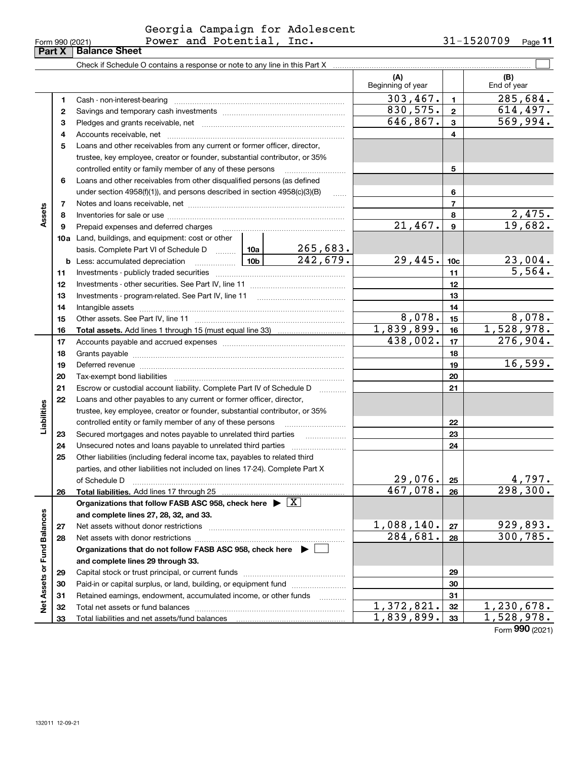Georgia Campaign for Adolescent Power and Potential, Inc. 31-1520709

Form 990 (2021)

**Part X Balance Sheet**

Check if Schedule O contains a response or note to any line in this Part X ☐

| | | | | (A) Beginning of year | | (B) End of year |
|---|---|---|---|---|---|---|
| **Assets** | 1 | Cash - non-interest-bearing | | 303,467. | 1 | 285,684. |
| | 2 | Savings and temporary cash investments | | 830,575. | 2 | 614,497. |
| | 3 | Pledges and grants receivable, net | | 646,867. | 3 | 569,994. |
| | 4 | Accounts receivable, net | | | 4 | |
| | 5 | Loans and other receivables from any current or former officer, director, trustee, key employee, creator or founder, substantial contributor, or 35% controlled entity or family member of any of these persons | | | 5 | |
| | 6 | Loans and other receivables from other disqualified persons (as defined under section 4958(f)(1)), and persons described in section 4958(c)(3)(B) | | | 6 | |
| | 7 | Notes and loans receivable, net | | | 7 | |
| | 8 | Inventories for sale or use | | | 8 | 2,475. |
| | 9 | Prepaid expenses and deferred charges | | 21,467. | 9 | 19,682. |
| | 10a | Land, buildings, and equipment: cost or other basis. Complete Part VI of Schedule D | 10a 265,683. | | | |
| | b | Less: accumulated depreciation | 10b 242,679. | 29,445. | 10c | 23,004. |
| | 11 | Investments - publicly traded securities | | | 11 | 5,564. |
| | 12 | Investments - other securities. See Part IV, line 11 | | | 12 | |
| | 13 | Investments - program-related. See Part IV, line 11 | | | 13 | |
| | 14 | Intangible assets | | | 14 | |
| | 15 | Other assets. See Part IV, line 11 | | 8,078. | 15 | 8,078. |
| | 16 | **Total assets.** Add lines 1 through 15 (must equal line 33) | | 1,839,899. | 16 | 1,528,978. |
| **Liabilities** | 17 | Accounts payable and accrued expenses | | 438,002. | 17 | 276,904. |
| | 18 | Grants payable | | | 18 | |
| | 19 | Deferred revenue | | | 19 | 16,599. |
| | 20 | Tax-exempt bond liabilities | | | 20 | |
| | 21 | Escrow or custodial account liability. Complete Part IV of Schedule D | | | 21 | |
| | 22 | Loans and other payables to any current or former officer, director, trustee, key employee, creator or founder, substantial contributor, or 35% controlled entity or family member of any of these persons | | | 22 | |
| | 23 | Secured mortgages and notes payable to unrelated third parties | | | 23 | |
| | 24 | Unsecured notes and loans payable to unrelated third parties | | | 24 | |
| | 25 | Other liabilities (including federal income tax, payables to related third parties, and other liabilities not included on lines 17-24). Complete Part X of Schedule D | | 29,076. | 25 | 4,797. |
| | 26 | **Total liabilities.** Add lines 17 through 25 | | 467,078. | 26 | 298,300. |
| **Net Assets or Fund Balances** | | **Organizations that follow FASB ASC 958, check here ▶ ☒ and complete lines 27, 28, 32, and 33.** | | | | |
| | 27 | Net assets without donor restrictions | | 1,088,140. | 27 | 929,893. |
| | 28 | Net assets with donor restrictions | | 284,681. | 28 | 300,785. |
| | | **Organizations that do not follow FASB ASC 958, check here ▶ ☐ and complete lines 29 through 33.** | | | | |
| | 29 | Capital stock or trust principal, or current funds | | | 29 | |
| | 30 | Paid-in or capital surplus, or land, building, or equipment fund | | | 30 | |
| | 31 | Retained earnings, endowment, accumulated income, or other funds | | | 31 | |
| | 32 | Total net assets or fund balances | | 1,372,821. | 32 | 1,230,678. |
| | 33 | Total liabilities and net assets/fund balances | | 1,839,899. | 33 | 1,528,978. |

Form **990** (2021)

132011 12-09-21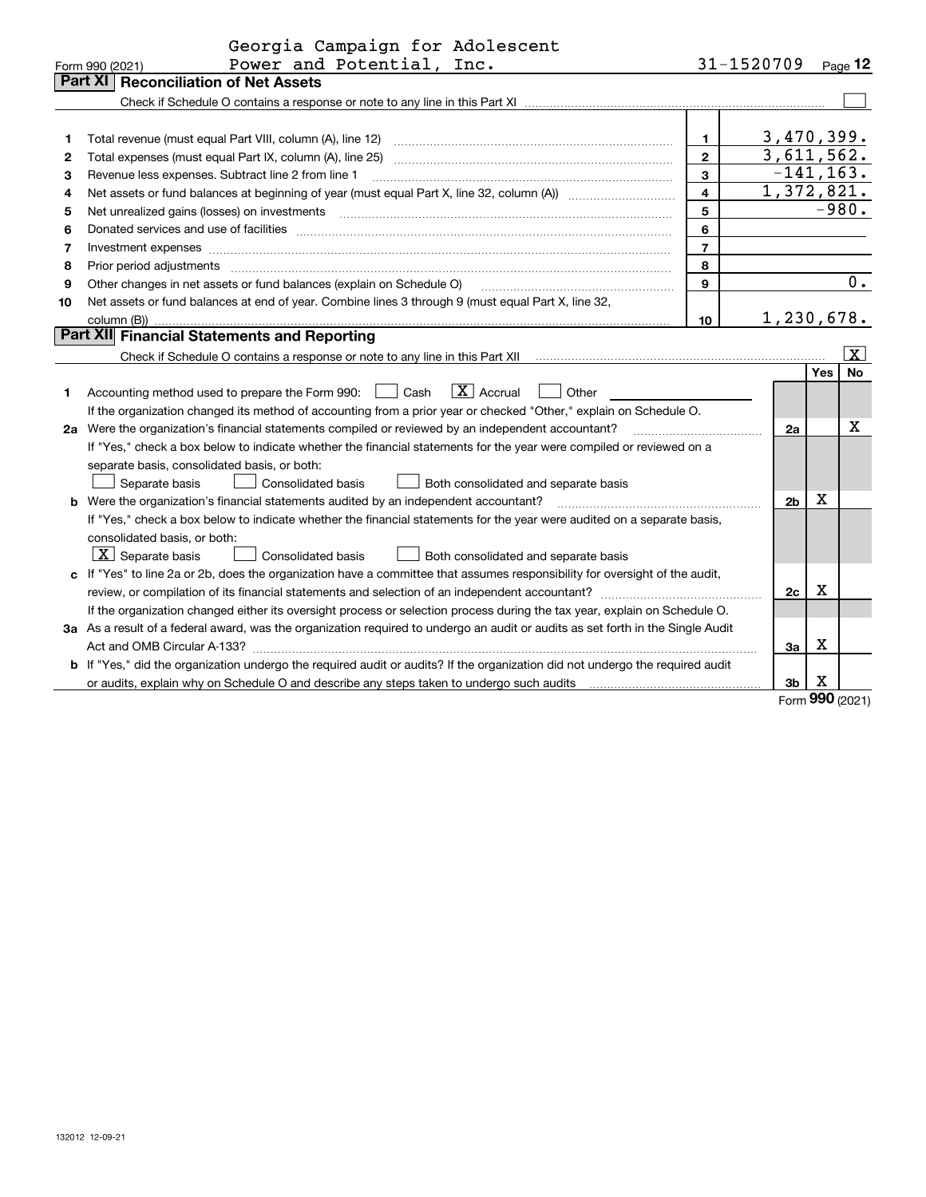Georgia Campaign for Adolescent Power and Potential, Inc. 31-1520709

Form 990 (2021)

## Part XI Reconciliation of Net Assets

Check if Schedule O contains a response or note to any line in this Part XI [ ]

| | | | |
|---|---|---|---|
| 1 | Total revenue (must equal Part VIII, column (A), line 12) | 1 | 3,470,399. |
| 2 | Total expenses (must equal Part IX, column (A), line 25) | 2 | 3,611,562. |
| 3 | Revenue less expenses. Subtract line 2 from line 1 | 3 | -141,163. |
| 4 | Net assets or fund balances at beginning of year (must equal Part X, line 32, column (A)) | 4 | 1,372,821. |
| 5 | Net unrealized gains (losses) on investments | 5 | -980. |
| 6 | Donated services and use of facilities | 6 | |
| 7 | Investment expenses | 7 | |
| 8 | Prior period adjustments | 8 | |
| 9 | Other changes in net assets or fund balances (explain on Schedule O) | 9 | 0. |
| 10 | Net assets or fund balances at end of year. Combine lines 3 through 9 (must equal Part X, line 32, column (B)) | 10 | 1,230,678. |

## Part XII Financial Statements and Reporting

Check if Schedule O contains a response or note to any line in this Part XII [X]

| | | | Yes | No |
|---|---|---|---|---|
| 1 | Accounting method used to prepare the Form 990: [ ] Cash [X] Accrual [ ] Other | | | |
| | If the organization changed its method of accounting from a prior year or checked "Other," explain on Schedule O. | | | |
| 2a | Were the organization's financial statements compiled or reviewed by an independent accountant? | 2a | | X |
| | If "Yes," check a box below to indicate whether the financial statements for the year were compiled or reviewed on a separate basis, consolidated basis, or both: [ ] Separate basis [ ] Consolidated basis [ ] Both consolidated and separate basis | | | |
| b | Were the organization's financial statements audited by an independent accountant? | 2b | X | |
| | If "Yes," check a box below to indicate whether the financial statements for the year were audited on a separate basis, consolidated basis, or both: [X] Separate basis [ ] Consolidated basis [ ] Both consolidated and separate basis | | | |
| c | If "Yes" to line 2a or 2b, does the organization have a committee that assumes responsibility for oversight of the audit, review, or compilation of its financial statements and selection of an independent accountant? | 2c | X | |
| | If the organization changed either its oversight process or selection process during the tax year, explain on Schedule O. | | | |
| 3a | As a result of a federal award, was the organization required to undergo an audit or audits as set forth in the Single Audit Act and OMB Circular A-133? | 3a | X | |
| b | If "Yes," did the organization undergo the required audit or audits? If the organization did not undergo the required audit or audits, explain why on Schedule O and describe any steps taken to undergo such audits | 3b | X | |

Form 990 (2021)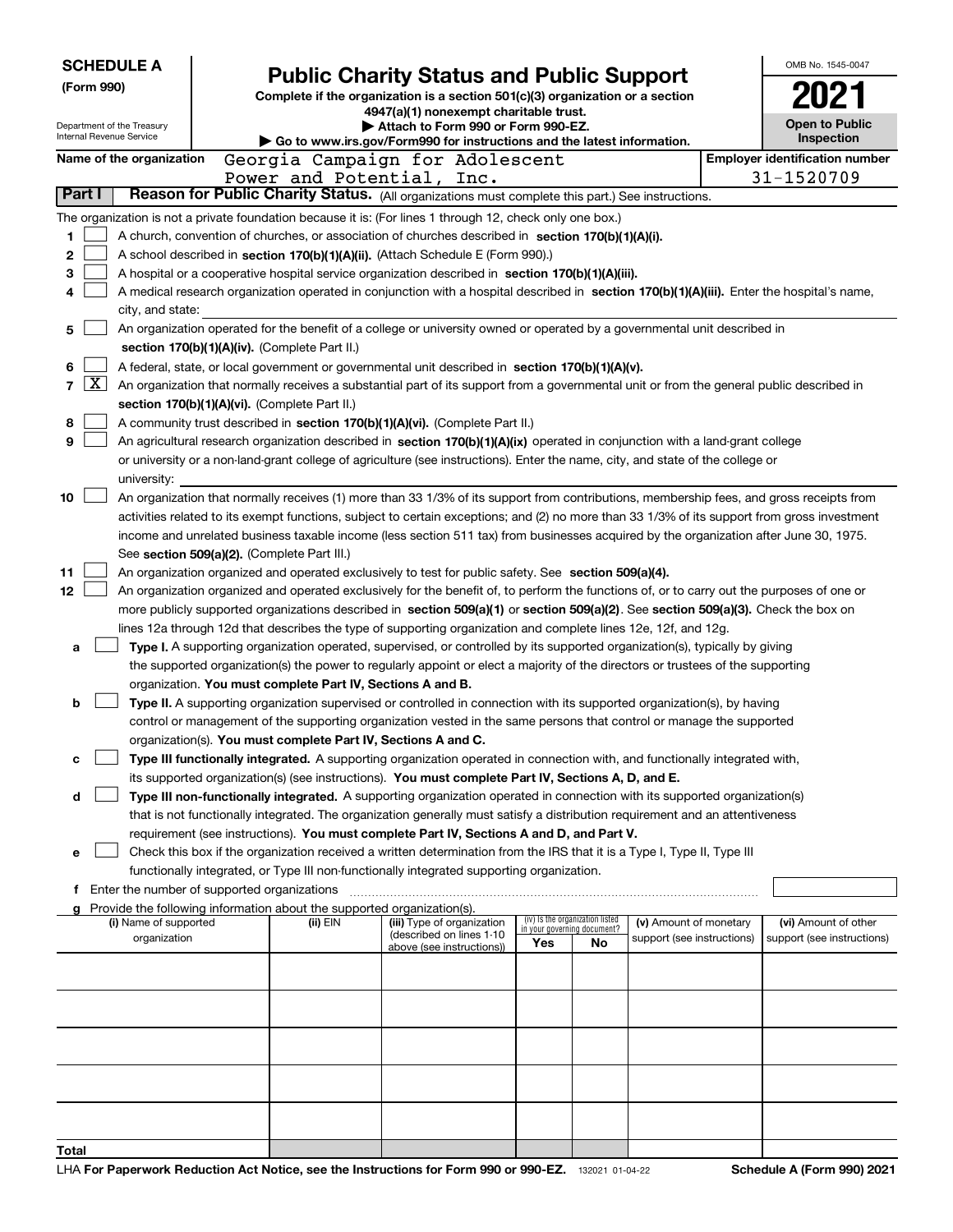**SCHEDULE A**
**(Form 990)**

Department of the Treasury
Internal Revenue Service

# Public Charity Status and Public Support

**Complete if the organization is a section 501(c)(3) organization or a section 4947(a)(1) nonexempt charitable trust.**
**▶ Attach to Form 990 or Form 990-EZ.**
**▶ Go to www.irs.gov/Form990 for instructions and the latest information.**

OMB No. 1545-0047

**2021**

**Open to Public Inspection**

| Name of the organization | Employer identification number |
|---|---|
| Georgia Campaign for Adolescent Power and Potential, Inc. | 31-1520709 |

**Part I** **Reason for Public Charity Status.** (All organizations must complete this part.) See instructions.

The organization is not a private foundation because it is: (For lines 1 through 12, check only one box.)

1 [ ] A church, convention of churches, or association of churches described in **section 170(b)(1)(A)(i).**

2 [ ] A school described in **section 170(b)(1)(A)(ii).** (Attach Schedule E (Form 990).)

3 [ ] A hospital or a cooperative hospital service organization described in **section 170(b)(1)(A)(iii).**

4 [ ] A medical research organization operated in conjunction with a hospital described in **section 170(b)(1)(A)(iii).** Enter the hospital's name, city, and state:

5 [ ] An organization operated for the benefit of a college or university owned or operated by a governmental unit described in **section 170(b)(1)(A)(iv).** (Complete Part II.)

6 [ ] A federal, state, or local government or governmental unit described in **section 170(b)(1)(A)(v).**

7 [X] An organization that normally receives a substantial part of its support from a governmental unit or from the general public described in **section 170(b)(1)(A)(vi).** (Complete Part II.)

8 [ ] A community trust described in **section 170(b)(1)(A)(vi).** (Complete Part II.)

9 [ ] An agricultural research organization described in **section 170(b)(1)(A)(ix)** operated in conjunction with a land-grant college or university or a non-land-grant college of agriculture (see instructions). Enter the name, city, and state of the college or university:

10 [ ] An organization that normally receives (1) more than 33 1/3% of its support from contributions, membership fees, and gross receipts from activities related to its exempt functions, subject to certain exceptions; and (2) no more than 33 1/3% of its support from gross investment income and unrelated business taxable income (less section 511 tax) from businesses acquired by the organization after June 30, 1975. See **section 509(a)(2).** (Complete Part III.)

11 [ ] An organization organized and operated exclusively to test for public safety. See **section 509(a)(4).**

12 [ ] An organization organized and operated exclusively for the benefit of, to perform the functions of, or to carry out the purposes of one or more publicly supported organizations described in **section 509(a)(1)** or **section 509(a)(2)**. See **section 509(a)(3).** Check the box on lines 12a through 12d that describes the type of supporting organization and complete lines 12e, 12f, and 12g.

**a** [ ] **Type I.** A supporting organization operated, supervised, or controlled by its supported organization(s), typically by giving the supported organization(s) the power to regularly appoint or elect a majority of the directors or trustees of the supporting organization. **You must complete Part IV, Sections A and B.**

**b** [ ] **Type II.** A supporting organization supervised or controlled in connection with its supported organization(s), by having control or management of the supporting organization vested in the same persons that control or manage the supported organization(s). **You must complete Part IV, Sections A and C.**

**c** [ ] **Type III functionally integrated.** A supporting organization operated in connection with, and functionally integrated with, its supported organization(s) (see instructions). **You must complete Part IV, Sections A, D, and E.**

**d** [ ] **Type III non-functionally integrated.** A supporting organization operated in connection with its supported organization(s) that is not functionally integrated. The organization generally must satisfy a distribution requirement and an attentiveness requirement (see instructions). **You must complete Part IV, Sections A and D, and Part V.**

**e** [ ] Check this box if the organization received a written determination from the IRS that it is a Type I, Type II, Type III functionally integrated, or Type III non-functionally integrated supporting organization.

**f** Enter the number of supported organizations

**g** Provide the following information about the supported organization(s).

| (i) Name of supported organization | (ii) EIN | (iii) Type of organization (described on lines 1-10 above (see instructions)) | (iv) Is the organization listed in your governing document? Yes | No | (v) Amount of monetary support (see instructions) | (vi) Amount of other support (see instructions) |
|---|---|---|---|---|---|---|
| | | | | | | |
| | | | | | | |
| | | | | | | |
| | | | | | | |
| | | | | | | |
| **Total** | | | | | | |

LHA **For Paperwork Reduction Act Notice, see the Instructions for Form 990 or 990-EZ.** 132021 01-04-22 **Schedule A (Form 990) 2021**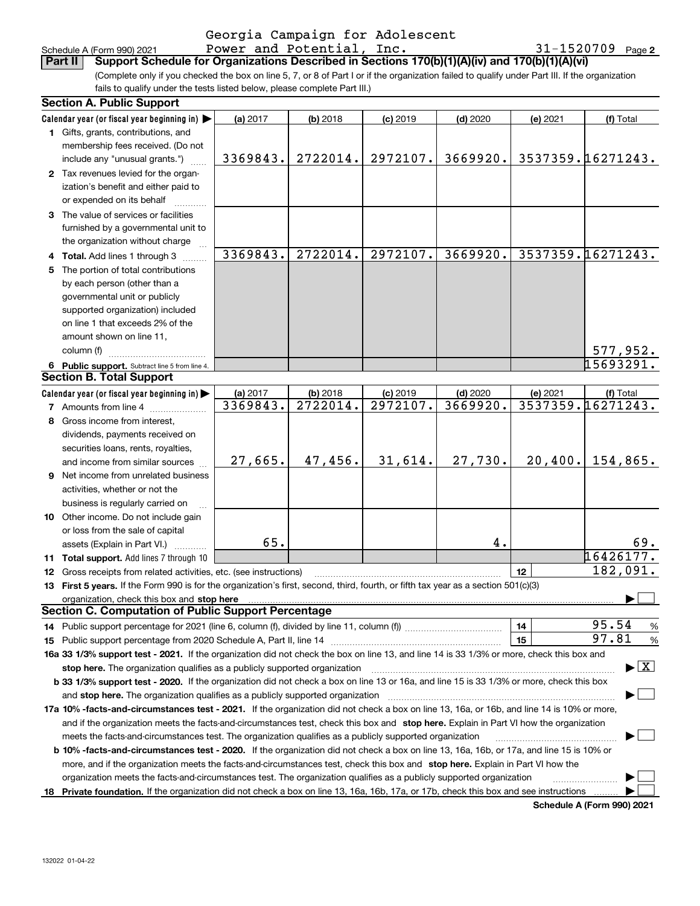Georgia Campaign for Adolescent Power and Potential, Inc. — 31-1520709

Schedule A (Form 990) 2021

## Part II — Support Schedule for Organizations Described in Sections 170(b)(1)(A)(iv) and 170(b)(1)(A)(vi)

(Complete only if you checked the box on line 5, 7, or 8 of Part I or if the organization failed to qualify under Part III. If the organization fails to qualify under the tests listed below, please complete Part III.)

### Section A. Public Support

| Calendar year (or fiscal year beginning in) | (a) 2017 | (b) 2018 | (c) 2019 | (d) 2020 | (e) 2021 | (f) Total |
|---|---|---|---|---|---|---|
| 1 Gifts, grants, contributions, and membership fees received. (Do not include any "unusual grants.") | 3369843. | 2722014. | 2972107. | 3669920. | 3537359. | 16271243. |
| 2 Tax revenues levied for the organization's benefit and either paid to or expended on its behalf | | | | | | |
| 3 The value of services or facilities furnished by a governmental unit to the organization without charge | | | | | | |
| 4 Total. Add lines 1 through 3 | 3369843. | 2722014. | 2972107. | 3669920. | 3537359. | 16271243. |
| 5 The portion of total contributions by each person (other than a governmental unit or publicly supported organization) included on line 1 that exceeds 2% of the amount shown on line 11, column (f) | | | | | | 577,952. |
| 6 Public support. Subtract line 5 from line 4. | | | | | | 15693291. |

### Section B. Total Support

| Calendar year (or fiscal year beginning in) | (a) 2017 | (b) 2018 | (c) 2019 | (d) 2020 | (e) 2021 | (f) Total |
|---|---|---|---|---|---|---|
| 7 Amounts from line 4 | 3369843. | 2722014. | 2972107. | 3669920. | 3537359. | 16271243. |
| 8 Gross income from interest, dividends, payments received on securities loans, rents, royalties, and income from similar sources | 27,665. | 47,456. | 31,614. | 27,730. | 20,400. | 154,865. |
| 9 Net income from unrelated business activities, whether or not the business is regularly carried on | | | | | | |
| 10 Other income. Do not include gain or loss from the sale of capital assets (Explain in Part VI.) | 65. | | | 4. | | 69. |
| 11 Total support. Add lines 7 through 10 | | | | | | 16426177. |

12 Gross receipts from related activities, etc. (see instructions) — 12 — 182,091.

13 **First 5 years.** If the Form 990 is for the organization's first, second, third, fourth, or fifth tax year as a section 501(c)(3) organization, check this box and **stop here** ☐

### Section C. Computation of Public Support Percentage

14 Public support percentage for 2021 (line 6, column (f), divided by line 11, column (f)) — 14 — 95.54 %

15 Public support percentage from 2020 Schedule A, Part II, line 14 — 15 — 97.81 %

16a **33 1/3% support test - 2021.** If the organization did not check the box on line 13, and line 14 is 33 1/3% or more, check this box and **stop here.** The organization qualifies as a publicly supported organization ☒

b **33 1/3% support test - 2020.** If the organization did not check a box on line 13 or 16a, and line 15 is 33 1/3% or more, check this box and **stop here.** The organization qualifies as a publicly supported organization ☐

17a **10% -facts-and-circumstances test - 2021.** If the organization did not check a box on line 13, 16a, or 16b, and line 14 is 10% or more, and if the organization meets the facts-and-circumstances test, check this box and **stop here.** Explain in Part VI how the organization meets the facts-and-circumstances test. The organization qualifies as a publicly supported organization ☐

b **10% -facts-and-circumstances test - 2020.** If the organization did not check a box on line 13, 16a, 16b, or 17a, and line 15 is 10% or more, and if the organization meets the facts-and-circumstances test, check this box and **stop here.** Explain in Part VI how the organization meets the facts-and-circumstances test. The organization qualifies as a publicly supported organization ☐

18 **Private foundation.** If the organization did not check a box on line 13, 16a, 16b, 17a, or 17b, check this box and see instructions ☐

Schedule A (Form 990) 2021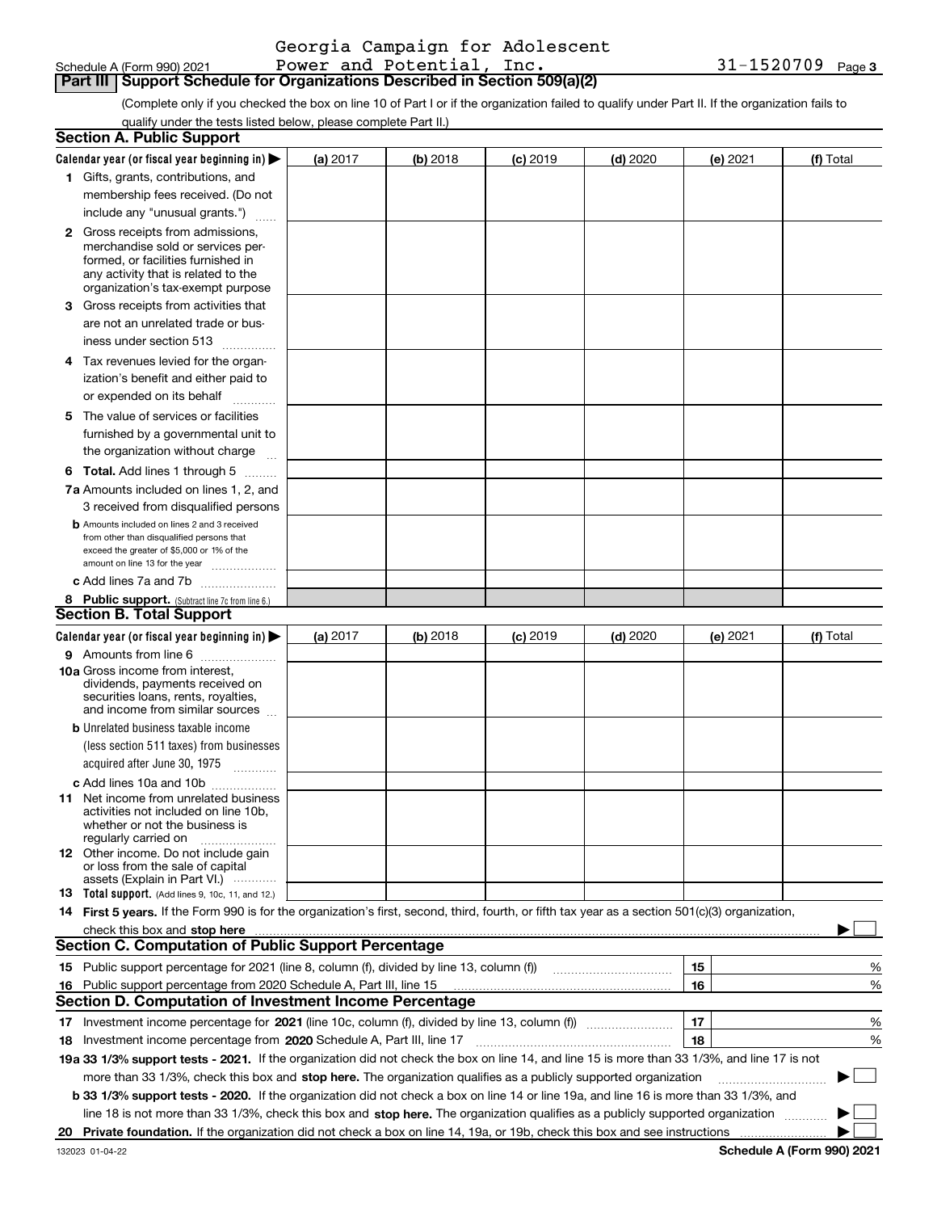Georgia Campaign for Adolescent Power and Potential, Inc. 31-1520709

Schedule A (Form 990) 2021

## Part III Support Schedule for Organizations Described in Section 509(a)(2)

(Complete only if you checked the box on line 10 of Part I or if the organization failed to qualify under Part II. If the organization fails to qualify under the tests listed below, please complete Part II.)

### Section A. Public Support

| Calendar year (or fiscal year beginning in) ▶ | (a) 2017 | (b) 2018 | (c) 2019 | (d) 2020 | (e) 2021 | (f) Total |
|---|---|---|---|---|---|---|
| **1** Gifts, grants, contributions, and membership fees received. (Do not include any "unusual grants.") | | | | | | |
| **2** Gross receipts from admissions, merchandise sold or services performed, or facilities furnished in any activity that is related to the organization's tax-exempt purpose | | | | | | |
| **3** Gross receipts from activities that are not an unrelated trade or business under section 513 | | | | | | |
| **4** Tax revenues levied for the organization's benefit and either paid to or expended on its behalf | | | | | | |
| **5** The value of services or facilities furnished by a governmental unit to the organization without charge | | | | | | |
| **6 Total.** Add lines 1 through 5 | | | | | | |
| **7a** Amounts included on lines 1, 2, and 3 received from disqualified persons | | | | | | |
| **b** Amounts included on lines 2 and 3 received from other than disqualified persons that exceed the greater of $5,000 or 1% of the amount on line 13 for the year | | | | | | |
| **c** Add lines 7a and 7b | | | | | | |
| **8 Public support.** (Subtract line 7c from line 6.) | | | | | | |

### Section B. Total Support

| Calendar year (or fiscal year beginning in) ▶ | (a) 2017 | (b) 2018 | (c) 2019 | (d) 2020 | (e) 2021 | (f) Total |
|---|---|---|---|---|---|---|
| **9** Amounts from line 6 | | | | | | |
| **10a** Gross income from interest, dividends, payments received on securities loans, rents, royalties, and income from similar sources | | | | | | |
| **b** Unrelated business taxable income (less section 511 taxes) from businesses acquired after June 30, 1975 | | | | | | |
| **c** Add lines 10a and 10b | | | | | | |
| **11** Net income from unrelated business activities not included on line 10b, whether or not the business is regularly carried on | | | | | | |
| **12** Other income. Do not include gain or loss from the sale of capital assets (Explain in Part VI.) | | | | | | |
| **13 Total support.** (Add lines 9, 10c, 11, and 12.) | | | | | | |

**14 First 5 years.** If the Form 990 is for the organization's first, second, third, fourth, or fifth tax year as a section 501(c)(3) organization, check this box and **stop here** ▶ ☐

### Section C. Computation of Public Support Percentage

| | | | |
|---|---|---|---|
| **15** Public support percentage for 2021 (line 8, column (f), divided by line 13, column (f)) | 15 | | % |
| **16** Public support percentage from 2020 Schedule A, Part III, line 15 | 16 | | % |

### Section D. Computation of Investment Income Percentage

| | | | |
|---|---|---|---|
| **17** Investment income percentage for **2021** (line 10c, column (f), divided by line 13, column (f)) | 17 | | % |
| **18** Investment income percentage from **2020** Schedule A, Part III, line 17 | 18 | | % |

**19a 33 1/3% support tests - 2021.** If the organization did not check the box on line 14, and line 15 is more than 33 1/3%, and line 17 is not more than 33 1/3%, check this box and **stop here.** The organization qualifies as a publicly supported organization ▶ ☐

**b 33 1/3% support tests - 2020.** If the organization did not check a box on line 14 or line 19a, and line 16 is more than 33 1/3%, and line 18 is not more than 33 1/3%, check this box and **stop here.** The organization qualifies as a publicly supported organization ▶ ☐

**20 Private foundation.** If the organization did not check a box on line 14, 19a, or 19b, check this box and see instructions ▶ ☐

132023 01-04-22 **Schedule A (Form 990) 2021**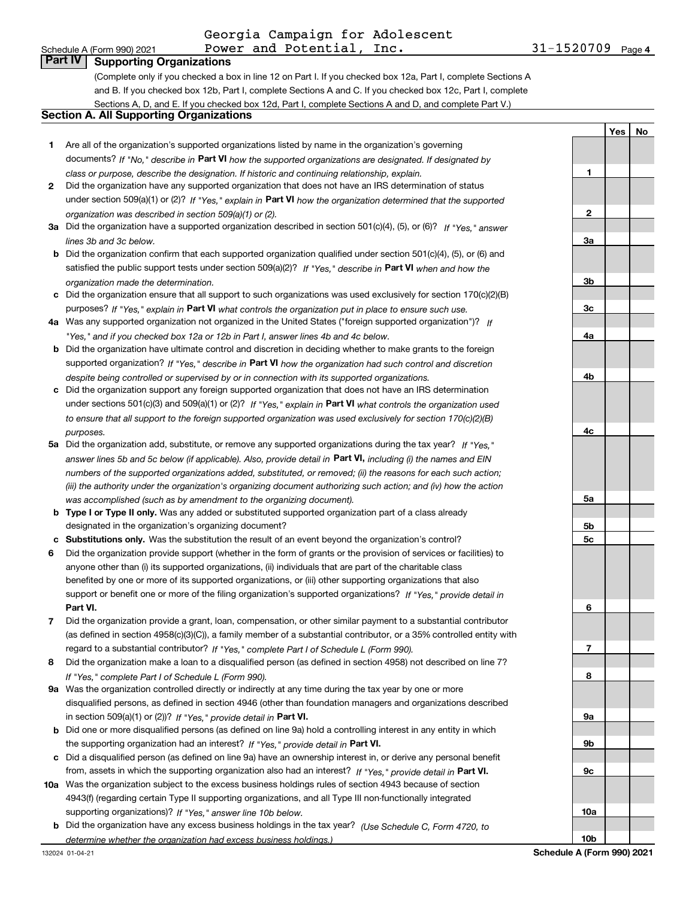Georgia Campaign for Adolescent Power and Potential, Inc. 31-1520709

## Part IV Supporting Organizations

(Complete only if you checked a box in line 12 on Part I. If you checked box 12a, Part I, complete Sections A and B. If you checked box 12b, Part I, complete Sections A and C. If you checked box 12c, Part I, complete Sections A, D, and E. If you checked box 12d, Part I, complete Sections A and D, and complete Part V.)

### Section A. All Supporting Organizations

| | | | Yes | No |
|---|---|---|---|---|
| **1** | Are all of the organization's supported organizations listed by name in the organization's governing documents? *If "No," describe in* **Part VI** *how the supported organizations are designated. If designated by class or purpose, describe the designation. If historic and continuing relationship, explain.* | **1** | | |
| **2** | Did the organization have any supported organization that does not have an IRS determination of status under section 509(a)(1) or (2)? *If "Yes," explain in* **Part VI** *how the organization determined that the supported organization was described in section 509(a)(1) or (2).* | **2** | | |
| **3a** | Did the organization have a supported organization described in section 501(c)(4), (5), or (6)? *If "Yes," answer lines 3b and 3c below.* | **3a** | | |
| **b** | Did the organization confirm that each supported organization qualified under section 501(c)(4), (5), or (6) and satisfied the public support tests under section 509(a)(2)? *If "Yes," describe in* **Part VI** *when and how the organization made the determination.* | **3b** | | |
| **c** | Did the organization ensure that all support to such organizations was used exclusively for section 170(c)(2)(B) purposes? *If "Yes," explain in* **Part VI** *what controls the organization put in place to ensure such use.* | **3c** | | |
| **4a** | Was any supported organization not organized in the United States ("foreign supported organization")? *If "Yes," and if you checked box 12a or 12b in Part I, answer lines 4b and 4c below.* | **4a** | | |
| **b** | Did the organization have ultimate control and discretion in deciding whether to make grants to the foreign supported organization? *If "Yes," describe in* **Part VI** *how the organization had such control and discretion despite being controlled or supervised by or in connection with its supported organizations.* | **4b** | | |
| **c** | Did the organization support any foreign supported organization that does not have an IRS determination under sections 501(c)(3) and 509(a)(1) or (2)? *If "Yes," explain in* **Part VI** *what controls the organization used to ensure that all support to the foreign supported organization was used exclusively for section 170(c)(2)(B) purposes.* | **4c** | | |
| **5a** | Did the organization add, substitute, or remove any supported organizations during the tax year? *If "Yes," answer lines 5b and 5c below (if applicable). Also, provide detail in* **Part VI,** *including (i) the names and EIN numbers of the supported organizations added, substituted, or removed; (ii) the reasons for each such action; (iii) the authority under the organization's organizing document authorizing such action; and (iv) how the action was accomplished (such as by amendment to the organizing document).* | **5a** | | |
| **b** | **Type I or Type II only.** Was any added or substituted supported organization part of a class already designated in the organization's organizing document? | **5b** | | |
| **c** | **Substitutions only.** Was the substitution the result of an event beyond the organization's control? | **5c** | | |
| **6** | Did the organization provide support (whether in the form of grants or the provision of services or facilities) to anyone other than (i) its supported organizations, (ii) individuals that are part of the charitable class benefited by one or more of its supported organizations, or (iii) other supporting organizations that also support or benefit one or more of the filing organization's supported organizations? *If "Yes," provide detail in* **Part VI.** | **6** | | |
| **7** | Did the organization provide a grant, loan, compensation, or other similar payment to a substantial contributor (as defined in section 4958(c)(3)(C)), a family member of a substantial contributor, or a 35% controlled entity with regard to a substantial contributor? *If "Yes," complete Part I of Schedule L (Form 990).* | **7** | | |
| **8** | Did the organization make a loan to a disqualified person (as defined in section 4958) not described on line 7? *If "Yes," complete Part I of Schedule L (Form 990).* | **8** | | |
| **9a** | Was the organization controlled directly or indirectly at any time during the tax year by one or more disqualified persons, as defined in section 4946 (other than foundation managers and organizations described in section 509(a)(1) or (2))? *If "Yes," provide detail in* **Part VI.** | **9a** | | |
| **b** | Did one or more disqualified persons (as defined on line 9a) hold a controlling interest in any entity in which the supporting organization had an interest? *If "Yes," provide detail in* **Part VI.** | **9b** | | |
| **c** | Did a disqualified person (as defined on line 9a) have an ownership interest in, or derive any personal benefit from, assets in which the supporting organization also had an interest? *If "Yes," provide detail in* **Part VI.** | **9c** | | |
| **10a** | Was the organization subject to the excess business holdings rules of section 4943 because of section 4943(f) (regarding certain Type II supporting organizations, and all Type III non-functionally integrated supporting organizations)? *If "Yes," answer line 10b below.* | **10a** | | |
| **b** | Did the organization have any excess business holdings in the tax year? *(Use Schedule C, Form 4720, to determine whether the organization had excess business holdings.)* | **10b** | | |

Schedule A (Form 990) 2021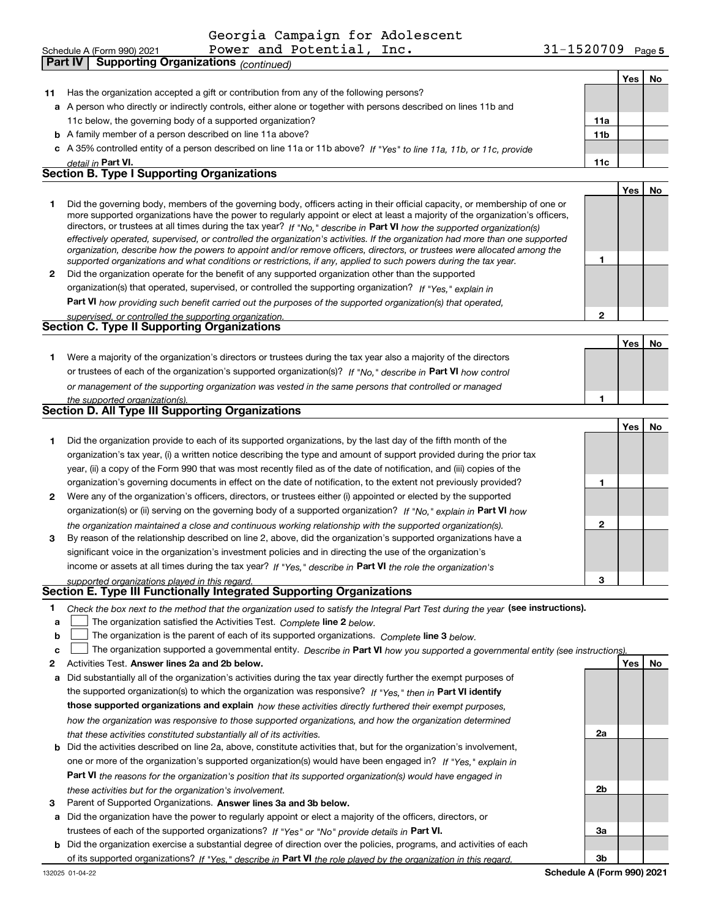Georgia Campaign for Adolescent Power and Potential, Inc. 31-1520709

## Part IV Supporting Organizations *(continued)*

| | | | Yes | No |
|---|---|---|---|---|
| **11** | Has the organization accepted a gift or contribution from any of the following persons? | | | |
| **a** | A person who directly or indirectly controls, either alone or together with persons described on lines 11b and 11c below, the governing body of a supported organization? | **11a** | | |
| **b** | A family member of a person described on line 11a above? | **11b** | | |
| **c** | A 35% controlled entity of a person described on line 11a or 11b above? *If "Yes" to line 11a, 11b, or 11c, provide detail in* **Part VI.** | **11c** | | |

### Section B. Type I Supporting Organizations

| | | | Yes | No |
|---|---|---|---|---|
| **1** | Did the governing body, members of the governing body, officers acting in their official capacity, or membership of one or more supported organizations have the power to regularly appoint or elect at least a majority of the organization's officers, directors, or trustees at all times during the tax year? *If "No," describe in* **Part VI** *how the supported organization(s) effectively operated, supervised, or controlled the organization's activities. If the organization had more than one supported organization, describe how the powers to appoint and/or remove officers, directors, or trustees were allocated among the supported organizations and what conditions or restrictions, if any, applied to such powers during the tax year.* | **1** | | |
| **2** | Did the organization operate for the benefit of any supported organization other than the supported organization(s) that operated, supervised, or controlled the supporting organization? *If "Yes," explain in* **Part VI** *how providing such benefit carried out the purposes of the supported organization(s) that operated, supervised, or controlled the supporting organization.* | **2** | | |

### Section C. Type II Supporting Organizations

| | | | Yes | No |
|---|---|---|---|---|
| **1** | Were a majority of the organization's directors or trustees during the tax year also a majority of the directors or trustees of each of the organization's supported organization(s)? *If "No," describe in* **Part VI** *how control or management of the supporting organization was vested in the same persons that controlled or managed the supported organization(s).* | **1** | | |

### Section D. All Type III Supporting Organizations

| | | | Yes | No |
|---|---|---|---|---|
| **1** | Did the organization provide to each of its supported organizations, by the last day of the fifth month of the organization's tax year, (i) a written notice describing the type and amount of support provided during the prior tax year, (ii) a copy of the Form 990 that was most recently filed as of the date of notification, and (iii) copies of the organization's governing documents in effect on the date of notification, to the extent not previously provided? | **1** | | |
| **2** | Were any of the organization's officers, directors, or trustees either (i) appointed or elected by the supported organization(s) or (ii) serving on the governing body of a supported organization? *If "No," explain in* **Part VI** *how the organization maintained a close and continuous working relationship with the supported organization(s).* | **2** | | |
| **3** | By reason of the relationship described on line 2, above, did the organization's supported organizations have a significant voice in the organization's investment policies and in directing the use of the organization's income or assets at all times during the tax year? *If "Yes," describe in* **Part VI** *the role the organization's supported organizations played in this regard.* | **3** | | |

### Section E. Type III Functionally Integrated Supporting Organizations

**1** *Check the box next to the method that the organization used to satisfy the Integral Part Test during the year* **(see instructions).**

- **a** ☐ The organization satisfied the Activities Test. *Complete* **line 2** *below.*
- **b** ☐ The organization is the parent of each of its supported organizations. *Complete* **line 3** *below.*
- **c** ☐ The organization supported a governmental entity. *Describe in* **Part VI** *how you supported a governmental entity (see instructions).*

| | | | Yes | No |
|---|---|---|---|---|
| **2** | Activities Test. **Answer lines 2a and 2b below.** | | | |
| **a** | Did substantially all of the organization's activities during the tax year directly further the exempt purposes of the supported organization(s) to which the organization was responsive? *If "Yes," then in* **Part VI identify those supported organizations and explain** *how these activities directly furthered their exempt purposes, how the organization was responsive to those supported organizations, and how the organization determined that these activities constituted substantially all of its activities.* | **2a** | | |
| **b** | Did the activities described on line 2a, above, constitute activities that, but for the organization's involvement, one or more of the organization's supported organization(s) would have been engaged in? *If "Yes," explain in* **Part VI** *the reasons for the organization's position that its supported organization(s) would have engaged in these activities but for the organization's involvement.* | **2b** | | |
| **3** | Parent of Supported Organizations. **Answer lines 3a and 3b below.** | | | |
| **a** | Did the organization have the power to regularly appoint or elect a majority of the officers, directors, or trustees of each of the supported organizations? *If "Yes" or "No" provide details in* **Part VI.** | **3a** | | |
| **b** | Did the organization exercise a substantial degree of direction over the policies, programs, and activities of each of its supported organizations? *If "Yes," describe in* **Part VI** *the role played by the organization in this regard.* | **3b** | | |

**Schedule A (Form 990) 2021**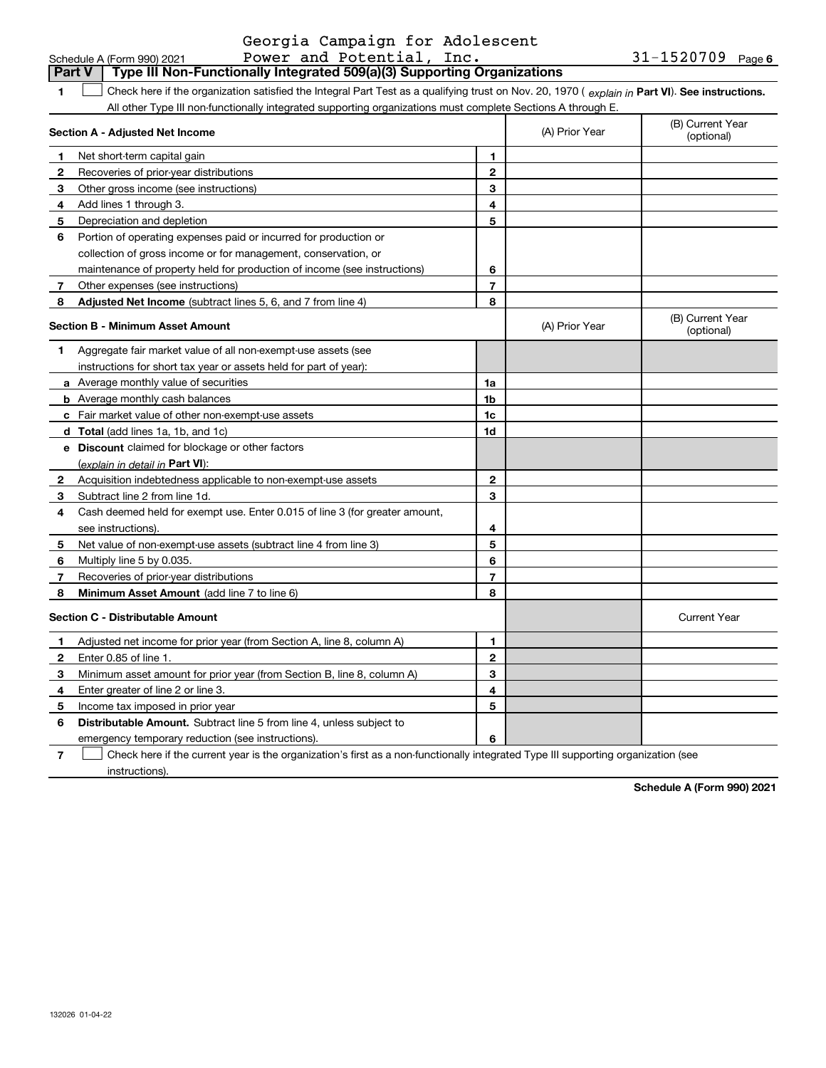Georgia Campaign for Adolescent Power and Potential, Inc. 31-1520709

Schedule A (Form 990) 2021

## Part V Type III Non-Functionally Integrated 509(a)(3) Supporting Organizations

**1** ☐ Check here if the organization satisfied the Integral Part Test as a qualifying trust on Nov. 20, 1970 ( *explain in* **Part VI**). **See instructions.** All other Type III non-functionally integrated supporting organizations must complete Sections A through E.

| **Section A - Adjusted Net Income** | | | (A) Prior Year | (B) Current Year (optional) |
|---|---|---|---|---|
| **1** | Net short-term capital gain | **1** | | |
| **2** | Recoveries of prior-year distributions | **2** | | |
| **3** | Other gross income (see instructions) | **3** | | |
| **4** | Add lines 1 through 3. | **4** | | |
| **5** | Depreciation and depletion | **5** | | |
| **6** | Portion of operating expenses paid or incurred for production or collection of gross income or for management, conservation, or maintenance of property held for production of income (see instructions) | **6** | | |
| **7** | Other expenses (see instructions) | **7** | | |
| **8** | **Adjusted Net Income** (subtract lines 5, 6, and 7 from line 4) | **8** | | |

| **Section B - Minimum Asset Amount** | | | (A) Prior Year | (B) Current Year (optional) |
|---|---|---|---|---|
| **1** | Aggregate fair market value of all non-exempt-use assets (see instructions for short tax year or assets held for part of year): | | | |
| **a** | Average monthly value of securities | **1a** | | |
| **b** | Average monthly cash balances | **1b** | | |
| **c** | Fair market value of other non-exempt-use assets | **1c** | | |
| **d** | **Total** (add lines 1a, 1b, and 1c) | **1d** | | |
| **e** | **Discount** claimed for blockage or other factors (*explain in detail in* **Part VI**): | | | |
| **2** | Acquisition indebtedness applicable to non-exempt-use assets | **2** | | |
| **3** | Subtract line 2 from line 1d. | **3** | | |
| **4** | Cash deemed held for exempt use. Enter 0.015 of line 3 (for greater amount, see instructions). | **4** | | |
| **5** | Net value of non-exempt-use assets (subtract line 4 from line 3) | **5** | | |
| **6** | Multiply line 5 by 0.035. | **6** | | |
| **7** | Recoveries of prior-year distributions | **7** | | |
| **8** | **Minimum Asset Amount** (add line 7 to line 6) | **8** | | |

| **Section C - Distributable Amount** | | | | Current Year |
|---|---|---|---|---|
| **1** | Adjusted net income for prior year (from Section A, line 8, column A) | **1** | | |
| **2** | Enter 0.85 of line 1. | **2** | | |
| **3** | Minimum asset amount for prior year (from Section B, line 8, column A) | **3** | | |
| **4** | Enter greater of line 2 or line 3. | **4** | | |
| **5** | Income tax imposed in prior year | **5** | | |
| **6** | **Distributable Amount.** Subtract line 5 from line 4, unless subject to emergency temporary reduction (see instructions). | **6** | | |

**7** ☐ Check here if the current year is the organization's first as a non-functionally integrated Type III supporting organization (see instructions).

**Schedule A (Form 990) 2021**

132026 01-04-22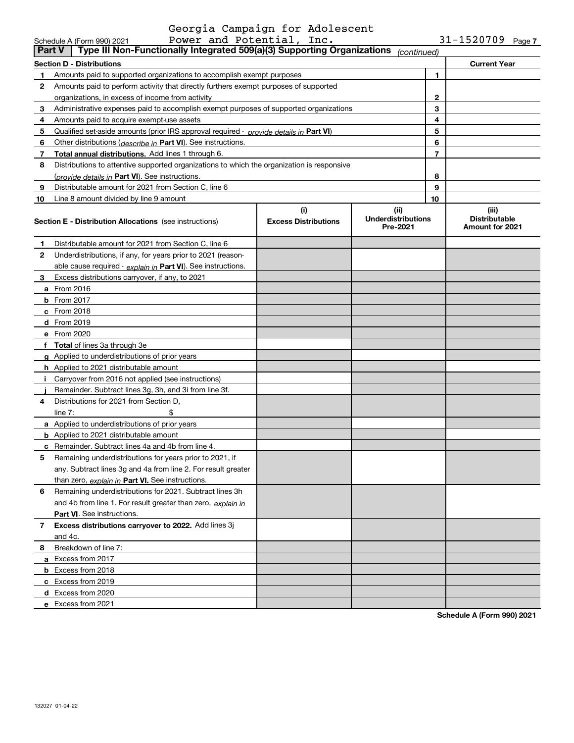Schedule A (Form 990) 2021 Georgia Campaign for Adolescent Power and Potential, Inc. 31-1520709 Page 7

**Part V | Type III Non-Functionally Integrated 509(a)(3) Supporting Organizations** *(continued)*

| **Section D - Distributions** | | **Current Year** |
|---|---|---|
| **1** Amounts paid to supported organizations to accomplish exempt purposes | 1 | |
| **2** Amounts paid to perform activity that directly furthers exempt purposes of supported organizations, in excess of income from activity | 2 | |
| **3** Administrative expenses paid to accomplish exempt purposes of supported organizations | 3 | |
| **4** Amounts paid to acquire exempt-use assets | 4 | |
| **5** Qualified set-aside amounts (prior IRS approval required - *provide details in* **Part VI**) | 5 | |
| **6** Other distributions (*describe in* **Part VI**). See instructions. | 6 | |
| **7** **Total annual distributions.** Add lines 1 through 6. | 7 | |
| **8** Distributions to attentive supported organizations to which the organization is responsive (*provide details in* **Part VI**). See instructions. | 8 | |
| **9** Distributable amount for 2021 from Section C, line 6 | 9 | |
| **10** Line 8 amount divided by line 9 amount | 10 | |

| **Section E - Distribution Allocations** (see instructions) | **(i)** **Excess Distributions** | **(ii)** **Underdistributions Pre-2021** | **(iii)** **Distributable Amount for 2021** |
|---|---|---|---|
| **1** Distributable amount for 2021 from Section C, line 6 | | | |
| **2** Underdistributions, if any, for years prior to 2021 (reasonable cause required - *explain in* **Part VI**). See instructions. | | | |
| **3** Excess distributions carryover, if any, to 2021 | | | |
| **a** From 2016 | | | |
| **b** From 2017 | | | |
| **c** From 2018 | | | |
| **d** From 2019 | | | |
| **e** From 2020 | | | |
| **f** **Total** of lines 3a through 3e | | | |
| **g** Applied to underdistributions of prior years | | | |
| **h** Applied to 2021 distributable amount | | | |
| **i** Carryover from 2016 not applied (see instructions) | | | |
| **j** Remainder. Subtract lines 3g, 3h, and 3i from line 3f. | | | |
| **4** Distributions for 2021 from Section D, line 7: $ | | | |
| **a** Applied to underdistributions of prior years | | | |
| **b** Applied to 2021 distributable amount | | | |
| **c** Remainder. Subtract lines 4a and 4b from line 4. | | | |
| **5** Remaining underdistributions for years prior to 2021, if any. Subtract lines 3g and 4a from line 2. For result greater than zero, *explain in* **Part VI.** See instructions. | | | |
| **6** Remaining underdistributions for 2021. Subtract lines 3h and 4b from line 1. For result greater than zero, *explain in* **Part VI**. See instructions. | | | |
| **7** **Excess distributions carryover to 2022.** Add lines 3j and 4c. | | | |
| **8** Breakdown of line 7: | | | |
| **a** Excess from 2017 | | | |
| **b** Excess from 2018 | | | |
| **c** Excess from 2019 | | | |
| **d** Excess from 2020 | | | |
| **e** Excess from 2021 | | | |

**Schedule A (Form 990) 2021**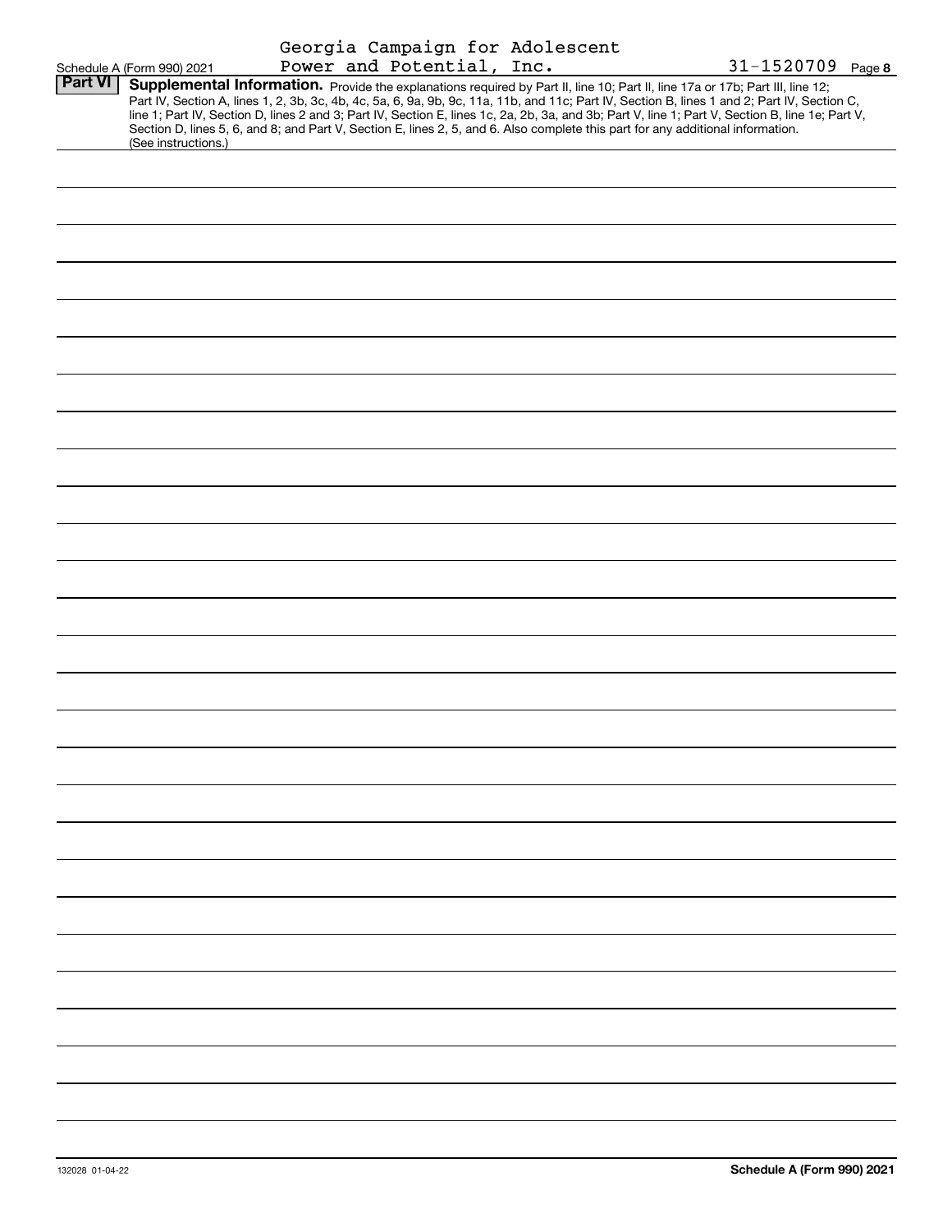Schedule A (Form 990) 2021 Georgia Campaign for Adolescent Power and Potential, Inc. 31-1520709 Page 8

**Part VI** **Supplemental Information.** Provide the explanations required by Part II, line 10; Part II, line 17a or 17b; Part III, line 12; Part IV, Section A, lines 1, 2, 3b, 3c, 4b, 4c, 5a, 6, 9a, 9b, 9c, 11a, 11b, and 11c; Part IV, Section B, lines 1 and 2; Part IV, Section C, line 1; Part IV, Section D, lines 2 and 3; Part IV, Section E, lines 1c, 2a, 2b, 3a, and 3b; Part V, line 1; Part V, Section B, line 1e; Part V, Section D, lines 5, 6, and 8; and Part V, Section E, lines 2, 5, and 6. Also complete this part for any additional information. (See instructions.)

132028 01-04-22 **Schedule A (Form 990) 2021**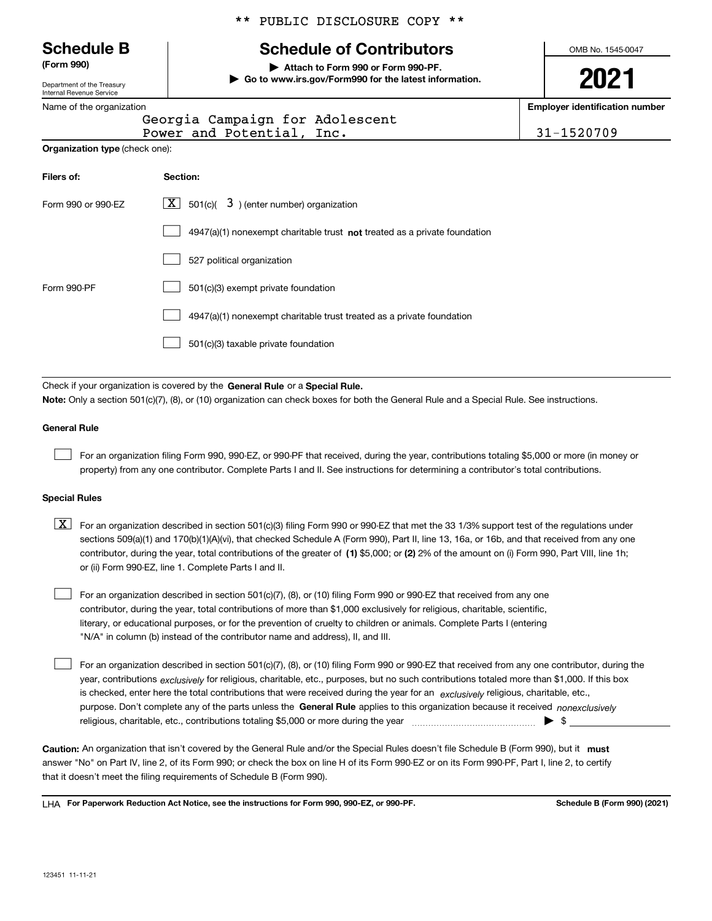** PUBLIC DISCLOSURE COPY **

**Schedule B** (Form 990)

Department of the Treasury
Internal Revenue Service

# Schedule of Contributors

▶ Attach to Form 990 or Form 990-PF.
▶ Go to www.irs.gov/Form990 for the latest information.

OMB No. 1545-0047

**2021**

Name of the organization: Georgia Campaign for Adolescent Power and Potential, Inc.

**Employer identification number:** 31-1520709

**Organization type** (check one):

| **Filers of:** | **Section:** |
|---|---|
| Form 990 or 990-EZ | [X] 501(c)( 3 ) (enter number) organization |
| | [ ] 4947(a)(1) nonexempt charitable trust **not** treated as a private foundation |
| | [ ] 527 political organization |
| Form 990-PF | [ ] 501(c)(3) exempt private foundation |
| | [ ] 4947(a)(1) nonexempt charitable trust treated as a private foundation |
| | [ ] 501(c)(3) taxable private foundation |

Check if your organization is covered by the **General Rule** or a **Special Rule.**

**Note:** Only a section 501(c)(7), (8), or (10) organization can check boxes for both the General Rule and a Special Rule. See instructions.

**General Rule**

[ ] For an organization filing Form 990, 990-EZ, or 990-PF that received, during the year, contributions totaling $5,000 or more (in money or property) from any one contributor. Complete Parts I and II. See instructions for determining a contributor's total contributions.

**Special Rules**

[X] For an organization described in section 501(c)(3) filing Form 990 or 990-EZ that met the 33 1/3% support test of the regulations under sections 509(a)(1) and 170(b)(1)(A)(vi), that checked Schedule A (Form 990), Part II, line 13, 16a, or 16b, and that received from any one contributor, during the year, total contributions of the greater of **(1)** $5,000; or **(2)** 2% of the amount on (i) Form 990, Part VIII, line 1h; or (ii) Form 990-EZ, line 1. Complete Parts I and II.

[ ] For an organization described in section 501(c)(7), (8), or (10) filing Form 990 or 990-EZ that received from any one contributor, during the year, total contributions of more than $1,000 exclusively for religious, charitable, scientific, literary, or educational purposes, or for the prevention of cruelty to children or animals. Complete Parts I (entering "N/A" in column (b) instead of the contributor name and address), II, and III.

[ ] For an organization described in section 501(c)(7), (8), or (10) filing Form 990 or 990-EZ that received from any one contributor, during the year, contributions *exclusively* for religious, charitable, etc., purposes, but no such contributions totaled more than $1,000. If this box is checked, enter here the total contributions that were received during the year for an *exclusively* religious, charitable, etc., purpose. Don't complete any of the parts unless the **General Rule** applies to this organization because it received *nonexclusively* religious, charitable, etc., contributions totaling $5,000 or more during the year ▶ $

**Caution:** An organization that isn't covered by the General Rule and/or the Special Rules doesn't file Schedule B (Form 990), but it **must** answer "No" on Part IV, line 2, of its Form 990; or check the box on line H of its Form 990-EZ or on its Form 990-PF, Part I, line 2, to certify that it doesn't meet the filing requirements of Schedule B (Form 990).

LHA **For Paperwork Reduction Act Notice, see the instructions for Form 990, 990-EZ, or 990-PF.** **Schedule B (Form 990) (2021)**

123451 11-11-21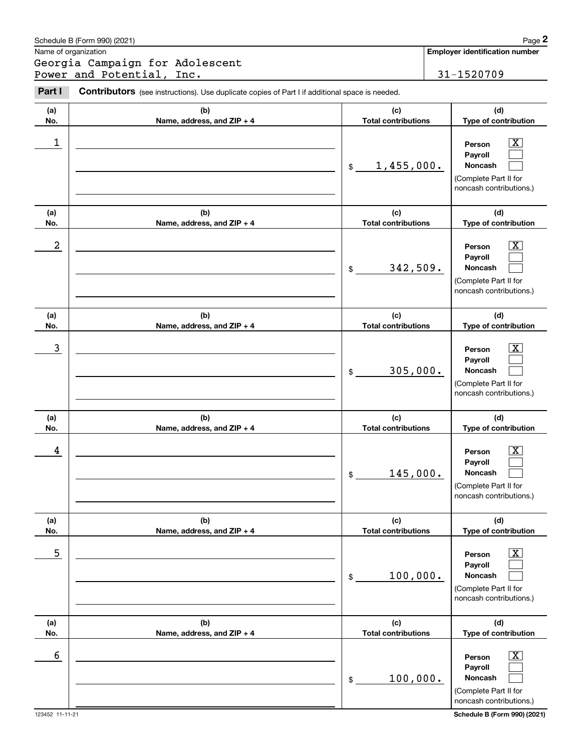Schedule B (Form 990) (2021)

Name of organization: Georgia Campaign for Adolescent Power and Potential, Inc.

Employer identification number: 31-1520709

**Part I** **Contributors** (see instructions). Use duplicate copies of Part I if additional space is needed.

| (a) No. | (b) Name, address, and ZIP + 4 | (c) Total contributions | (d) Type of contribution |
|---|---|---|---|
| 1 | | $ 1,455,000. | Person [X] Payroll [ ] Noncash [ ] (Complete Part II for noncash contributions.) |
| 2 | | $ 342,509. | Person [X] Payroll [ ] Noncash [ ] (Complete Part II for noncash contributions.) |
| 3 | | $ 305,000. | Person [X] Payroll [ ] Noncash [ ] (Complete Part II for noncash contributions.) |
| 4 | | $ 145,000. | Person [X] Payroll [ ] Noncash [ ] (Complete Part II for noncash contributions.) |
| 5 | | $ 100,000. | Person [X] Payroll [ ] Noncash [ ] (Complete Part II for noncash contributions.) |
| 6 | | $ 100,000. | Person [X] Payroll [ ] Noncash [ ] (Complete Part II for noncash contributions.) |

123452 11-11-21

Schedule B (Form 990) (2021)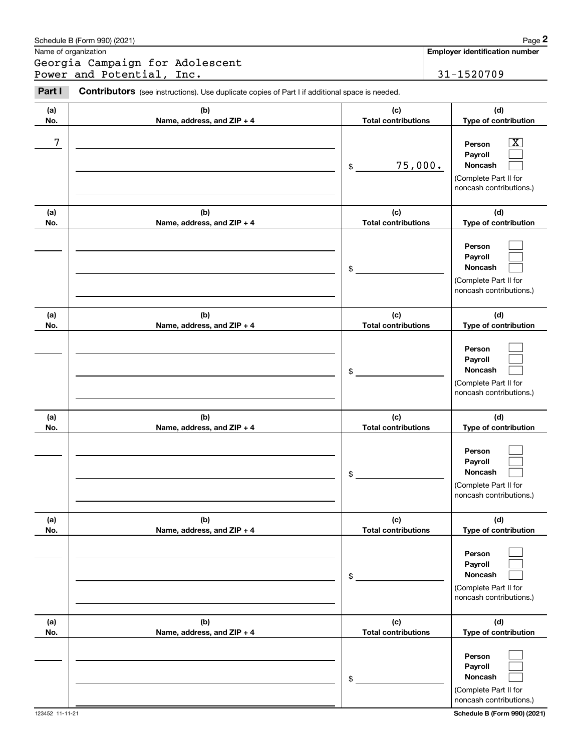Schedule B (Form 990) (2021)

Name of organization: Georgia Campaign for Adolescent Power and Potential, Inc.

Employer identification number: 31-1520709

**Part I** **Contributors** (see instructions). Use duplicate copies of Part I if additional space is needed.

| (a) No. | (b) Name, address, and ZIP + 4 | (c) Total contributions | (d) Type of contribution |
|---|---|---|---|
| 7 | | $ 75,000. | Person [X] Payroll [ ] Noncash [ ] (Complete Part II for noncash contributions.) |
| | | $ | Person [ ] Payroll [ ] Noncash [ ] (Complete Part II for noncash contributions.) |
| | | $ | Person [ ] Payroll [ ] Noncash [ ] (Complete Part II for noncash contributions.) |
| | | $ | Person [ ] Payroll [ ] Noncash [ ] (Complete Part II for noncash contributions.) |
| | | $ | Person [ ] Payroll [ ] Noncash [ ] (Complete Part II for noncash contributions.) |
| | | $ | Person [ ] Payroll [ ] Noncash [ ] (Complete Part II for noncash contributions.) |

123452 11-11-21

Schedule B (Form 990) (2021)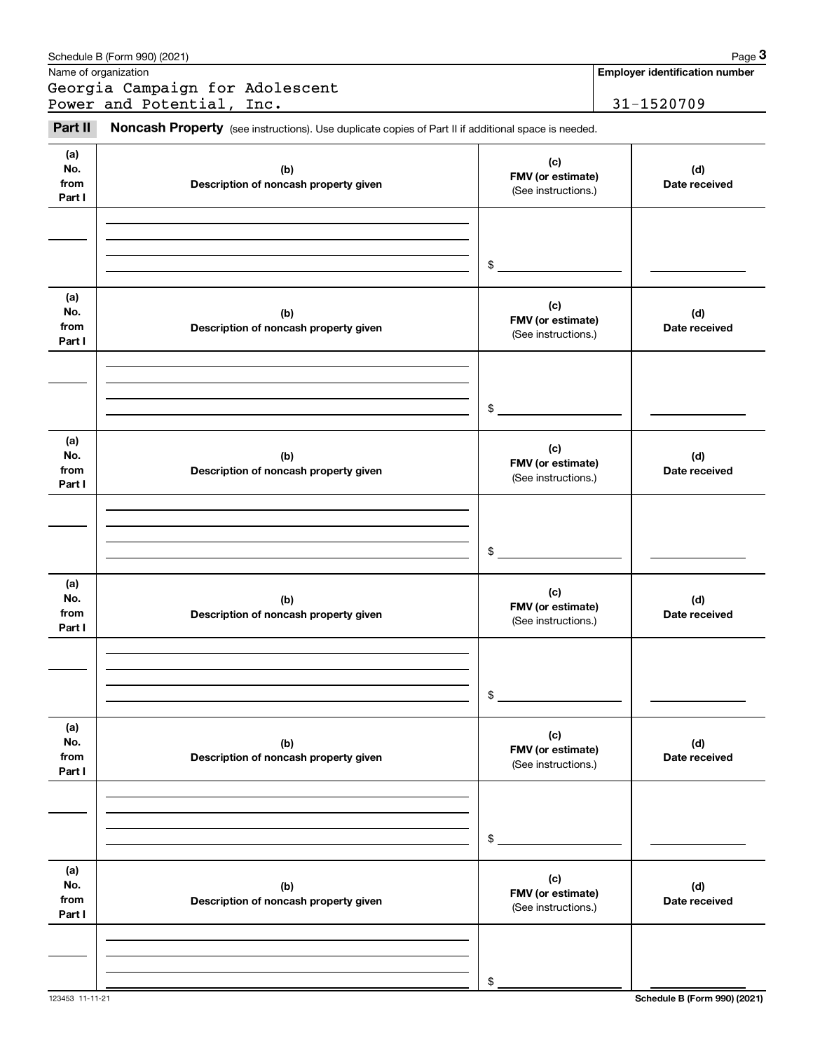Name of organization

Georgia Campaign for Adolescent Power and Potential, Inc.

**Employer identification number**

31-1520709

**Part II** **Noncash Property** (see instructions). Use duplicate copies of Part II if additional space is needed.

| (a) No. from Part I | (b) Description of noncash property given | (c) FMV (or estimate) (See instructions.) | (d) Date received |
|---|---|---|---|
| | | $ | |

| (a) No. from Part I | (b) Description of noncash property given | (c) FMV (or estimate) (See instructions.) | (d) Date received |
|---|---|---|---|
| | | $ | |

| (a) No. from Part I | (b) Description of noncash property given | (c) FMV (or estimate) (See instructions.) | (d) Date received |
|---|---|---|---|
| | | $ | |

| (a) No. from Part I | (b) Description of noncash property given | (c) FMV (or estimate) (See instructions.) | (d) Date received |
|---|---|---|---|
| | | $ | |

| (a) No. from Part I | (b) Description of noncash property given | (c) FMV (or estimate) (See instructions.) | (d) Date received |
|---|---|---|---|
| | | $ | |

| (a) No. from Part I | (b) Description of noncash property given | (c) FMV (or estimate) (See instructions.) | (d) Date received |
|---|---|---|---|
| | | $ | |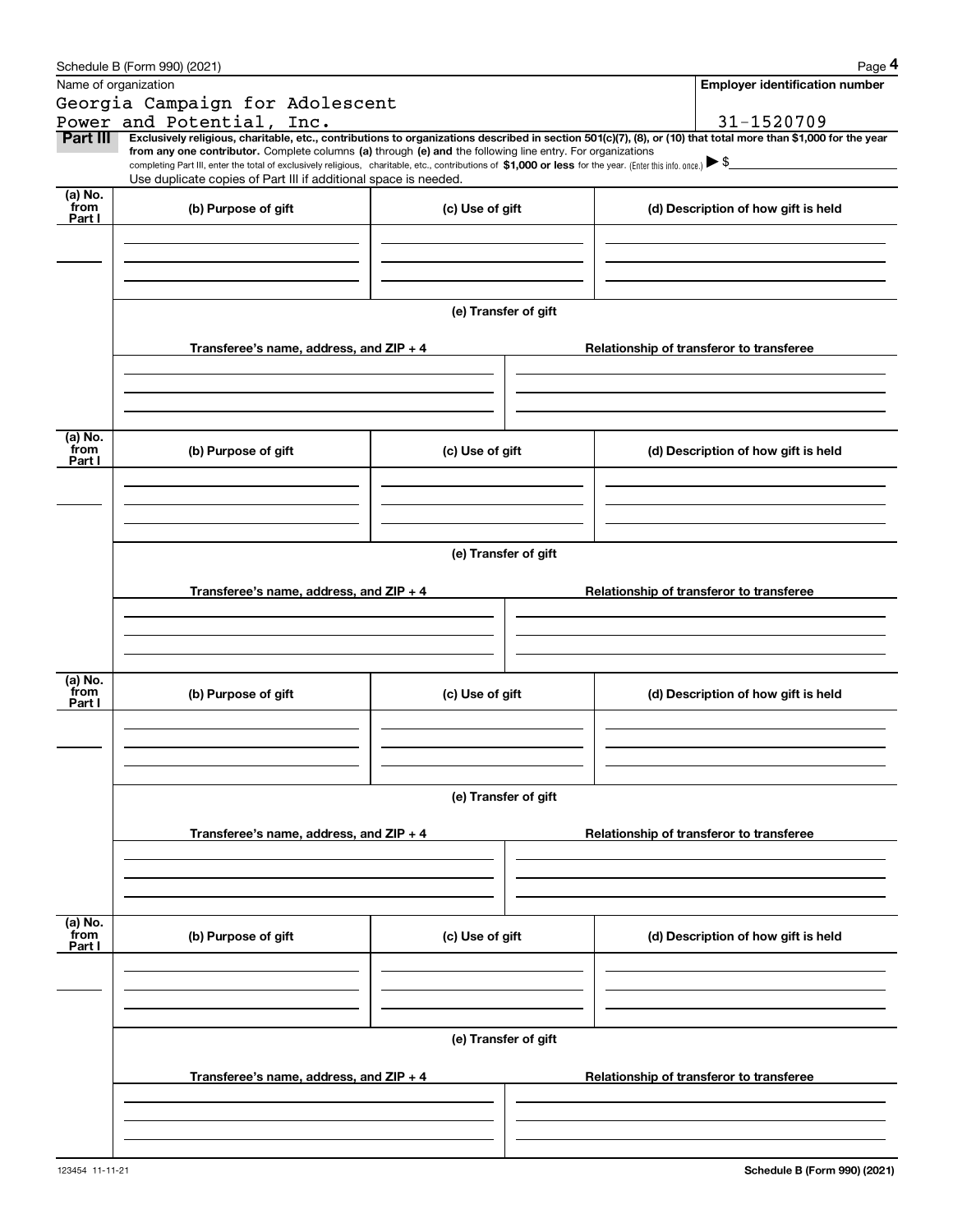Name of organization

Georgia Campaign for Adolescent Power and Potential, Inc.

**Employer identification number**

31-1520709

**Part III** **Exclusively religious, charitable, etc., contributions to organizations described in section 501(c)(7), (8), or (10) that total more than $1,000 for the year from any one contributor.** Complete columns **(a)** through **(e) and** the following line entry. For organizations completing Part III, enter the total of exclusively religious, charitable, etc., contributions of **$1,000 or less** for the year. (Enter this info. once.) ▶ $

Use duplicate copies of Part III if additional space is needed.

| (a) No. from Part I | (b) Purpose of gift | (c) Use of gift | (d) Description of how gift is held |
|---|---|---|---|
| | | | |

(e) Transfer of gift

| Transferee's name, address, and ZIP + 4 | Relationship of transferor to transferee |
|---|---|
| | |

| (a) No. from Part I | (b) Purpose of gift | (c) Use of gift | (d) Description of how gift is held |
|---|---|---|---|
| | | | |

(e) Transfer of gift

| Transferee's name, address, and ZIP + 4 | Relationship of transferor to transferee |
|---|---|
| | |

| (a) No. from Part I | (b) Purpose of gift | (c) Use of gift | (d) Description of how gift is held |
|---|---|---|---|
| | | | |

(e) Transfer of gift

| Transferee's name, address, and ZIP + 4 | Relationship of transferor to transferee |
|---|---|
| | |

| (a) No. from Part I | (b) Purpose of gift | (c) Use of gift | (d) Description of how gift is held |
|---|---|---|---|
| | | | |

(e) Transfer of gift

| Transferee's name, address, and ZIP + 4 | Relationship of transferor to transferee |
|---|---|
| | |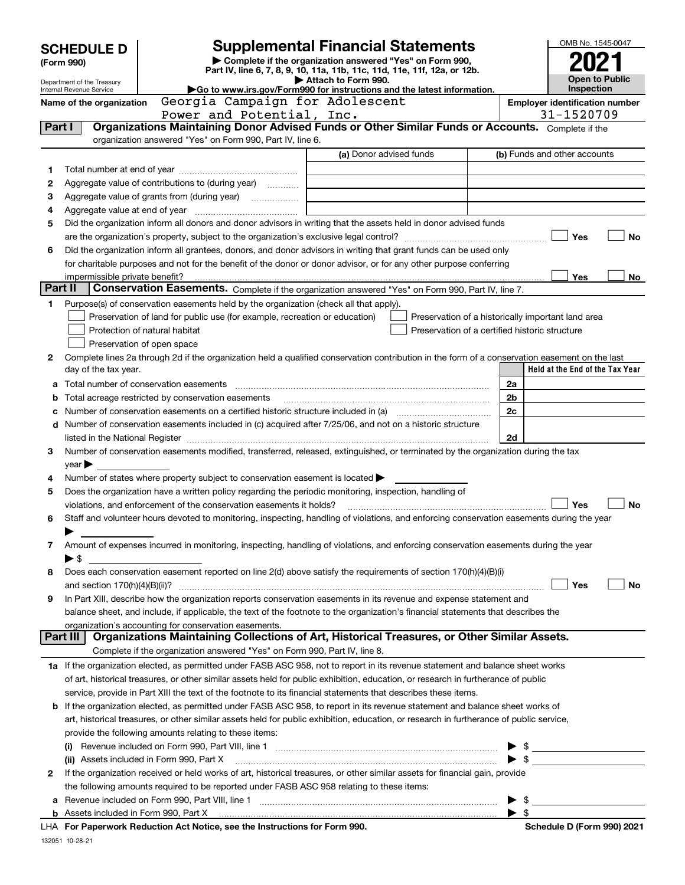# SCHEDULE D (Form 990)

Department of the Treasury
Internal Revenue Service

## Supplemental Financial Statements

▶ Complete if the organization answered "Yes" on Form 990, Part IV, line 6, 7, 8, 9, 10, 11a, 11b, 11c, 11d, 11e, 11f, 12a, or 12b.
▶ Attach to Form 990.
▶Go to www.irs.gov/Form990 for instructions and the latest information.

OMB No. 1545-0047
**2021**
**Open to Public Inspection**

Name of the organization: Georgia Campaign for Adolescent Power and Potential, Inc.

Employer identification number: 31-1520709

**Part I — Organizations Maintaining Donor Advised Funds or Other Similar Funds or Accounts.** Complete if the organization answered "Yes" on Form 990, Part IV, line 6.

| | | (a) Donor advised funds | (b) Funds and other accounts |
|---|---|---|---|
| 1 | Total number at end of year | | |
| 2 | Aggregate value of contributions to (during year) | | |
| 3 | Aggregate value of grants from (during year) | | |
| 4 | Aggregate value at end of year | | |

5 Did the organization inform all donors and donor advisors in writing that the assets held in donor advised funds are the organization's property, subject to the organization's exclusive legal control? ☐ Yes ☐ No

6 Did the organization inform all grantees, donors, and donor advisors in writing that grant funds can be used only for charitable purposes and not for the benefit of the donor or donor advisor, or for any other purpose conferring impermissible private benefit? ☐ Yes ☐ No

**Part II — Conservation Easements.** Complete if the organization answered "Yes" on Form 990, Part IV, line 7.

1 Purpose(s) of conservation easements held by the organization (check all that apply).
- ☐ Preservation of land for public use (for example, recreation or education)
- ☐ Protection of natural habitat
- ☐ Preservation of open space
- ☐ Preservation of a historically important land area
- ☐ Preservation of a certified historic structure

2 Complete lines 2a through 2d if the organization held a qualified conservation contribution in the form of a conservation easement on the last day of the tax year.

| | | | Held at the End of the Tax Year |
|---|---|---|---|
| a | Total number of conservation easements | 2a | |
| b | Total acreage restricted by conservation easements | 2b | |
| c | Number of conservation easements on a certified historic structure included in (a) | 2c | |
| d | Number of conservation easements included in (c) acquired after 7/25/06, and not on a historic structure listed in the National Register | 2d | |

3 Number of conservation easements modified, transferred, released, extinguished, or terminated by the organization during the tax year ▶

4 Number of states where property subject to conservation easement is located ▶

5 Does the organization have a written policy regarding the periodic monitoring, inspection, handling of violations, and enforcement of the conservation easements it holds? ☐ Yes ☐ No

6 Staff and volunteer hours devoted to monitoring, inspecting, handling of violations, and enforcing conservation easements during the year ▶

7 Amount of expenses incurred in monitoring, inspecting, handling of violations, and enforcing conservation easements during the year ▶ $

8 Does each conservation easement reported on line 2(d) above satisfy the requirements of section 170(h)(4)(B)(i) and section 170(h)(4)(B)(ii)? ☐ Yes ☐ No

9 In Part XIII, describe how the organization reports conservation easements in its revenue and expense statement and balance sheet, and include, if applicable, the text of the footnote to the organization's financial statements that describes the organization's accounting for conservation easements.

**Part III — Organizations Maintaining Collections of Art, Historical Treasures, or Other Similar Assets.** Complete if the organization answered "Yes" on Form 990, Part IV, line 8.

1a If the organization elected, as permitted under FASB ASC 958, not to report in its revenue statement and balance sheet works of art, historical treasures, or other similar assets held for public exhibition, education, or research in furtherance of public service, provide in Part XIII the text of the footnote to its financial statements that describes these items.

b If the organization elected, as permitted under FASB ASC 958, to report in its revenue statement and balance sheet works of art, historical treasures, or other similar assets held for public exhibition, education, or research in furtherance of public service, provide the following amounts relating to these items:

(i) Revenue included on Form 990, Part VIII, line 1 ▶ $

(ii) Assets included in Form 990, Part X ▶ $

2 If the organization received or held works of art, historical treasures, or other similar assets for financial gain, provide the following amounts required to be reported under FASB ASC 958 relating to these items:

a Revenue included on Form 990, Part VIII, line 1 ▶ $

b Assets included in Form 990, Part X ▶ $

LHA For Paperwork Reduction Act Notice, see the Instructions for Form 990. Schedule D (Form 990) 2021

132051 10-28-21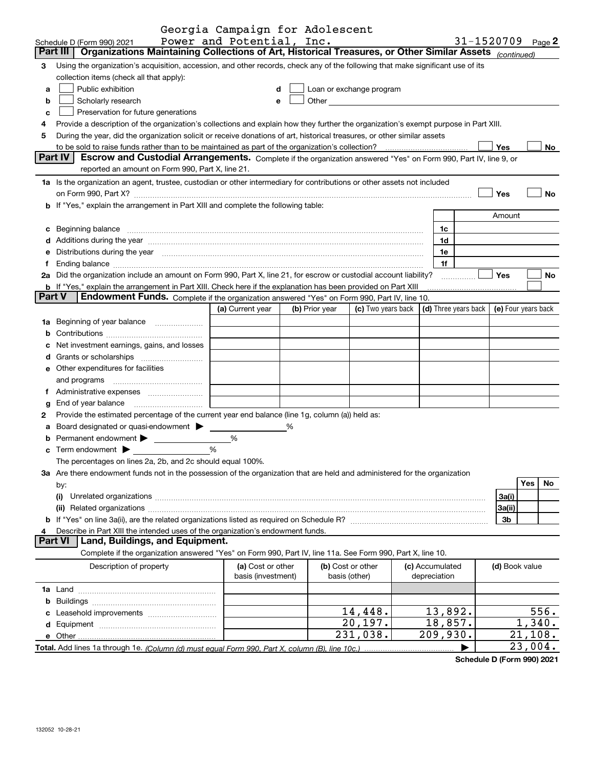Schedule D (Form 990) 2021 Georgia Campaign for Adolescent Power and Potential, Inc. 31-1520709 Page 2

## Part III Organizations Maintaining Collections of Art, Historical Treasures, or Other Similar Assets *(continued)*

**3** Using the organization's acquisition, accession, and other records, check any of the following that make significant use of its collection items (check all that apply):

- **a** ☐ Public exhibition
- **b** ☐ Scholarly research
- **c** ☐ Preservation for future generations
- **d** ☐ Loan or exchange program
- **e** ☐ Other

**4** Provide a description of the organization's collections and explain how they further the organization's exempt purpose in Part XIII.

**5** During the year, did the organization solicit or receive donations of art, historical treasures, or other similar assets to be sold to raise funds rather than to be maintained as part of the organization's collection? ☐ Yes ☐ No

## Part IV Escrow and Custodial Arrangements.

Complete if the organization answered "Yes" on Form 990, Part IV, line 9, or reported an amount on Form 990, Part X, line 21.

**1a** Is the organization an agent, trustee, custodian or other intermediary for contributions or other assets not included on Form 990, Part X? ☐ Yes ☐ No

**b** If "Yes," explain the arrangement in Part XIII and complete the following table:

| | | Amount |
|---|---|---|
| **c** Beginning balance | 1c | |
| **d** Additions during the year | 1d | |
| **e** Distributions during the year | 1e | |
| **f** Ending balance | 1f | |

**2a** Did the organization include an amount on Form 990, Part X, line 21, for escrow or custodial account liability? ☐ Yes ☐ No

**b** If "Yes," explain the arrangement in Part XIII. Check here if the explanation has been provided on Part XIII ☐

## Part V Endowment Funds.

Complete if the organization answered "Yes" on Form 990, Part IV, line 10.

| | (a) Current year | (b) Prior year | (c) Two years back | (d) Three years back | (e) Four years back |
|---|---|---|---|---|---|
| **1a** Beginning of year balance | | | | | |
| **b** Contributions | | | | | |
| **c** Net investment earnings, gains, and losses | | | | | |
| **d** Grants or scholarships | | | | | |
| **e** Other expenditures for facilities and programs | | | | | |
| **f** Administrative expenses | | | | | |
| **g** End of year balance | | | | | |

**2** Provide the estimated percentage of the current year end balance (line 1g, column (a)) held as:

- **a** Board designated or quasi-endowment ▶ ______ %
- **b** Permanent endowment ▶ ______ %
- **c** Term endowment ▶ ______ %

The percentages on lines 2a, 2b, and 2c should equal 100%.

**3a** Are there endowment funds not in the possession of the organization that are held and administered for the organization by:

| | | Yes | No |
|---|---|---|---|
| **(i)** Unrelated organizations | 3a(i) | | |
| **(ii)** Related organizations | 3a(ii) | | |
| **b** If "Yes" on line 3a(ii), are the related organizations listed as required on Schedule R? | 3b | | |

**4** Describe in Part XIII the intended uses of the organization's endowment funds.

## Part VI Land, Buildings, and Equipment.

Complete if the organization answered "Yes" on Form 990, Part IV, line 11a. See Form 990, Part X, line 10.

| Description of property | (a) Cost or other basis (investment) | (b) Cost or other basis (other) | (c) Accumulated depreciation | (d) Book value |
|---|---|---|---|---|
| **1a** Land | | | | |
| **b** Buildings | | | | |
| **c** Leasehold improvements | | 14,448. | 13,892. | 556. |
| **d** Equipment | | 20,197. | 18,857. | 1,340. |
| **e** Other | | 231,038. | 209,930. | 21,108. |
| **Total.** Add lines 1a through 1e. *(Column (d) must equal Form 990, Part X, column (B), line 10c.)* | | | ▶ | 23,004. |

Schedule D (Form 990) 2021

132052 10-28-21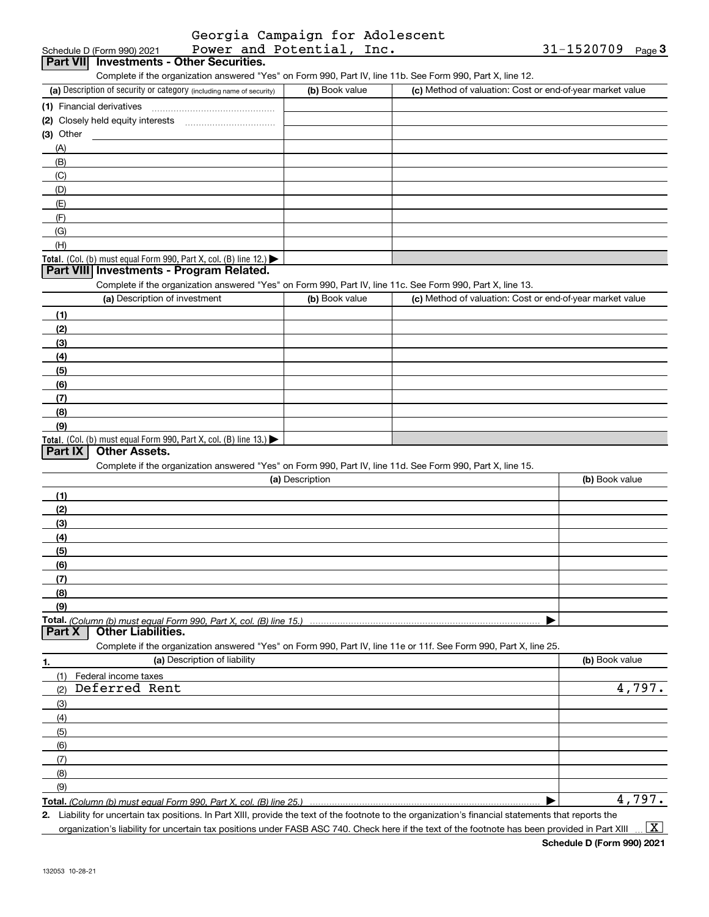Schedule D (Form 990) 2021 Georgia Campaign for Adolescent Power and Potential, Inc. 31-1520709 Page **3**

## Part VII Investments - Other Securities.

Complete if the organization answered "Yes" on Form 990, Part IV, line 11b. See Form 990, Part X, line 12.

| (a) Description of security or category (including name of security) | (b) Book value | (c) Method of valuation: Cost or end-of-year market value |
|---|---|---|
| (1) Financial derivatives | | |
| (2) Closely held equity interests | | |
| (3) Other | | |
| (A) | | |
| (B) | | |
| (C) | | |
| (D) | | |
| (E) | | |
| (F) | | |
| (G) | | |
| (H) | | |
| **Total.** (Col. (b) must equal Form 990, Part X, col. (B) line 12.) ▶ | | |

## Part VIII Investments - Program Related.

Complete if the organization answered "Yes" on Form 990, Part IV, line 11c. See Form 990, Part X, line 13.

| (a) Description of investment | (b) Book value | (c) Method of valuation: Cost or end-of-year market value |
|---|---|---|
| (1) | | |
| (2) | | |
| (3) | | |
| (4) | | |
| (5) | | |
| (6) | | |
| (7) | | |
| (8) | | |
| (9) | | |
| **Total.** (Col. (b) must equal Form 990, Part X, col. (B) line 13.) ▶ | | |

## Part IX Other Assets.

Complete if the organization answered "Yes" on Form 990, Part IV, line 11d. See Form 990, Part X, line 15.

| (a) Description | (b) Book value |
|---|---|
| (1) | |
| (2) | |
| (3) | |
| (4) | |
| (5) | |
| (6) | |
| (7) | |
| (8) | |
| (9) | |
| **Total.** *(Column (b) must equal Form 990, Part X, col. (B) line 15.)* ▶ | |

## Part X Other Liabilities.

Complete if the organization answered "Yes" on Form 990, Part IV, line 11e or 11f. See Form 990, Part X, line 25.

| 1. (a) Description of liability | (b) Book value |
|---|---|
| (1) Federal income taxes | |
| (2) Deferred Rent | 4,797. |
| (3) | |
| (4) | |
| (5) | |
| (6) | |
| (7) | |
| (8) | |
| (9) | |
| **Total.** *(Column (b) must equal Form 990, Part X, col. (B) line 25.)* ▶ | 4,797. |

**2.** Liability for uncertain tax positions. In Part XIII, provide the text of the footnote to the organization's financial statements that reports the organization's liability for uncertain tax positions under FASB ASC 740. Check here if the text of the footnote has been provided in Part XIII ... [X]

**Schedule D (Form 990) 2021**

132053 10-28-21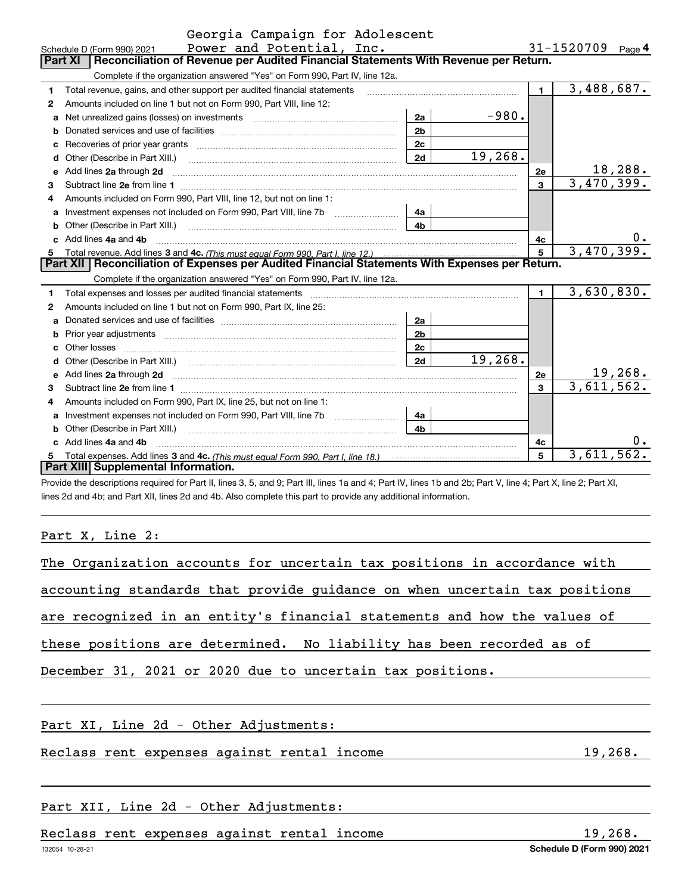Schedule D (Form 990) 2021 Georgia Campaign for Adolescent Power and Potential, Inc. 31-1520709 Page 4

## Part XI Reconciliation of Revenue per Audited Financial Statements With Revenue per Return.

Complete if the organization answered "Yes" on Form 990, Part IV, line 12a.

| | | | | | |
|---|---|---|---|---|---|
| 1 | Total revenue, gains, and other support per audited financial statements | | | 1 | 3,488,687. |
| 2 | Amounts included on line 1 but not on Form 990, Part VIII, line 12: | | | | |
| a | Net unrealized gains (losses) on investments | 2a | -980. | | |
| b | Donated services and use of facilities | 2b | | | |
| c | Recoveries of prior year grants | 2c | | | |
| d | Other (Describe in Part XIII.) | 2d | 19,268. | | |
| e | Add lines 2a through 2d | | | 2e | 18,288. |
| 3 | Subtract line 2e from line 1 | | | 3 | 3,470,399. |
| 4 | Amounts included on Form 990, Part VIII, line 12, but not on line 1: | | | | |
| a | Investment expenses not included on Form 990, Part VIII, line 7b | 4a | | | |
| b | Other (Describe in Part XIII.) | 4b | | | |
| c | Add lines 4a and 4b | | | 4c | 0. |
| 5 | Total revenue. Add lines 3 and 4c. *(This must equal Form 990, Part I, line 12.)* | | | 5 | 3,470,399. |

## Part XII Reconciliation of Expenses per Audited Financial Statements With Expenses per Return.

Complete if the organization answered "Yes" on Form 990, Part IV, line 12a.

| | | | | | |
|---|---|---|---|---|---|
| 1 | Total expenses and losses per audited financial statements | | | 1 | 3,630,830. |
| 2 | Amounts included on line 1 but not on Form 990, Part IX, line 25: | | | | |
| a | Donated services and use of facilities | 2a | | | |
| b | Prior year adjustments | 2b | | | |
| c | Other losses | 2c | | | |
| d | Other (Describe in Part XIII.) | 2d | 19,268. | | |
| e | Add lines 2a through 2d | | | 2e | 19,268. |
| 3 | Subtract line 2e from line 1 | | | 3 | 3,611,562. |
| 4 | Amounts included on Form 990, Part IX, line 25, but not on line 1: | | | | |
| a | Investment expenses not included on Form 990, Part VIII, line 7b | 4a | | | |
| b | Other (Describe in Part XIII.) | 4b | | | |
| c | Add lines 4a and 4b | | | 4c | 0. |
| 5 | Total expenses. Add lines 3 and 4c. *(This must equal Form 990, Part I, line 18.)* | | | 5 | 3,611,562. |

## Part XIII Supplemental Information.

Provide the descriptions required for Part II, lines 3, 5, and 9; Part III, lines 1a and 4; Part IV, lines 1b and 2b; Part V, line 4; Part X, line 2; Part XI, lines 2d and 4b; and Part XII, lines 2d and 4b. Also complete this part to provide any additional information.

Part X, Line 2:

The Organization accounts for uncertain tax positions in accordance with accounting standards that provide guidance on when uncertain tax positions are recognized in an entity's financial statements and how the values of these positions are determined. No liability has been recorded as of December 31, 2021 or 2020 due to uncertain tax positions.

Part XI, Line 2d - Other Adjustments:

Reclass rent expenses against rental income 19,268.

Part XII, Line 2d - Other Adjustments:

Reclass rent expenses against rental income 19,268.

132054 10-28-21 Schedule D (Form 990) 2021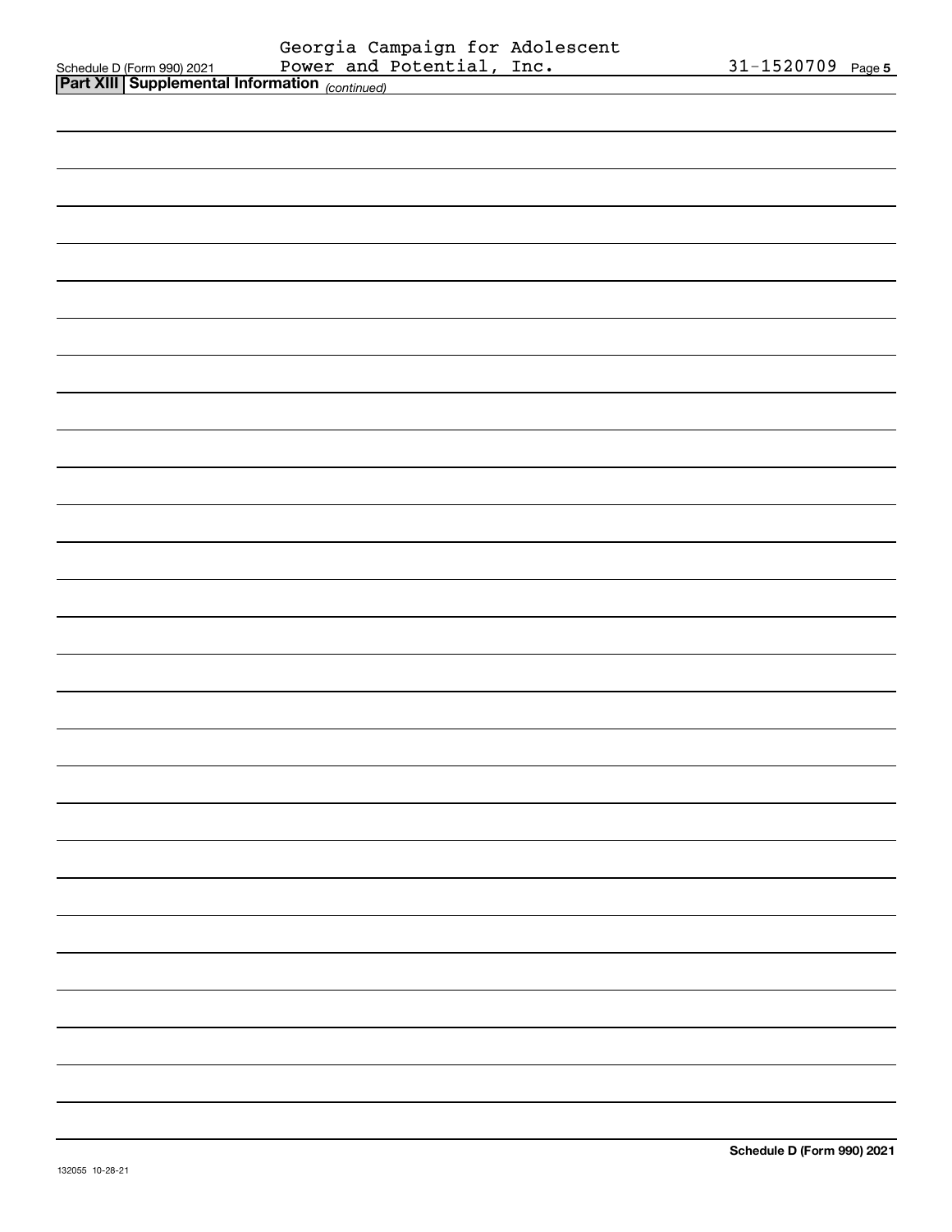Schedule D (Form 990) 2021 Georgia Campaign for Adolescent Power and Potential, Inc. 31-1520709 Page 5

**Part XIII Supplemental Information** *(continued)*

**Schedule D (Form 990) 2021**

132055 10-28-21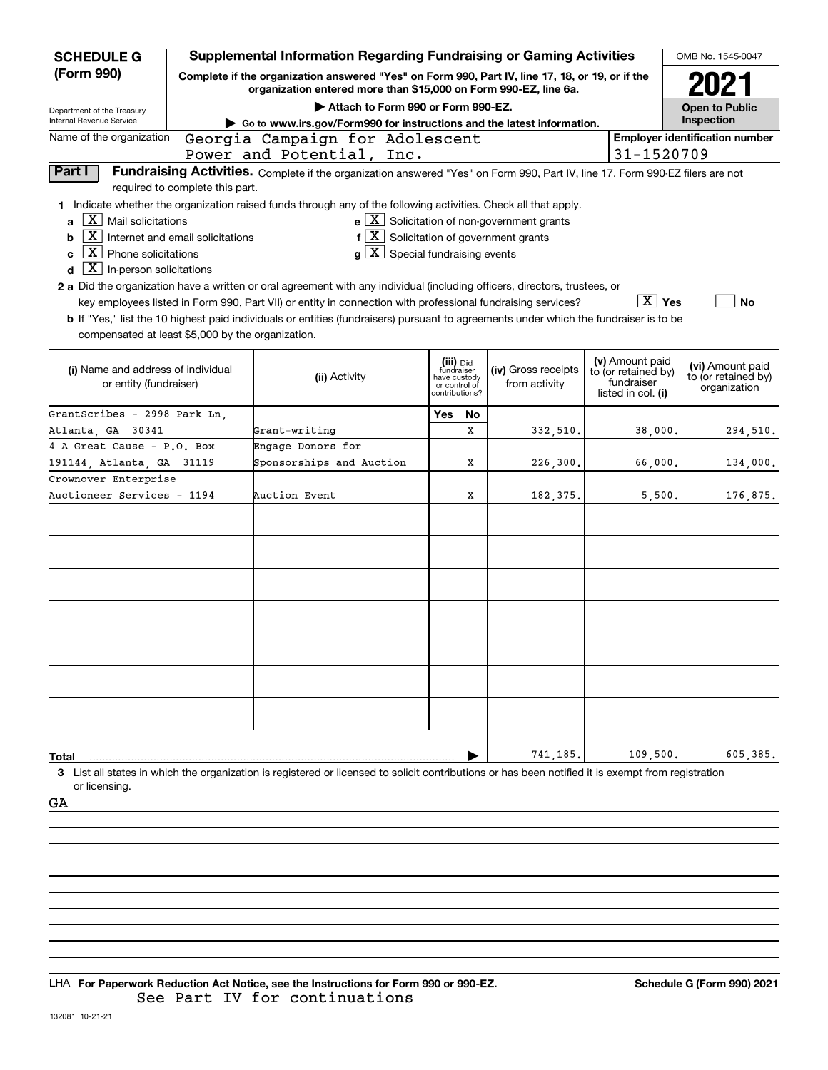# SCHEDULE G (Form 990)

**Supplemental Information Regarding Fundraising or Gaming Activities**

**Complete if the organization answered "Yes" on Form 990, Part IV, line 17, 18, or 19, or if the organization entered more than $15,000 on Form 990-EZ, line 6a.**

▶ **Attach to Form 990 or Form 990-EZ.**

▶ **Go to www.irs.gov/Form990 for instructions and the latest information.**

OMB No. 1545-0047

**2021**

**Open to Public Inspection**

Department of the Treasury
Internal Revenue Service

Name of the organization: Georgia Campaign for Adolescent Power and Potential, Inc.

**Employer identification number:** 31-1520709

## Part I — Fundraising Activities.

Complete if the organization answered "Yes" on Form 990, Part IV, line 17. Form 990-EZ filers are not required to complete this part.

**1** Indicate whether the organization raised funds through any of the following activities. Check all that apply.

- **a** [X] Mail solicitations
- **b** [X] Internet and email solicitations
- **c** [X] Phone solicitations
- **d** [X] In-person solicitations
- **e** [X] Solicitation of non-government grants
- **f** [X] Solicitation of government grants
- **g** [X] Special fundraising events

**2 a** Did the organization have a written or oral agreement with any individual (including officers, directors, trustees, or key employees listed in Form 990, Part VII) or entity in connection with professional fundraising services? [X] Yes [ ] No

**b** If "Yes," list the 10 highest paid individuals or entities (fundraisers) pursuant to agreements under which the fundraiser is to be compensated at least $5,000 by the organization.

| (i) Name and address of individual or entity (fundraiser) | (ii) Activity | (iii) Did fundraiser have custody or control of contributions? Yes | No | (iv) Gross receipts from activity | (v) Amount paid to (or retained by) fundraiser listed in col. (i) | (vi) Amount paid to (or retained by) organization |
|---|---|---|---|---|---|---|
| GrantScribes - 2998 Park Ln, Atlanta, GA 30341 | Grant-writing | | X | 332,510. | 38,000. | 294,510. |
| 4 A Great Cause - P.O. Box 191144, Atlanta, GA 31119 | Engage Donors for Sponsorships and Auction | | X | 226,300. | 66,000. | 134,000. |
| Crownover Enterprise Auctioneer Services - 1194 | Auction Event | | X | 182,375. | 5,500. | 176,875. |
| **Total** | | | | 741,185. | 109,500. | 605,385. |

**3** List all states in which the organization is registered or licensed to solicit contributions or has been notified it is exempt from registration or licensing.

GA

LHA **For Paperwork Reduction Act Notice, see the Instructions for Form 990 or 990-EZ.** **Schedule G (Form 990) 2021**

See Part IV for continuations

132081 10-21-21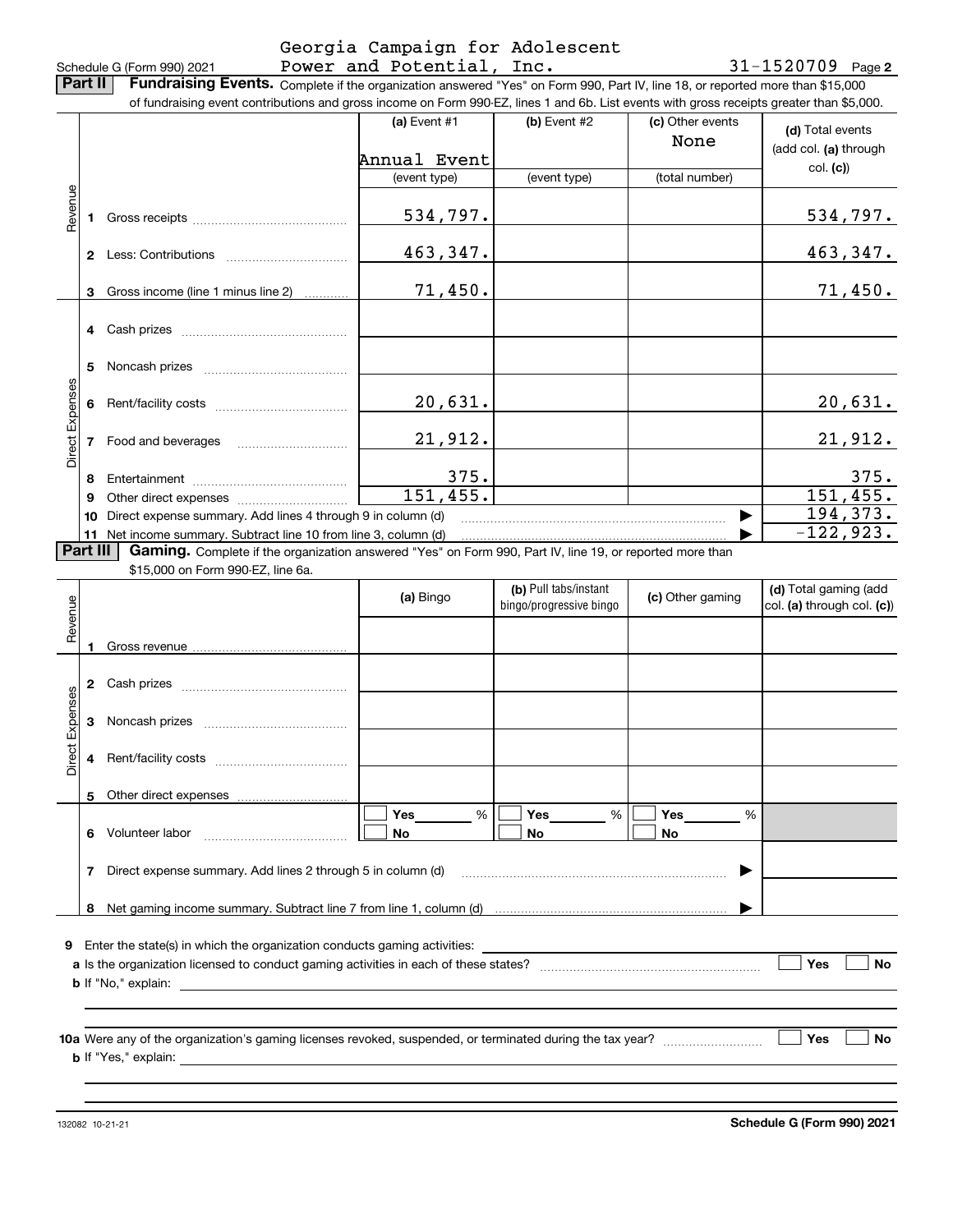Georgia Campaign for Adolescent Power and Potential, Inc.

Schedule G (Form 990) 2021 — 31-1520709 Page 2

**Part II** **Fundraising Events.** Complete if the organization answered "Yes" on Form 990, Part IV, line 18, or reported more than $15,000 of fundraising event contributions and gross income on Form 990-EZ, lines 1 and 6b. List events with gross receipts greater than $5,000.

| | | (a) Event #1 | (b) Event #2 | (c) Other events | (d) Total events (add col. (a) through col. (c)) |
|---|---|---|---|---|---|
| | | Annual Event | | None | |
| | | (event type) | (event type) | (total number) | |
| Revenue | 1 Gross receipts | 534,797. | | | 534,797. |
| | 2 Less: Contributions | 463,347. | | | 463,347. |
| | 3 Gross income (line 1 minus line 2) | 71,450. | | | 71,450. |
| Direct Expenses | 4 Cash prizes | | | | |
| | 5 Noncash prizes | | | | |
| | 6 Rent/facility costs | 20,631. | | | 20,631. |
| | 7 Food and beverages | 21,912. | | | 21,912. |
| | 8 Entertainment | 375. | | | 375. |
| | 9 Other direct expenses | 151,455. | | | 151,455. |
| | 10 Direct expense summary. Add lines 4 through 9 in column (d) | | | ▶ | 194,373. |
| | 11 Net income summary. Subtract line 10 from line 3, column (d) | | | ▶ | -122,923. |

**Part III** **Gaming.** Complete if the organization answered "Yes" on Form 990, Part IV, line 19, or reported more than $15,000 on Form 990-EZ, line 6a.

| | | (a) Bingo | (b) Pull tabs/instant bingo/progressive bingo | (c) Other gaming | (d) Total gaming (add col. (a) through col. (c)) |
|---|---|---|---|---|---|
| Revenue | 1 Gross revenue | | | | |
| Direct Expenses | 2 Cash prizes | | | | |
| | 3 Noncash prizes | | | | |
| | 4 Rent/facility costs | | | | |
| | 5 Other direct expenses | | | | |
| | 6 Volunteer labor | ☐ Yes ____ % ☐ No | ☐ Yes ____ % ☐ No | ☐ Yes ____ % ☐ No | |
| | 7 Direct expense summary. Add lines 2 through 5 in column (d) | | | ▶ | |
| | 8 Net gaming income summary. Subtract line 7 from line 1, column (d) | | | ▶ | |

9 Enter the state(s) in which the organization conducts gaming activities: ____________

a Is the organization licensed to conduct gaming activities in each of these states? ☐ Yes ☐ No

b If "No," explain: ____________

10a Were any of the organization's gaming licenses revoked, suspended, or terminated during the tax year? ☐ Yes ☐ No

b If "Yes," explain: ____________

132082 10-21-21 — Schedule G (Form 990) 2021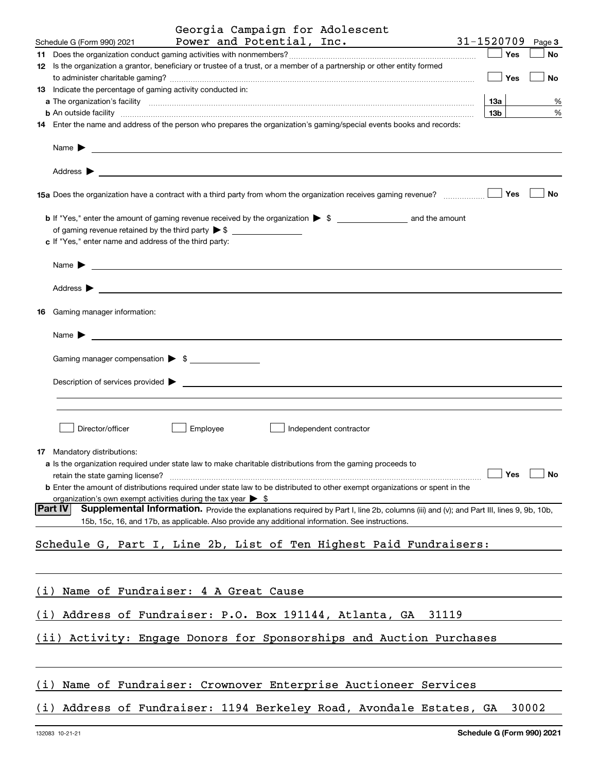Georgia Campaign for Adolescent Power and Potential, Inc. 31-1520709

Schedule G (Form 990) 2021 Page 3

**11** Does the organization conduct gaming activities with nonmembers? ☐ Yes ☐ No

**12** Is the organization a grantor, beneficiary or trustee of a trust, or a member of a partnership or other entity formed to administer charitable gaming? ☐ Yes ☐ No

**13** Indicate the percentage of gaming activity conducted in:

**a** The organization's facility **13a** %

**b** An outside facility **13b** %

**14** Enter the name and address of the person who prepares the organization's gaming/special events books and records:

Name ▶

Address ▶

**15a** Does the organization have a contract with a third party from whom the organization receives gaming revenue? ☐ Yes ☐ No

**b** If "Yes," enter the amount of gaming revenue received by the organization ▶ $ \_\_\_\_\_\_\_\_ and the amount of gaming revenue retained by the third party ▶ $ \_\_\_\_\_\_\_\_

**c** If "Yes," enter name and address of the third party:

Name ▶

Address ▶

**16** Gaming manager information:

Name ▶

Gaming manager compensation ▶ $

Description of services provided ▶

☐ Director/officer ☐ Employee ☐ Independent contractor

**17** Mandatory distributions:

**a** Is the organization required under state law to make charitable distributions from the gaming proceeds to retain the state gaming license? ☐ Yes ☐ No

**b** Enter the amount of distributions required under state law to be distributed to other exempt organizations or spent in the organization's own exempt activities during the tax year ▶ $

**Part IV** **Supplemental Information.** Provide the explanations required by Part I, line 2b, columns (iii) and (v); and Part III, lines 9, 9b, 10b, 15b, 15c, 16, and 17b, as applicable. Also provide any additional information. See instructions.

Schedule G, Part I, Line 2b, List of Ten Highest Paid Fundraisers:

(i) Name of Fundraiser: 4 A Great Cause

(i) Address of Fundraiser: P.O. Box 191144, Atlanta, GA 31119

(ii) Activity: Engage Donors for Sponsorships and Auction Purchases

(i) Name of Fundraiser: Crownover Enterprise Auctioneer Services

(i) Address of Fundraiser: 1194 Berkeley Road, Avondale Estates, GA 30002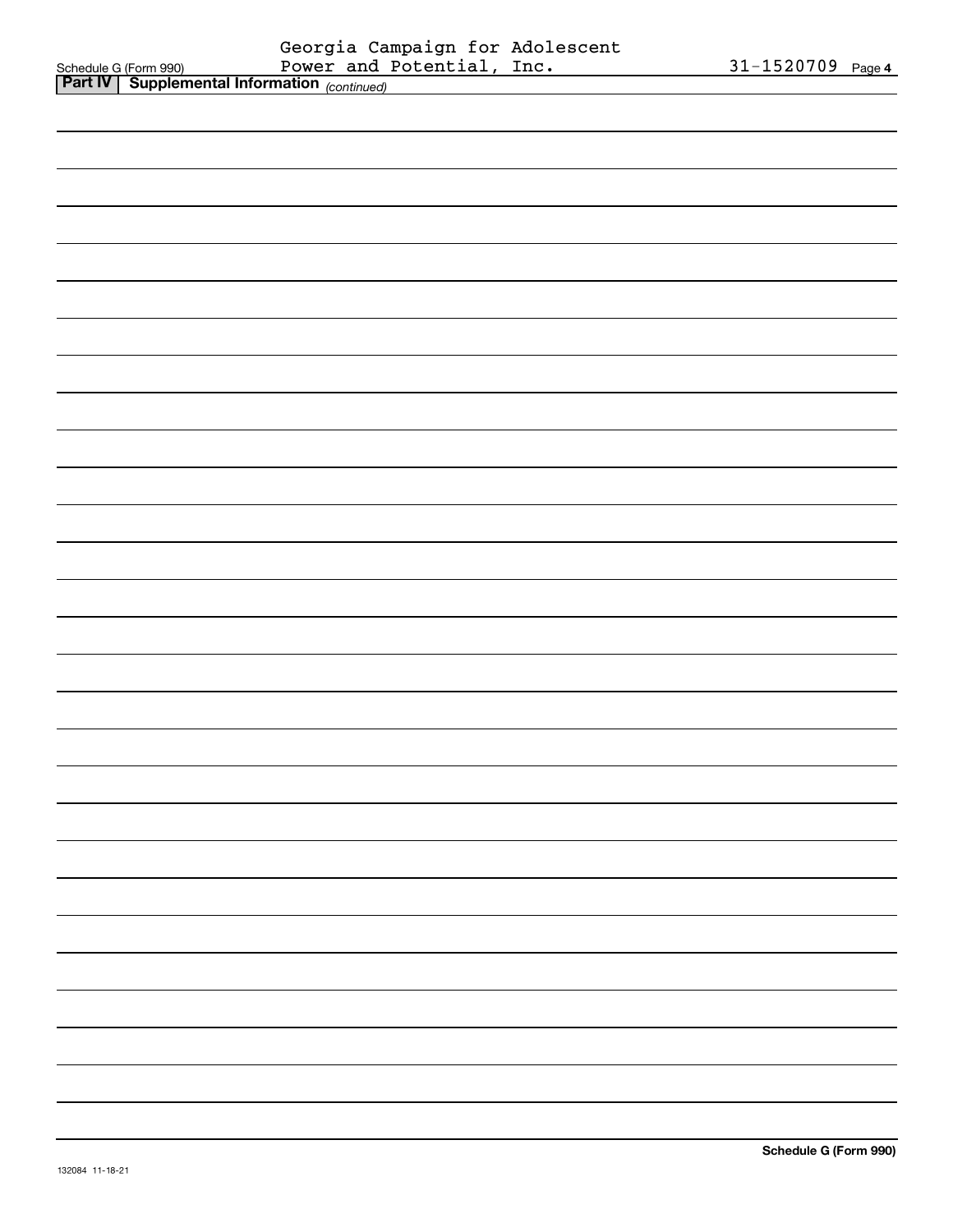Georgia Campaign for Adolescent Power and Potential, Inc. 31-1520709

## Part IV | Supplemental Information *(continued)*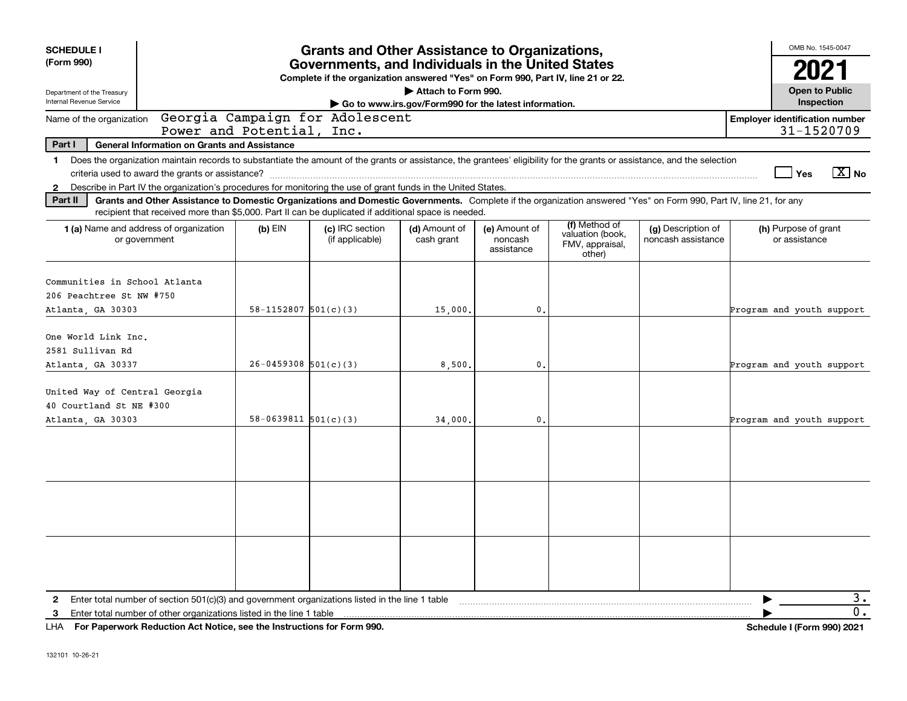**SCHEDULE I**
**(Form 990)**

Department of the Treasury
Internal Revenue Service

# Grants and Other Assistance to Organizations, Governments, and Individuals in the United States

**Complete if the organization answered "Yes" on Form 990, Part IV, line 21 or 22.**

**▶ Attach to Form 990.**

**▶ Go to www.irs.gov/Form990 for the latest information.**

OMB No. 1545-0047

**2021**

**Open to Public Inspection**

Name of the organization: Georgia Campaign for Adolescent Power and Potential, Inc.

**Employer identification number** 31-1520709

**Part I — General Information on Grants and Assistance**

1 Does the organization maintain records to substantiate the amount of the grants or assistance, the grantees' eligibility for the grants or assistance, and the selection criteria used to award the grants or assistance? ☐ Yes ☒ No

2 Describe in Part IV the organization's procedures for monitoring the use of grant funds in the United States.

**Part II — Grants and Other Assistance to Domestic Organizations and Domestic Governments.** Complete if the organization answered "Yes" on Form 990, Part IV, line 21, for any recipient that received more than $5,000. Part II can be duplicated if additional space is needed.

| 1 (a) Name and address of organization or government | (b) EIN | (c) IRC section (if applicable) | (d) Amount of cash grant | (e) Amount of noncash assistance | (f) Method of valuation (book, FMV, appraisal, other) | (g) Description of noncash assistance | (h) Purpose of grant or assistance |
|---|---|---|---|---|---|---|---|
| Communities in School Atlanta<br>206 Peachtree St NW #750<br>Atlanta, GA 30303 | 58-1152807 | 501(c)(3) | 15,000. | 0. | | | Program and youth support |
| One World Link Inc.<br>2581 Sullivan Rd<br>Atlanta, GA 30337 | 26-0459308 | 501(c)(3) | 8,500. | 0. | | | Program and youth support |
| United Way of Central Georgia<br>40 Courtland St NE #300<br>Atlanta, GA 30303 | 58-0639811 | 501(c)(3) | 34,000. | 0. | | | Program and youth support |
| | | | | | | | |
| | | | | | | | |
| | | | | | | | |

2 Enter total number of section 501(c)(3) and government organizations listed in the line 1 table ▶ 3.

3 Enter total number of other organizations listed in the line 1 table ▶ 0.

LHA **For Paperwork Reduction Act Notice, see the Instructions for Form 990.** **Schedule I (Form 990) 2021**

132101 10-26-21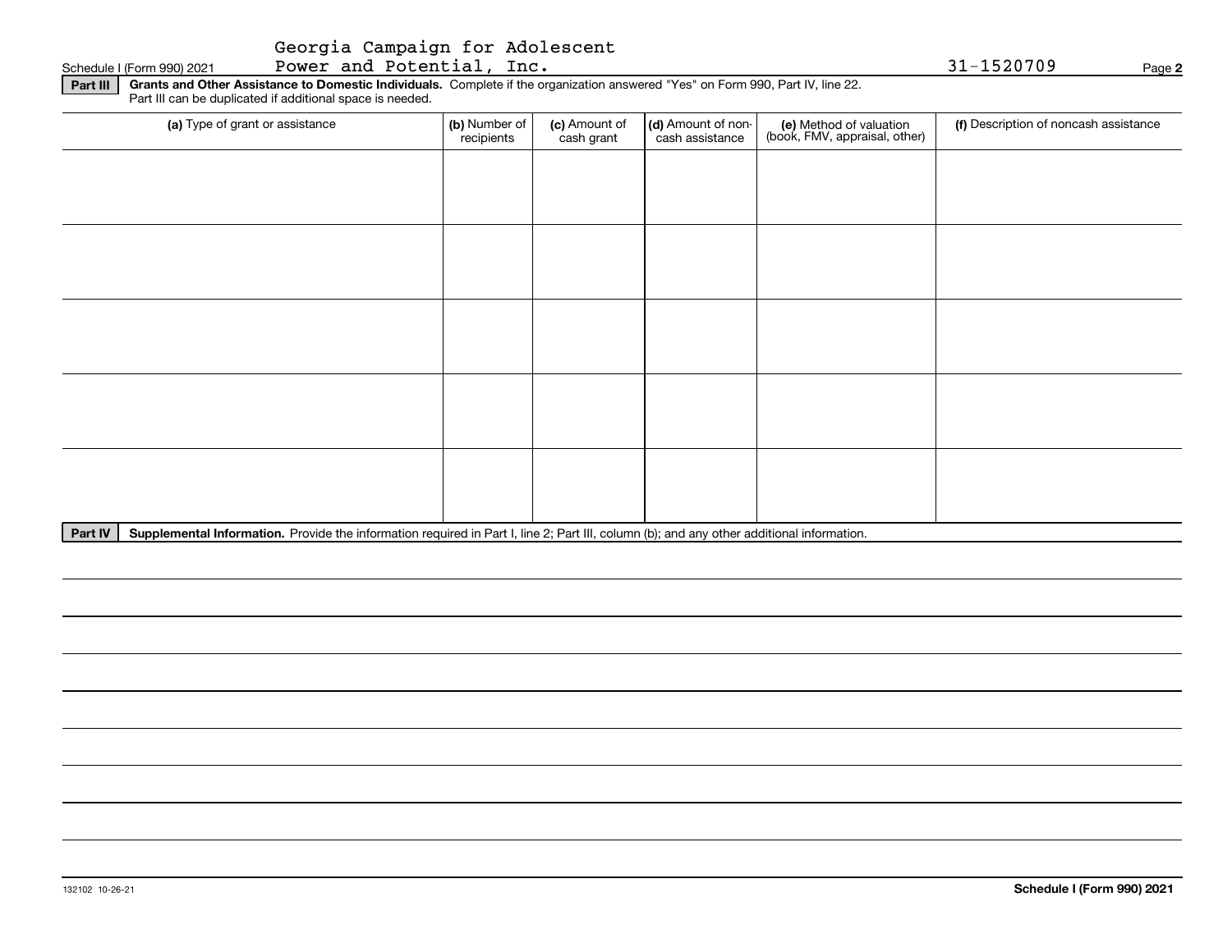Georgia Campaign for Adolescent Power and Potential, Inc. 31-1520709

**Part III** **Grants and Other Assistance to Domestic Individuals.** Complete if the organization answered "Yes" on Form 990, Part IV, line 22. Part III can be duplicated if additional space is needed.

| (a) Type of grant or assistance | (b) Number of recipients | (c) Amount of cash grant | (d) Amount of non-cash assistance | (e) Method of valuation (book, FMV, appraisal, other) | (f) Description of noncash assistance |
|---|---|---|---|---|---|
| | | | | | |
| | | | | | |
| | | | | | |
| | | | | | |
| | | | | | |

**Part IV** **Supplemental Information.** Provide the information required in Part I, line 2; Part III, column (b); and any other additional information.

132102 10-26-21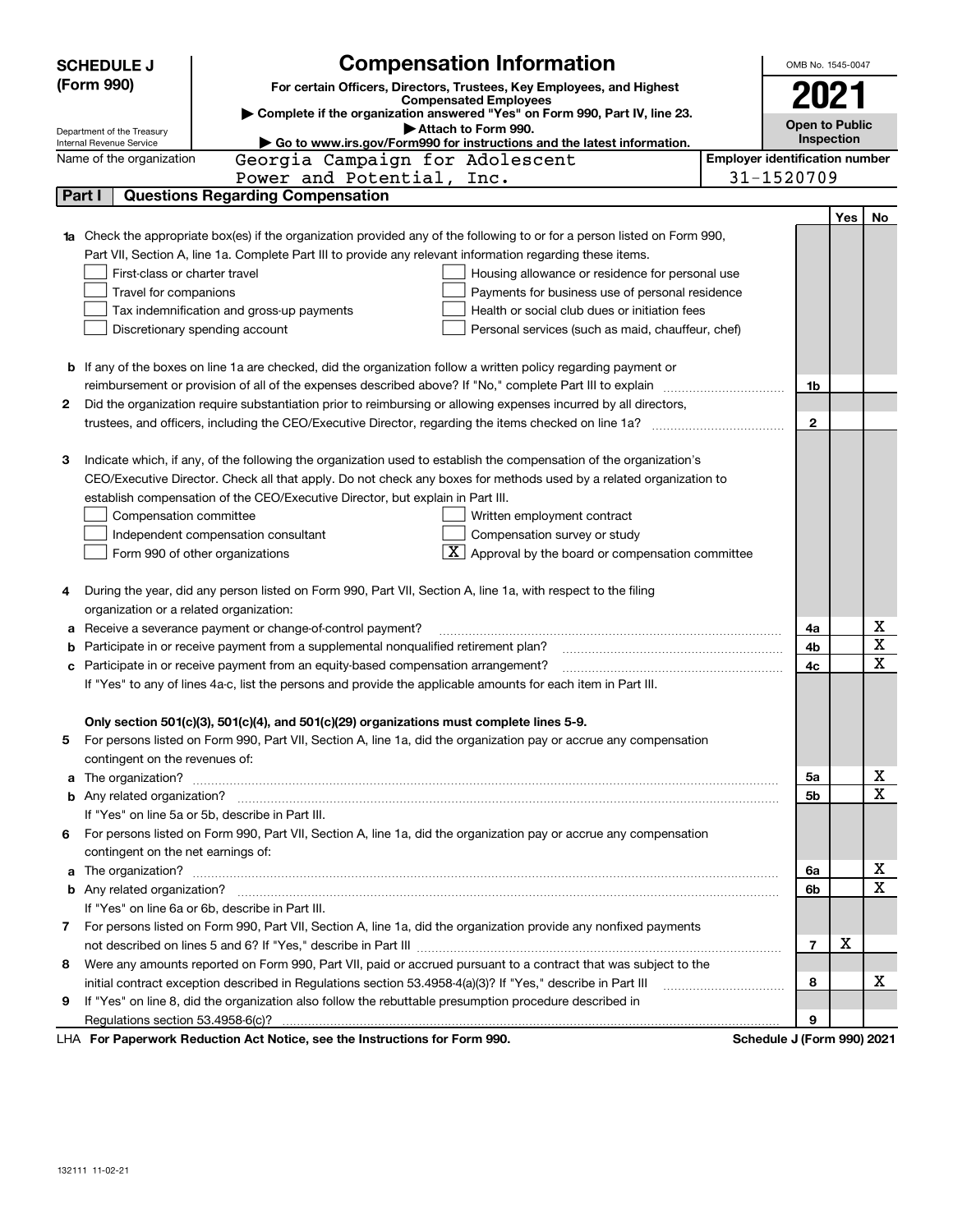# SCHEDULE J (Form 990)

## Compensation Information

**For certain Officers, Directors, Trustees, Key Employees, and Highest Compensated Employees**

▶ Complete if the organization answered "Yes" on Form 990, Part IV, line 23.

▶ Attach to Form 990.

▶ Go to www.irs.gov/Form990 for instructions and the latest information.

Department of the Treasury
Internal Revenue Service

OMB No. 1545-0047

**2021**

**Open to Public Inspection**

Name of the organization: Georgia Campaign for Adolescent Power and Potential, Inc.

Employer identification number: 31-1520709

### Part I Questions Regarding Compensation

| | | | Yes | No |
|---|---|---|---|---|
| **1a** | Check the appropriate box(es) if the organization provided any of the following to or for a person listed on Form 990, Part VII, Section A, line 1a. Complete Part III to provide any relevant information regarding these items.<br>☐ First-class or charter travel ☐ Housing allowance or residence for personal use<br>☐ Travel for companions ☐ Payments for business use of personal residence<br>☐ Tax indemnification and gross-up payments ☐ Health or social club dues or initiation fees<br>☐ Discretionary spending account ☐ Personal services (such as maid, chauffeur, chef) | | | |
| **b** | If any of the boxes on line 1a are checked, did the organization follow a written policy regarding payment or reimbursement or provision of all of the expenses described above? If "No," complete Part III to explain | 1b | | |
| **2** | Did the organization require substantiation prior to reimbursing or allowing expenses incurred by all directors, trustees, and officers, including the CEO/Executive Director, regarding the items checked on line 1a? | 2 | | |
| **3** | Indicate which, if any, of the following the organization used to establish the compensation of the organization's CEO/Executive Director. Check all that apply. Do not check any boxes for methods used by a related organization to establish compensation of the CEO/Executive Director, but explain in Part III.<br>☐ Compensation committee ☐ Written employment contract<br>☐ Independent compensation consultant ☐ Compensation survey or study<br>☐ Form 990 of other organizations ☒ Approval by the board or compensation committee | | | |
| **4** | During the year, did any person listed on Form 990, Part VII, Section A, line 1a, with respect to the filing organization or a related organization: | | | |
| **a** | Receive a severance payment or change-of-control payment? | 4a | | X |
| **b** | Participate in or receive payment from a supplemental nonqualified retirement plan? | 4b | | X |
| **c** | Participate in or receive payment from an equity-based compensation arrangement? | 4c | | X |
| | If "Yes" to any of lines 4a-c, list the persons and provide the applicable amounts for each item in Part III. | | | |
| | **Only section 501(c)(3), 501(c)(4), and 501(c)(29) organizations must complete lines 5-9.** | | | |
| **5** | For persons listed on Form 990, Part VII, Section A, line 1a, did the organization pay or accrue any compensation contingent on the revenues of: | | | |
| **a** | The organization? | 5a | | X |
| **b** | Any related organization? | 5b | | X |
| | If "Yes" on line 5a or 5b, describe in Part III. | | | |
| **6** | For persons listed on Form 990, Part VII, Section A, line 1a, did the organization pay or accrue any compensation contingent on the net earnings of: | | | |
| **a** | The organization? | 6a | | X |
| **b** | Any related organization? | 6b | | X |
| | If "Yes" on line 6a or 6b, describe in Part III. | | | |
| **7** | For persons listed on Form 990, Part VII, Section A, line 1a, did the organization provide any nonfixed payments not described on lines 5 and 6? If "Yes," describe in Part III | 7 | X | |
| **8** | Were any amounts reported on Form 990, Part VII, paid or accrued pursuant to a contract that was subject to the initial contract exception described in Regulations section 53.4958-4(a)(3)? If "Yes," describe in Part III | 8 | | X |
| **9** | If "Yes" on line 8, did the organization also follow the rebuttable presumption procedure described in Regulations section 53.4958-6(c)? | 9 | | |

LHA **For Paperwork Reduction Act Notice, see the Instructions for Form 990.** **Schedule J (Form 990) 2021**

132111 11-02-21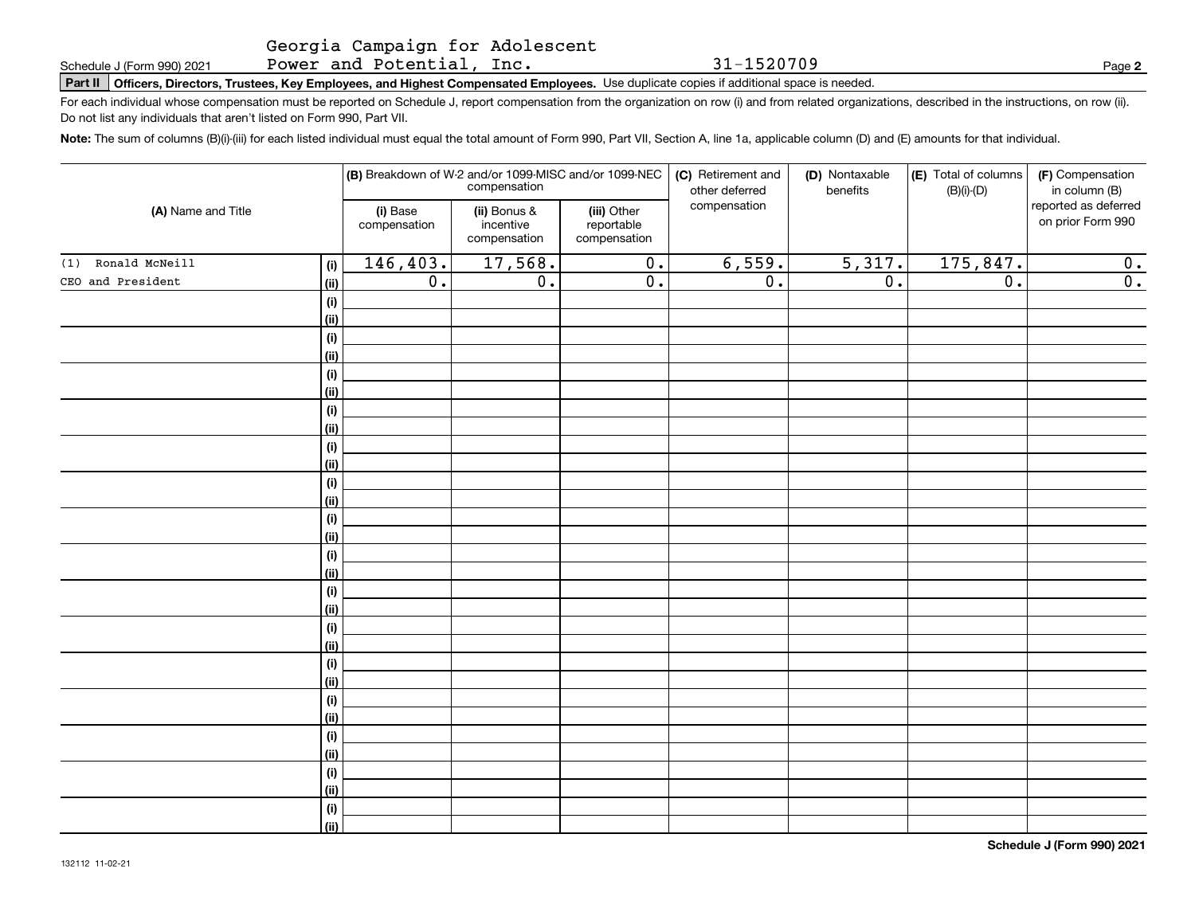Schedule J (Form 990) 2021 Georgia Campaign for Adolescent Power and Potential, Inc. 31-1520709 Page **2**

**Part II** **Officers, Directors, Trustees, Key Employees, and Highest Compensated Employees.** Use duplicate copies if additional space is needed.

For each individual whose compensation must be reported on Schedule J, report compensation from the organization on row (i) and from related organizations, described in the instructions, on row (ii). Do not list any individuals that aren't listed on Form 990, Part VII.

**Note:** The sum of columns (B)(i)-(iii) for each listed individual must equal the total amount of Form 990, Part VII, Section A, line 1a, applicable column (D) and (E) amounts for that individual.

| (A) Name and Title | | (B) Breakdown of W-2 and/or 1099-MISC and/or 1099-NEC compensation | | | (C) Retirement and other deferred compensation | (D) Nontaxable benefits | (E) Total of columns (B)(i)-(D) | (F) Compensation in column (B) reported as deferred on prior Form 990 |
|---|---|---|---|---|---|---|---|---|
| | | (i) Base compensation | (ii) Bonus & incentive compensation | (iii) Other reportable compensation | | | | |
| (1) Ronald McNeill | (i) | 146,403. | 17,568. | 0. | 6,559. | 5,317. | 175,847. | 0. |
| CEO and President | (ii) | 0. | 0. | 0. | 0. | 0. | 0. | 0. |

Schedule J (Form 990) 2021

132112 11-02-21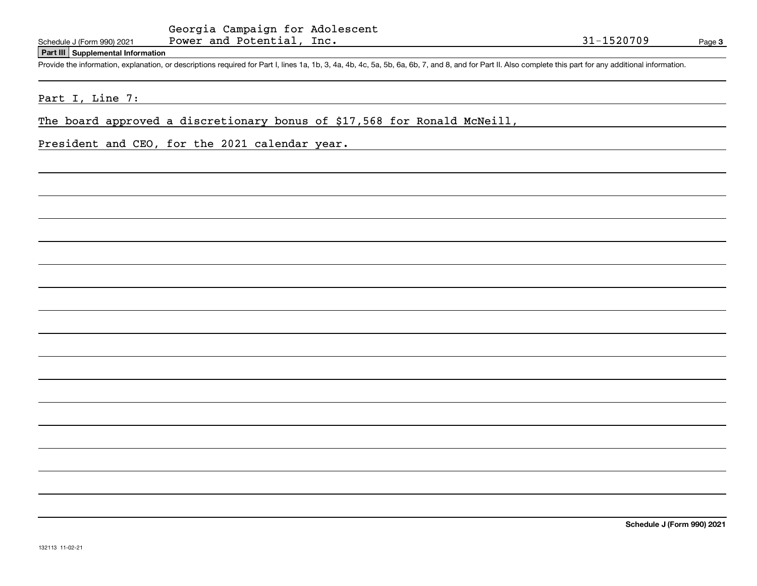Georgia Campaign for Adolescent Power and Potential, Inc. — 31-1520709

**Part III Supplemental Information**

Provide the information, explanation, or descriptions required for Part I, lines 1a, 1b, 3, 4a, 4b, 4c, 5a, 5b, 6a, 6b, 7, and 8, and for Part II. Also complete this part for any additional information.

Part I, Line 7:

The board approved a discretionary bonus of $17,568 for Ronald McNeill, President and CEO, for the 2021 calendar year.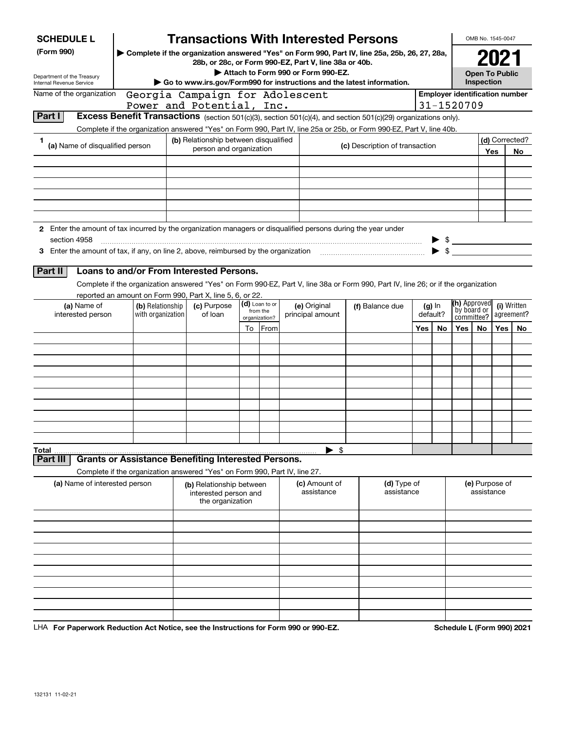**SCHEDULE L (Form 990)**

Department of the Treasury
Internal Revenue Service

# Transactions With Interested Persons

▶ Complete if the organization answered "Yes" on Form 990, Part IV, line 25a, 25b, 26, 27, 28a, 28b, or 28c, or Form 990-EZ, Part V, line 38a or 40b.

▶ Attach to Form 990 or Form 990-EZ.

▶ Go to www.irs.gov/Form990 for instructions and the latest information.

OMB No. 1545-0047

**2021**

**Open To Public Inspection**

Name of the organization: Georgia Campaign for Adolescent Power and Potential, Inc.

Employer identification number: 31-1520709

## Part I Excess Benefit Transactions (section 501(c)(3), section 501(c)(4), and section 501(c)(29) organizations only).

Complete if the organization answered "Yes" on Form 990, Part IV, line 25a or 25b, or Form 990-EZ, Part V, line 40b.

| 1 (a) Name of disqualified person | (b) Relationship between disqualified person and organization | (c) Description of transaction | (d) Corrected? Yes | No |
|---|---|---|---|---|
| | | | | |
| | | | | |
| | | | | |
| | | | | |
| | | | | |
| | | | | |

2 Enter the amount of tax incurred by the organization managers or disqualified persons during the year under section 4958 ▶ $

3 Enter the amount of tax, if any, on line 2, above, reimbursed by the organization ▶ $

## Part II Loans to and/or From Interested Persons.

Complete if the organization answered "Yes" on Form 990-EZ, Part V, line 38a or Form 990, Part IV, line 26; or if the organization reported an amount on Form 990, Part X, line 5, 6, or 22.

| (a) Name of interested person | (b) Relationship with organization | (c) Purpose of loan | (d) Loan to or from the organization? | | (e) Original principal amount | (f) Balance due | (g) In default? | | (h) Approved by board or committee? | | (i) Written agreement? | |
|---|---|---|---|---|---|---|---|---|---|---|---|---|
| | | | To | From | | | Yes | No | Yes | No | Yes | No |
| | | | | | | | | | | | | |
| | | | | | | | | | | | | |
| | | | | | | | | | | | | |
| | | | | | | | | | | | | |
| | | | | | | | | | | | | |
| | | | | | | | | | | | | |
| | | | | | | | | | | | | |
| | | | | | | | | | | | | |
| | | | | | | | | | | | | |
| | | | | | | | | | | | | |
| **Total** | | | | | ▶ $ | | | | | | | |

## Part III Grants or Assistance Benefiting Interested Persons.

Complete if the organization answered "Yes" on Form 990, Part IV, line 27.

| (a) Name of interested person | (b) Relationship between interested person and the organization | (c) Amount of assistance | (d) Type of assistance | (e) Purpose of assistance |
|---|---|---|---|---|
| | | | | |
| | | | | |
| | | | | |
| | | | | |
| | | | | |
| | | | | |
| | | | | |
| | | | | |
| | | | | |
| | | | | |

LHA **For Paperwork Reduction Act Notice, see the Instructions for Form 990 or 990-EZ.**

**Schedule L (Form 990) 2021**

132131 11-02-21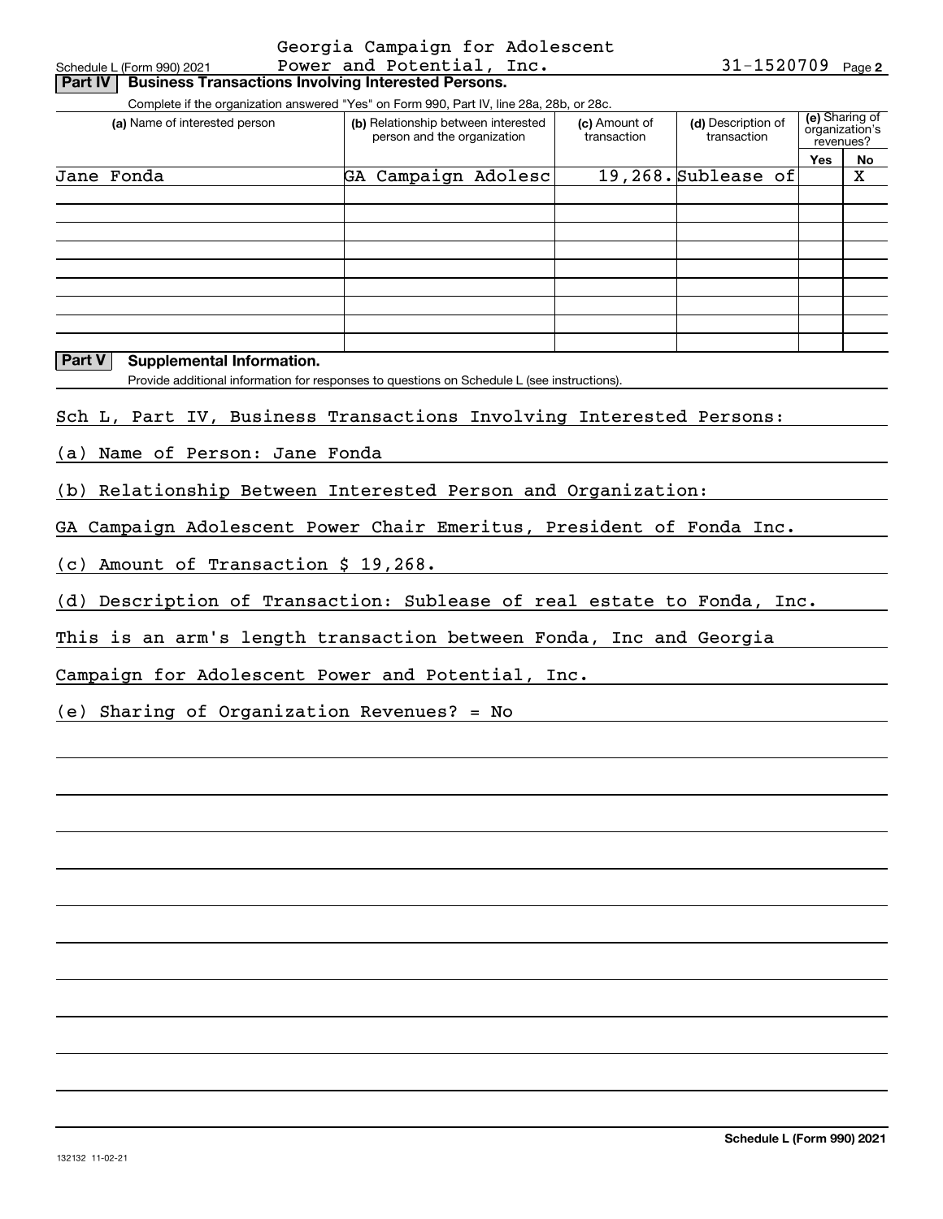Schedule L (Form 990) 2021 Georgia Campaign for Adolescent Power and Potential, Inc. 31-1520709 Page 2

## Part IV Business Transactions Involving Interested Persons.

Complete if the organization answered "Yes" on Form 990, Part IV, line 28a, 28b, or 28c.

| (a) Name of interested person | (b) Relationship between interested person and the organization | (c) Amount of transaction | (d) Description of transaction | (e) Sharing of organization's revenues? Yes | No |
|---|---|---|---|---|---|
| Jane Fonda | GA Campaign Adolesc | 19,268. | Sublease of | | X |
| | | | | | |
| | | | | | |
| | | | | | |
| | | | | | |
| | | | | | |
| | | | | | |
| | | | | | |
| | | | | | |

## Part V Supplemental Information.

Provide additional information for responses to questions on Schedule L (see instructions).

Sch L, Part IV, Business Transactions Involving Interested Persons:

(a) Name of Person: Jane Fonda

(b) Relationship Between Interested Person and Organization:

GA Campaign Adolescent Power Chair Emeritus, President of Fonda Inc.

(c) Amount of Transaction $ 19,268.

(d) Description of Transaction: Sublease of real estate to Fonda, Inc.

This is an arm's length transaction between Fonda, Inc and Georgia

Campaign for Adolescent Power and Potential, Inc.

(e) Sharing of Organization Revenues? = No

Schedule L (Form 990) 2021

132132 11-02-21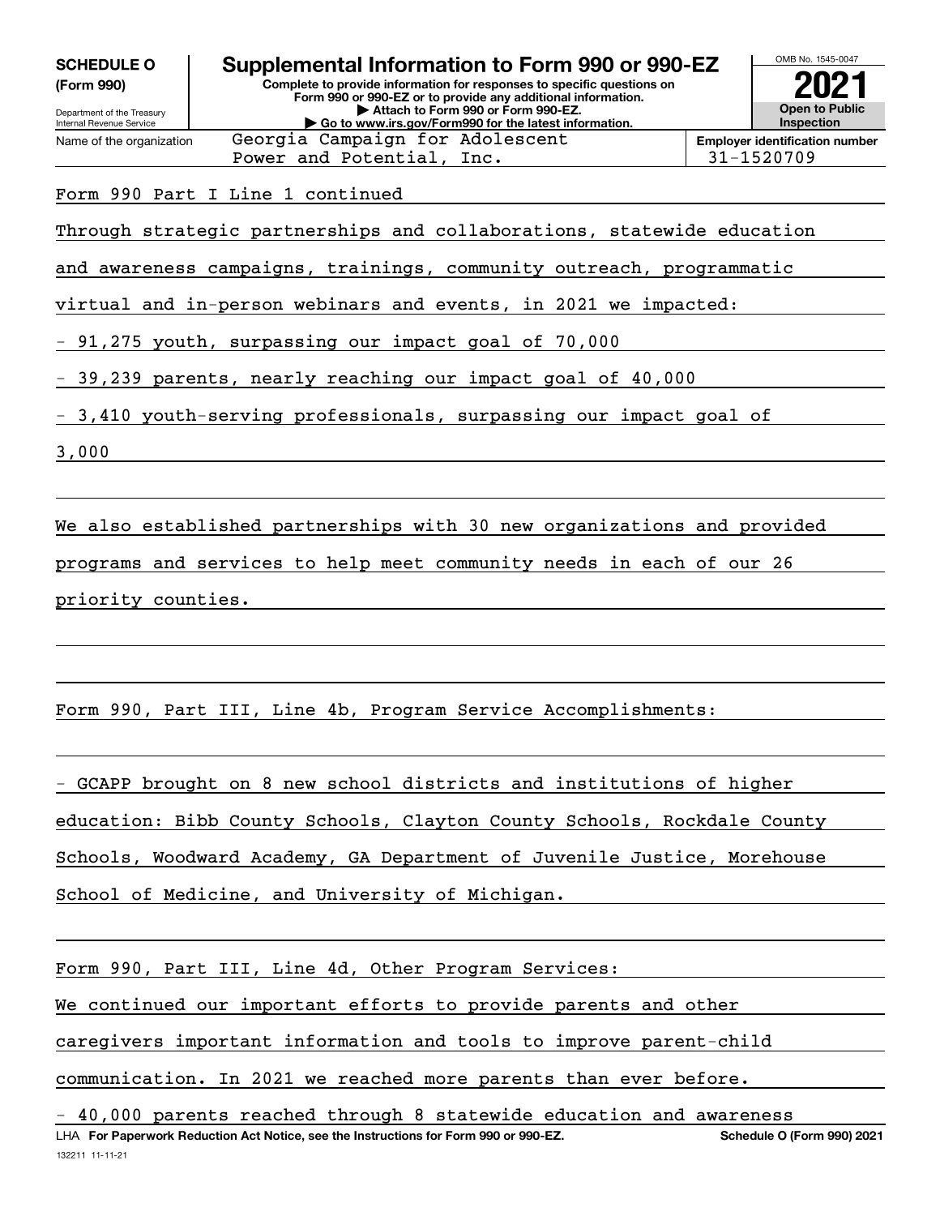**SCHEDULE O (Form 990)**

Department of the Treasury
Internal Revenue Service

# Supplemental Information to Form 990 or 990-EZ

**Complete to provide information for responses to specific questions on Form 990 or 990-EZ or to provide any additional information.**
**▶ Attach to Form 990 or Form 990-EZ.**
**▶ Go to www.irs.gov/Form990 for the latest information.**

OMB No. 1545-0047

**2021**

**Open to Public Inspection**

| Name of the organization | Employer identification number |
|---|---|
| Georgia Campaign for Adolescent Power and Potential, Inc. | 31-1520709 |

Form 990 Part I Line 1 continued

Through strategic partnerships and collaborations, statewide education and awareness campaigns, trainings, community outreach, programmatic virtual and in-person webinars and events, in 2021 we impacted:

- 91,275 youth, surpassing our impact goal of 70,000
- 39,239 parents, nearly reaching our impact goal of 40,000
- 3,410 youth-serving professionals, surpassing our impact goal of 3,000

We also established partnerships with 30 new organizations and provided programs and services to help meet community needs in each of our 26 priority counties.

Form 990, Part III, Line 4b, Program Service Accomplishments:

- GCAPP brought on 8 new school districts and institutions of higher education: Bibb County Schools, Clayton County Schools, Rockdale County Schools, Woodward Academy, GA Department of Juvenile Justice, Morehouse School of Medicine, and University of Michigan.

Form 990, Part III, Line 4d, Other Program Services:

We continued our important efforts to provide parents and other caregivers important information and tools to improve parent-child communication. In 2021 we reached more parents than ever before.

- 40,000 parents reached through 8 statewide education and awareness

LHA **For Paperwork Reduction Act Notice, see the Instructions for Form 990 or 990-EZ.** **Schedule O (Form 990) 2021**

132211 11-11-21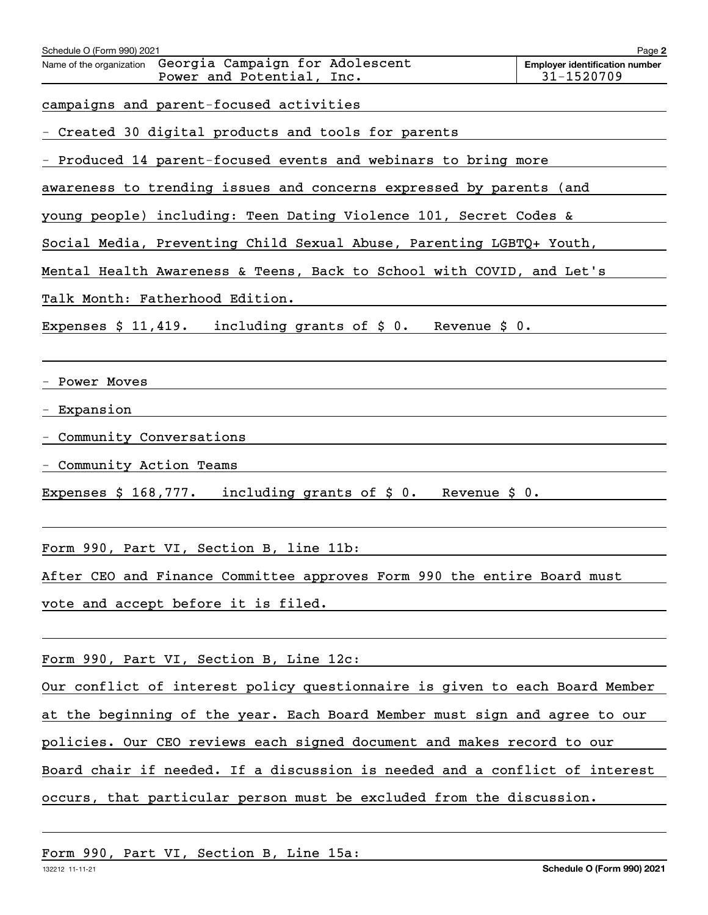Schedule O (Form 990) 2021

Name of the organization: Georgia Campaign for Adolescent Power and Potential, Inc.

Employer identification number: 31-1520709

campaigns and parent-focused activities

- Created 30 digital products and tools for parents
- Produced 14 parent-focused events and webinars to bring more awareness to trending issues and concerns expressed by parents (and young people) including: Teen Dating Violence 101, Secret Codes & Social Media, Preventing Child Sexual Abuse, Parenting LGBTQ+ Youth, Mental Health Awareness & Teens, Back to School with COVID, and Let's Talk Month: Fatherhood Edition.

Expenses $ 11,419. including grants of $ 0. Revenue $ 0.

- Power Moves
- Expansion
- Community Conversations
- Community Action Teams

Expenses $ 168,777. including grants of $ 0. Revenue $ 0.

Form 990, Part VI, Section B, line 11b:

After CEO and Finance Committee approves Form 990 the entire Board must vote and accept before it is filed.

Form 990, Part VI, Section B, Line 12c:

Our conflict of interest policy questionnaire is given to each Board Member at the beginning of the year. Each Board Member must sign and agree to our policies. Our CEO reviews each signed document and makes record to our Board chair if needed. If a discussion is needed and a conflict of interest occurs, that particular person must be excluded from the discussion.

Form 990, Part VI, Section B, Line 15a: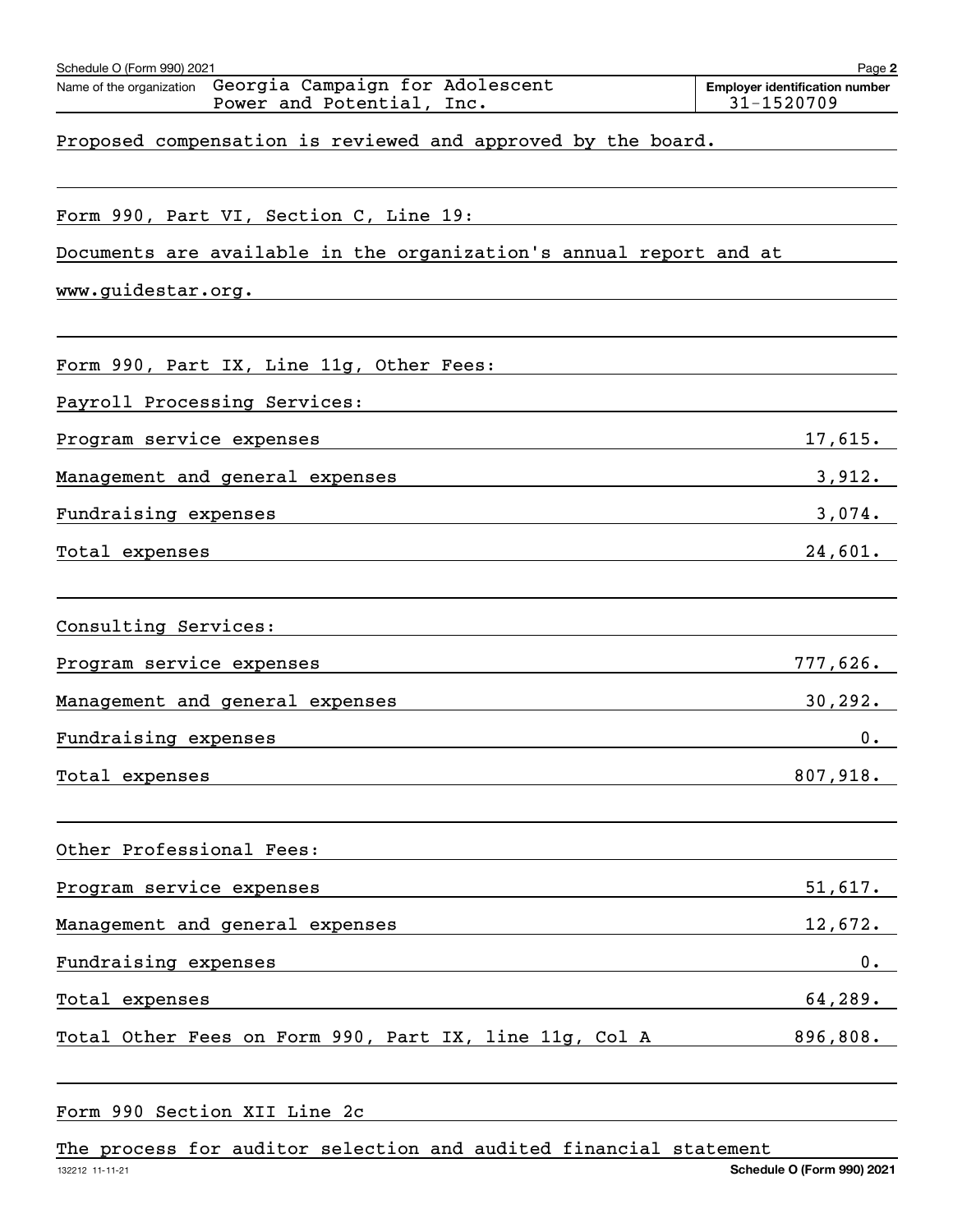Schedule O (Form 990) 2021

Name of the organization: Georgia Campaign for Adolescent Power and Potential, Inc.

Employer identification number: 31-1520709

Proposed compensation is reviewed and approved by the board.

Form 990, Part VI, Section C, Line 19:

Documents are available in the organization's annual report and at www.guidestar.org.

Form 990, Part IX, Line 11g, Other Fees:

Payroll Processing Services:

| | |
|---|---|
| Program service expenses | 17,615. |
| Management and general expenses | 3,912. |
| Fundraising expenses | 3,074. |
| Total expenses | 24,601. |

Consulting Services:

| | |
|---|---|
| Program service expenses | 777,626. |
| Management and general expenses | 30,292. |
| Fundraising expenses | 0. |
| Total expenses | 807,918. |

Other Professional Fees:

| | |
|---|---|
| Program service expenses | 51,617. |
| Management and general expenses | 12,672. |
| Fundraising expenses | 0. |
| Total expenses | 64,289. |
| Total Other Fees on Form 990, Part IX, line 11g, Col A | 896,808. |

Form 990 Section XII Line 2c

The process for auditor selection and audited financial statement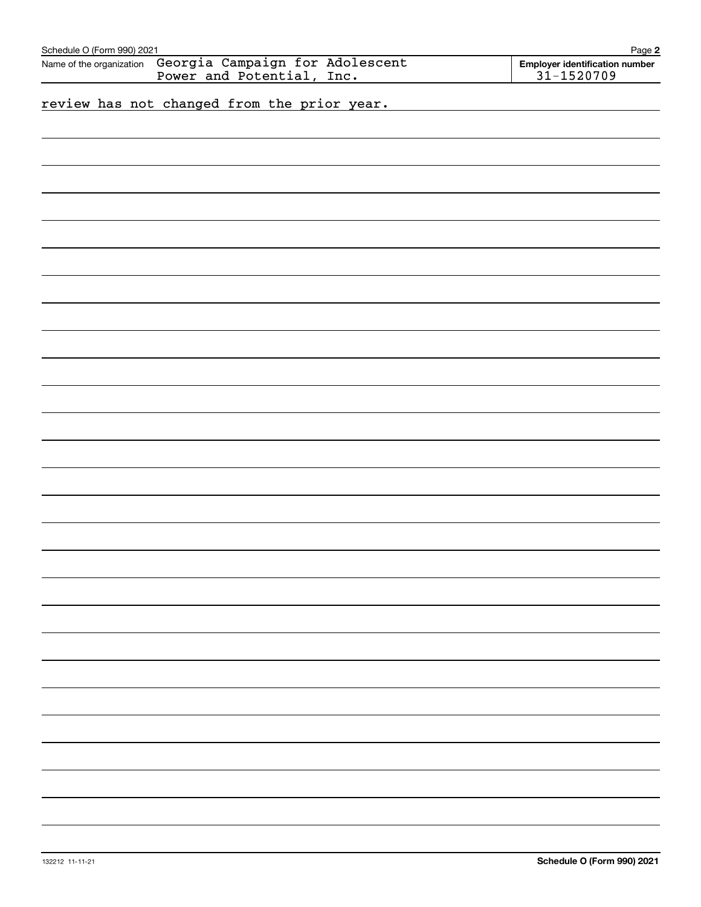Name of the organization Georgia Campaign for Adolescent Power and Potential, Inc.

Employer identification number 31-1520709

review has not changed from the prior year.

132212 11-11-21